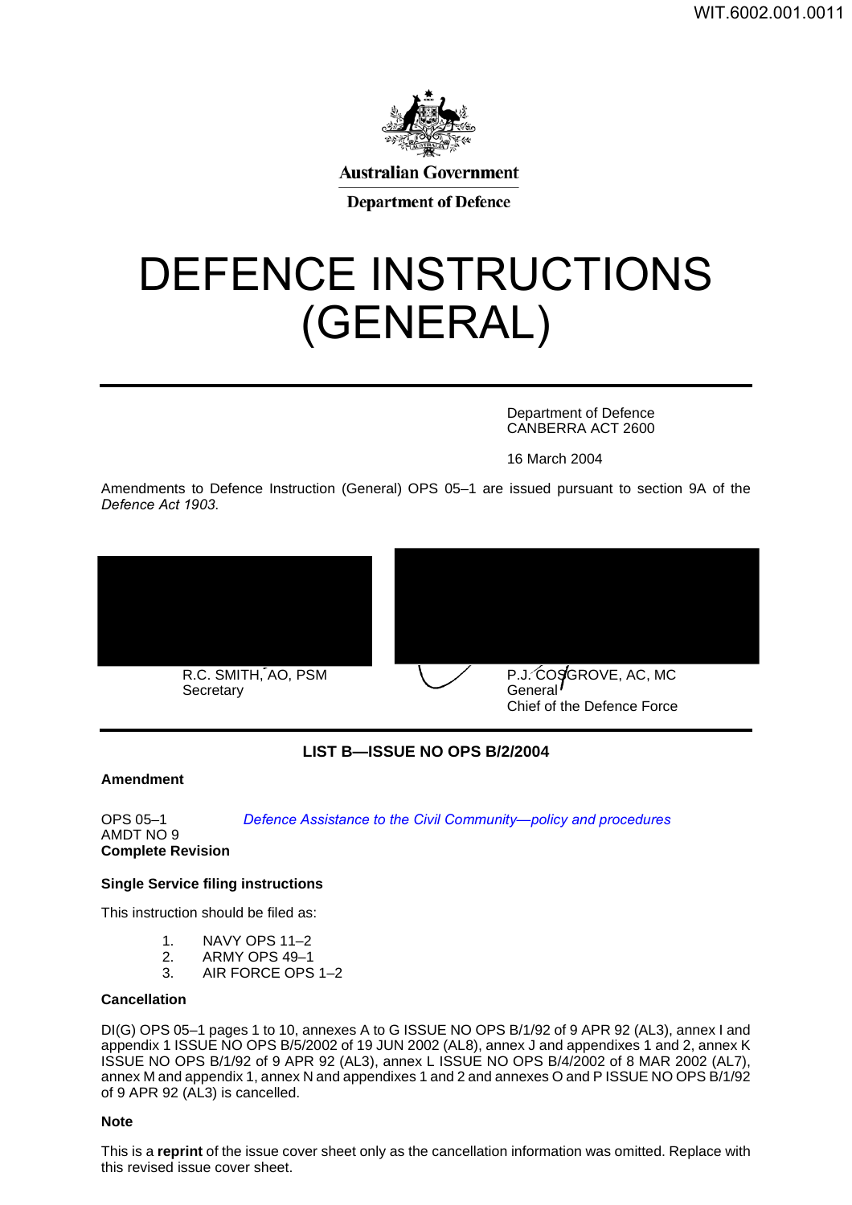Australian Government

Department of Defence

# DEFENCE INSTRUCTIONS (GENERAL)

Department of Defence
CANBERRA ACT 2600

16 March 2004

Amendments to Defence Instruction (General) OPS 05–1 are issued pursuant to section 9A of the *Defence Act 1903.*

R.C. SMITH, AO, PSM
Secretary

P.J. COSGROVE, AC, MC
General
Chief of the Defence Force

## LIST B—ISSUE NO OPS B/2/2004

**Amendment**

OPS 05–1 *Defence Assistance to the Civil Community—policy and procedures*
AMDT NO 9
**Complete Revision**

**Single Service filing instructions**

This instruction should be filed as:

1. NAVY OPS 11–2
2. ARMY OPS 49–1
3. AIR FORCE OPS 1–2

**Cancellation**

DI(G) OPS 05–1 pages 1 to 10, annexes A to G ISSUE NO OPS B/1/92 of 9 APR 92 (AL3), annex I and appendix 1 ISSUE NO OPS B/5/2002 of 19 JUN 2002 (AL8), annex J and appendixes 1 and 2, annex K ISSUE NO OPS B/1/92 of 9 APR 92 (AL3), annex L ISSUE NO OPS B/4/2002 of 8 MAR 2002 (AL7), annex M and appendix 1, annex N and appendixes 1 and 2 and annexes O and P ISSUE NO OPS B/1/92 of 9 APR 92 (AL3) is cancelled.

**Note**

This is a **reprint** of the issue cover sheet only as the cancellation information was omitted. Replace with this revised issue cover sheet.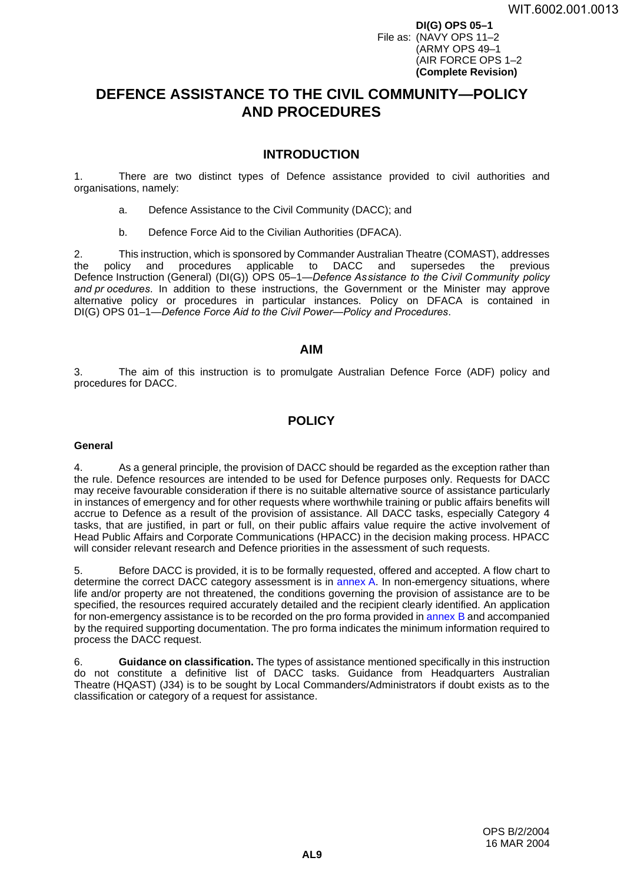**DI(G) OPS 05–1**
File as: (NAVY OPS 11–2
(ARMY OPS 49–1
(AIR FORCE OPS 1–2
**(Complete Revision)**

# DEFENCE ASSISTANCE TO THE CIVIL COMMUNITY—POLICY AND PROCEDURES

## INTRODUCTION

1. There are two distinct types of Defence assistance provided to civil authorities and organisations, namely:

   a. Defence Assistance to the Civil Community (DACC); and

   b. Defence Force Aid to the Civilian Authorities (DFACA).

2. This instruction, which is sponsored by Commander Australian Theatre (COMAST), addresses the policy and procedures applicable to DACC and supersedes the previous Defence Instruction (General) (DI(G)) OPS 05–1—*Defence Assistance to the Civil Community policy and procedures*. In addition to these instructions, the Government or the Minister may approve alternative policy or procedures in particular instances. Policy on DFACA is contained in DI(G) OPS 01–1—*Defence Force Aid to the Civil Power—Policy and Procedures*.

## AIM

3. The aim of this instruction is to promulgate Australian Defence Force (ADF) policy and procedures for DACC.

## POLICY

### General

4. As a general principle, the provision of DACC should be regarded as the exception rather than the rule. Defence resources are intended to be used for Defence purposes only. Requests for DACC may receive favourable consideration if there is no suitable alternative source of assistance particularly in instances of emergency and for other requests where worthwhile training or public affairs benefits will accrue to Defence as a result of the provision of assistance. All DACC tasks, especially Category 4 tasks, that are justified, in part or full, on their public affairs value require the active involvement of Head Public Affairs and Corporate Communications (HPACC) in the decision making process. HPACC will consider relevant research and Defence priorities in the assessment of such requests.

5. Before DACC is provided, it is to be formally requested, offered and accepted. A flow chart to determine the correct DACC category assessment is in annex A. In non-emergency situations, where life and/or property are not threatened, the conditions governing the provision of assistance are to be specified, the resources required accurately detailed and the recipient clearly identified. An application for non-emergency assistance is to be recorded on the pro forma provided in annex B and accompanied by the required supporting documentation. The pro forma indicates the minimum information required to process the DACC request.

6. **Guidance on classification.** The types of assistance mentioned specifically in this instruction do not constitute a definitive list of DACC tasks. Guidance from Headquarters Australian Theatre (HQAST) (J34) is to be sought by Local Commanders/Administrators if doubt exists as to the classification or category of a request for assistance.

OPS B/2/2004
16 MAR 2004

AL9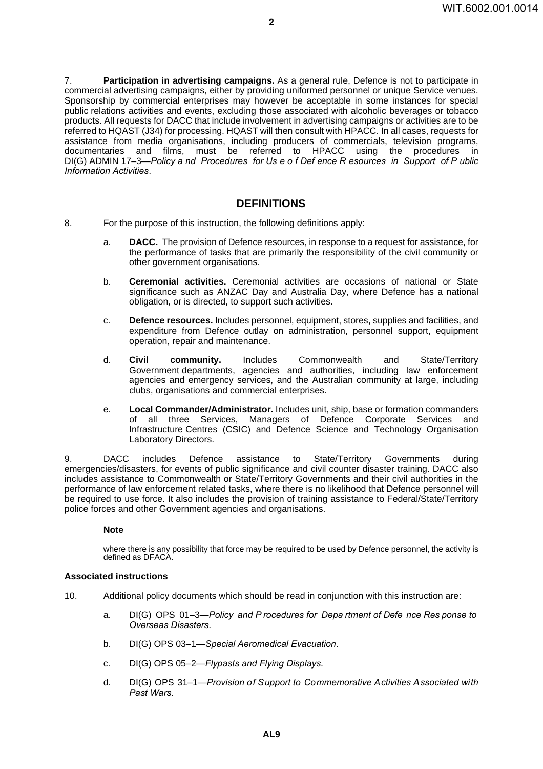7. **Participation in advertising campaigns.** As a general rule, Defence is not to participate in commercial advertising campaigns, either by providing uniformed personnel or unique Service venues. Sponsorship by commercial enterprises may however be acceptable in some instances for special public relations activities and events, excluding those associated with alcoholic beverages or tobacco products. All requests for DACC that include involvement in advertising campaigns or activities are to be referred to HQAST (J34) for processing. HQAST will then consult with HPACC. In all cases, requests for assistance from media organisations, including producers of commercials, television programs, documentaries and films, must be referred to HPACC using the procedures in DI(G) ADMIN 17–3—*Policy and Procedures for Use of Defence Resources in Support of Public Information Activities*.

## DEFINITIONS

8. For the purpose of this instruction, the following definitions apply:

   a. **DACC.** The provision of Defence resources, in response to a request for assistance, for the performance of tasks that are primarily the responsibility of the civil community or other government organisations.

   b. **Ceremonial activities.** Ceremonial activities are occasions of national or State significance such as ANZAC Day and Australia Day, where Defence has a national obligation, or is directed, to support such activities.

   c. **Defence resources.** Includes personnel, equipment, stores, supplies and facilities, and expenditure from Defence outlay on administration, personnel support, equipment operation, repair and maintenance.

   d. **Civil community.** Includes Commonwealth and State/Territory Government departments, agencies and authorities, including law enforcement agencies and emergency services, and the Australian community at large, including clubs, organisations and commercial enterprises.

   e. **Local Commander/Administrator.** Includes unit, ship, base or formation commanders of all three Services, Managers of Defence Corporate Services and Infrastructure Centres (CSIC) and Defence Science and Technology Organisation Laboratory Directors.

9. DACC includes Defence assistance to State/Territory Governments during emergencies/disasters, for events of public significance and civil counter disaster training. DACC also includes assistance to Commonwealth or State/Territory Governments and their civil authorities in the performance of law enforcement related tasks, where there is no likelihood that Defence personnel will be required to use force. It also includes the provision of training assistance to Federal/State/Territory police forces and other Government agencies and organisations.

**Note**

where there is any possibility that force may be required to be used by Defence personnel, the activity is defined as DFACA.

**Associated instructions**

10. Additional policy documents which should be read in conjunction with this instruction are:

   a. DI(G) OPS 01–3—*Policy and Procedures for Department of Defence Response to Overseas Disasters*.

   b. DI(G) OPS 03–1—*Special Aeromedical Evacuation*.

   c. DI(G) OPS 05–2—*Flypasts and Flying Displays*.

   d. DI(G) OPS 31–1—*Provision of Support to Commemorative Activities Associated with Past Wars*.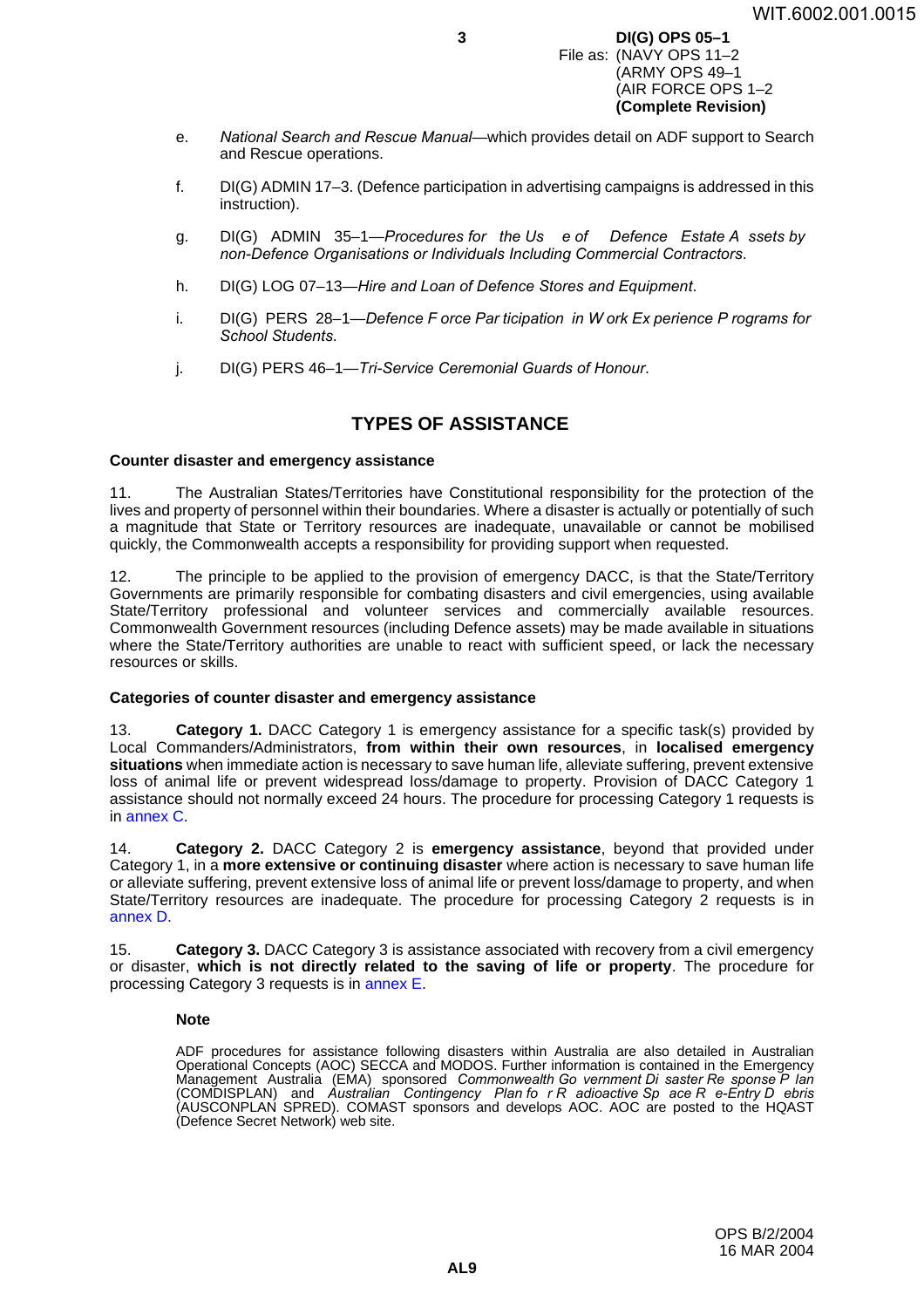e. *National Search and Rescue Manual*—which provides detail on ADF support to Search and Rescue operations.

f. DI(G) ADMIN 17–3. (Defence participation in advertising campaigns is addressed in this instruction).

g. DI(G) ADMIN 35–1—*Procedures for the Use of Defence Estate Assets by non-Defence Organisations or Individuals Including Commercial Contractors*.

h. DI(G) LOG 07–13—*Hire and Loan of Defence Stores and Equipment*.

i. DI(G) PERS 28–1—*Defence Force Participation in Work Experience Programs for School Students*.

j. DI(G) PERS 46–1—*Tri-Service Ceremonial Guards of Honour*.

## TYPES OF ASSISTANCE

**Counter disaster and emergency assistance**

11. The Australian States/Territories have Constitutional responsibility for the protection of the lives and property of personnel within their boundaries. Where a disaster is actually or potentially of such a magnitude that State or Territory resources are inadequate, unavailable or cannot be mobilised quickly, the Commonwealth accepts a responsibility for providing support when requested.

12. The principle to be applied to the provision of emergency DACC, is that the State/Territory Governments are primarily responsible for combating disasters and civil emergencies, using available State/Territory professional and volunteer services and commercially available resources. Commonwealth Government resources (including Defence assets) may be made available in situations where the State/Territory authorities are unable to react with sufficient speed, or lack the necessary resources or skills.

**Categories of counter disaster and emergency assistance**

13. **Category 1.** DACC Category 1 is emergency assistance for a specific task(s) provided by Local Commanders/Administrators, **from within their own resources**, in **localised emergency situations** when immediate action is necessary to save human life, alleviate suffering, prevent extensive loss of animal life or prevent widespread loss/damage to property. Provision of DACC Category 1 assistance should not normally exceed 24 hours. The procedure for processing Category 1 requests is in annex C.

14. **Category 2.** DACC Category 2 is **emergency assistance**, beyond that provided under Category 1, in a **more extensive or continuing disaster** where action is necessary to save human life or alleviate suffering, prevent extensive loss of animal life or prevent loss/damage to property, and when State/Territory resources are inadequate. The procedure for processing Category 2 requests is in annex D.

15. **Category 3.** DACC Category 3 is assistance associated with recovery from a civil emergency or disaster, **which is not directly related to the saving of life or property**. The procedure for processing Category 3 requests is in annex E.

**Note**

ADF procedures for assistance following disasters within Australia are also detailed in Australian Operational Concepts (AOC) SECCA and MODOS. Further information is contained in the Emergency Management Australia (EMA) sponsored *Commonwealth Government Disaster Response Plan* (COMDISPLAN) and *Australian Contingency Plan for Radioactive Space Re-Entry Debris* (AUSCONPLAN SPRED). COMAST sponsors and develops AOC. AOC are posted to the HQAST (Defence Secret Network) web site.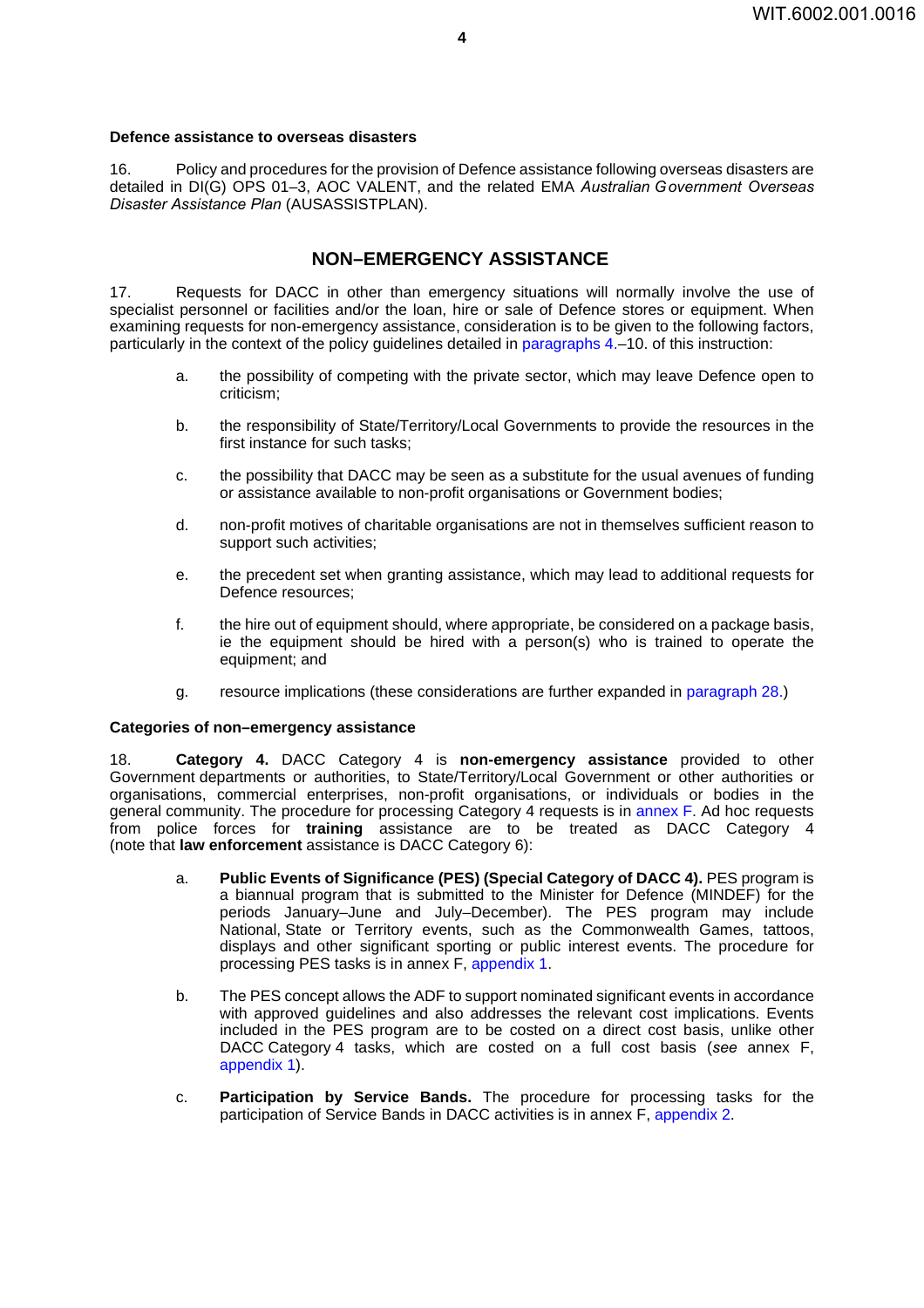**Defence assistance to overseas disasters**

16. Policy and procedures for the provision of Defence assistance following overseas disasters are detailed in DI(G) OPS 01–3, AOC VALENT, and the related EMA *Australian Government Overseas Disaster Assistance Plan* (AUSASSISTPLAN).

## NON–EMERGENCY ASSISTANCE

17. Requests for DACC in other than emergency situations will normally involve the use of specialist personnel or facilities and/or the loan, hire or sale of Defence stores or equipment. When examining requests for non-emergency assistance, consideration is to be given to the following factors, particularly in the context of the policy guidelines detailed in paragraphs 4.–10. of this instruction:

- a. the possibility of competing with the private sector, which may leave Defence open to criticism;
- b. the responsibility of State/Territory/Local Governments to provide the resources in the first instance for such tasks;
- c. the possibility that DACC may be seen as a substitute for the usual avenues of funding or assistance available to non-profit organisations or Government bodies;
- d. non-profit motives of charitable organisations are not in themselves sufficient reason to support such activities;
- e. the precedent set when granting assistance, which may lead to additional requests for Defence resources;
- f. the hire out of equipment should, where appropriate, be considered on a package basis, ie the equipment should be hired with a person(s) who is trained to operate the equipment; and
- g. resource implications (these considerations are further expanded in paragraph 28.)

**Categories of non–emergency assistance**

18. **Category 4.** DACC Category 4 is **non-emergency assistance** provided to other Government departments or authorities, to State/Territory/Local Government or other authorities or organisations, commercial enterprises, non-profit organisations, or individuals or bodies in the general community. The procedure for processing Category 4 requests is in annex F. Ad hoc requests from police forces for **training** assistance are to be treated as DACC Category 4 (note that **law enforcement** assistance is DACC Category 6):

- a. **Public Events of Significance (PES) (Special Category of DACC 4).** PES program is a biannual program that is submitted to the Minister for Defence (MINDEF) for the periods January–June and July–December). The PES program may include National, State or Territory events, such as the Commonwealth Games, tattoos, displays and other significant sporting or public interest events. The procedure for processing PES tasks is in annex F, appendix 1.
- b. The PES concept allows the ADF to support nominated significant events in accordance with approved guidelines and also addresses the relevant cost implications. Events included in the PES program are to be costed on a direct cost basis, unlike other DACC Category 4 tasks, which are costed on a full cost basis (*see* annex F, appendix 1).
- c. **Participation by Service Bands.** The procedure for processing tasks for the participation of Service Bands in DACC activities is in annex F, appendix 2.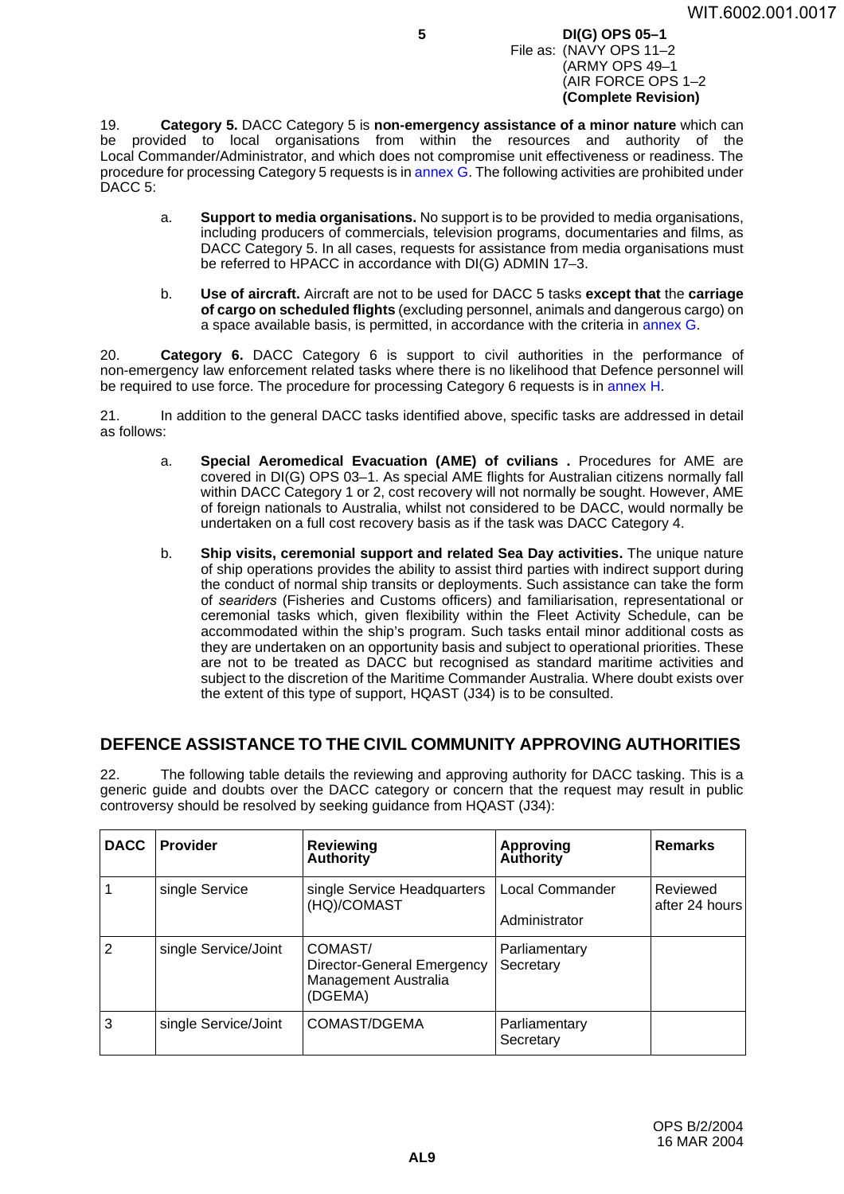19. **Category 5.** DACC Category 5 is **non-emergency assistance of a minor nature** which can be provided to local organisations from within the resources and authority of the Local Commander/Administrator, and which does not compromise unit effectiveness or readiness. The procedure for processing Category 5 requests is in annex G. The following activities are prohibited under DACC 5:

a. **Support to media organisations.** No support is to be provided to media organisations, including producers of commercials, television programs, documentaries and films, as DACC Category 5. In all cases, requests for assistance from media organisations must be referred to HPACC in accordance with DI(G) ADMIN 17–3.

b. **Use of aircraft.** Aircraft are not to be used for DACC 5 tasks **except that** the **carriage of cargo on scheduled flights** (excluding personnel, animals and dangerous cargo) on a space available basis, is permitted, in accordance with the criteria in annex G.

20. **Category 6.** DACC Category 6 is support to civil authorities in the performance of non-emergency law enforcement related tasks where there is no likelihood that Defence personnel will be required to use force. The procedure for processing Category 6 requests is in annex H.

21. In addition to the general DACC tasks identified above, specific tasks are addressed in detail as follows:

a. **Special Aeromedical Evacuation (AME) of cvilians .** Procedures for AME are covered in DI(G) OPS 03–1. As special AME flights for Australian citizens normally fall within DACC Category 1 or 2, cost recovery will not normally be sought. However, AME of foreign nationals to Australia, whilst not considered to be DACC, would normally be undertaken on a full cost recovery basis as if the task was DACC Category 4.

b. **Ship visits, ceremonial support and related Sea Day activities.** The unique nature of ship operations provides the ability to assist third parties with indirect support during the conduct of normal ship transits or deployments. Such assistance can take the form of *seariders* (Fisheries and Customs officers) and familiarisation, representational or ceremonial tasks which, given flexibility within the Fleet Activity Schedule, can be accommodated within the ship's program. Such tasks entail minor additional costs as they are undertaken on an opportunity basis and subject to operational priorities. These are not to be treated as DACC but recognised as standard maritime activities and subject to the discretion of the Maritime Commander Australia. Where doubt exists over the extent of this type of support, HQAST (J34) is to be consulted.

## DEFENCE ASSISTANCE TO THE CIVIL COMMUNITY APPROVING AUTHORITIES

22. The following table details the reviewing and approving authority for DACC tasking. This is a generic guide and doubts over the DACC category or concern that the request may result in public controversy should be resolved by seeking guidance from HQAST (J34):

| DACC | Provider | Reviewing Authority | Approving Authority | Remarks |
|---|---|---|---|---|
| 1 | single Service | single Service Headquarters (HQ)/COMAST | Local Commander<br>Administrator | Reviewed after 24 hours |
| 2 | single Service/Joint | COMAST/ Director-General Emergency Management Australia (DGEMA) | Parliamentary Secretary | |
| 3 | single Service/Joint | COMAST/DGEMA | Parliamentary Secretary | |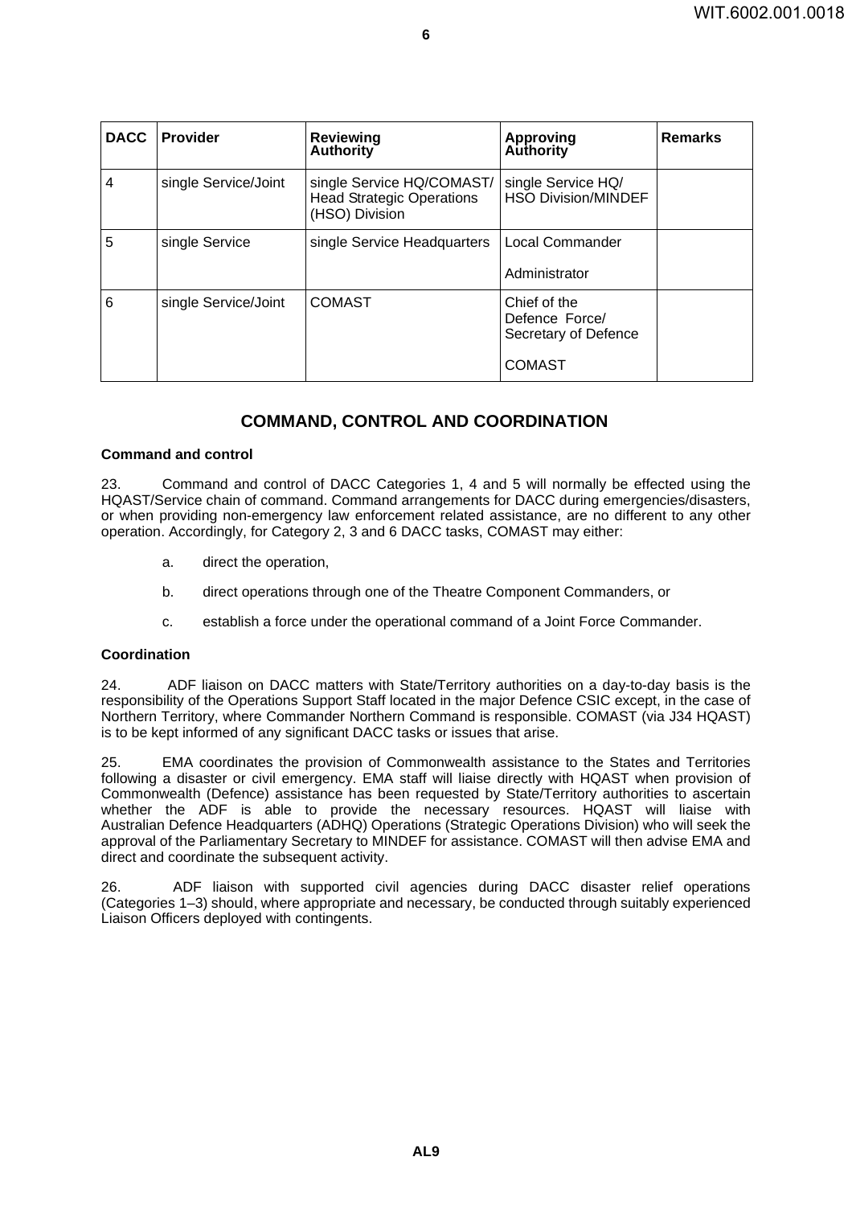| DACC | Provider | Reviewing Authority | Approving Authority | Remarks |
|---|---|---|---|---|
| 4 | single Service/Joint | single Service HQ/COMAST/ Head Strategic Operations (HSO) Division | single Service HQ/ HSO Division/MINDEF | |
| 5 | single Service | single Service Headquarters | Local Commander<br><br>Administrator | |
| 6 | single Service/Joint | COMAST | Chief of the Defence Force/ Secretary of Defence<br><br>COMAST | |

## COMMAND, CONTROL AND COORDINATION

### Command and control

23. Command and control of DACC Categories 1, 4 and 5 will normally be effected using the HQAST/Service chain of command. Command arrangements for DACC during emergencies/disasters, or when providing non-emergency law enforcement related assistance, are no different to any other operation. Accordingly, for Category 2, 3 and 6 DACC tasks, COMAST may either:

   a. direct the operation,

   b. direct operations through one of the Theatre Component Commanders, or

   c. establish a force under the operational command of a Joint Force Commander.

### Coordination

24. ADF liaison on DACC matters with State/Territory authorities on a day-to-day basis is the responsibility of the Operations Support Staff located in the major Defence CSIC except, in the case of Northern Territory, where Commander Northern Command is responsible. COMAST (via J34 HQAST) is to be kept informed of any significant DACC tasks or issues that arise.

25. EMA coordinates the provision of Commonwealth assistance to the States and Territories following a disaster or civil emergency. EMA staff will liaise directly with HQAST when provision of Commonwealth (Defence) assistance has been requested by State/Territory authorities to ascertain whether the ADF is able to provide the necessary resources. HQAST will liaise with Australian Defence Headquarters (ADHQ) Operations (Strategic Operations Division) who will seek the approval of the Parliamentary Secretary to MINDEF for assistance. COMAST will then advise EMA and direct and coordinate the subsequent activity.

26. ADF liaison with supported civil agencies during DACC disaster relief operations (Categories 1–3) should, where appropriate and necessary, be conducted through suitably experienced Liaison Officers deployed with contingents.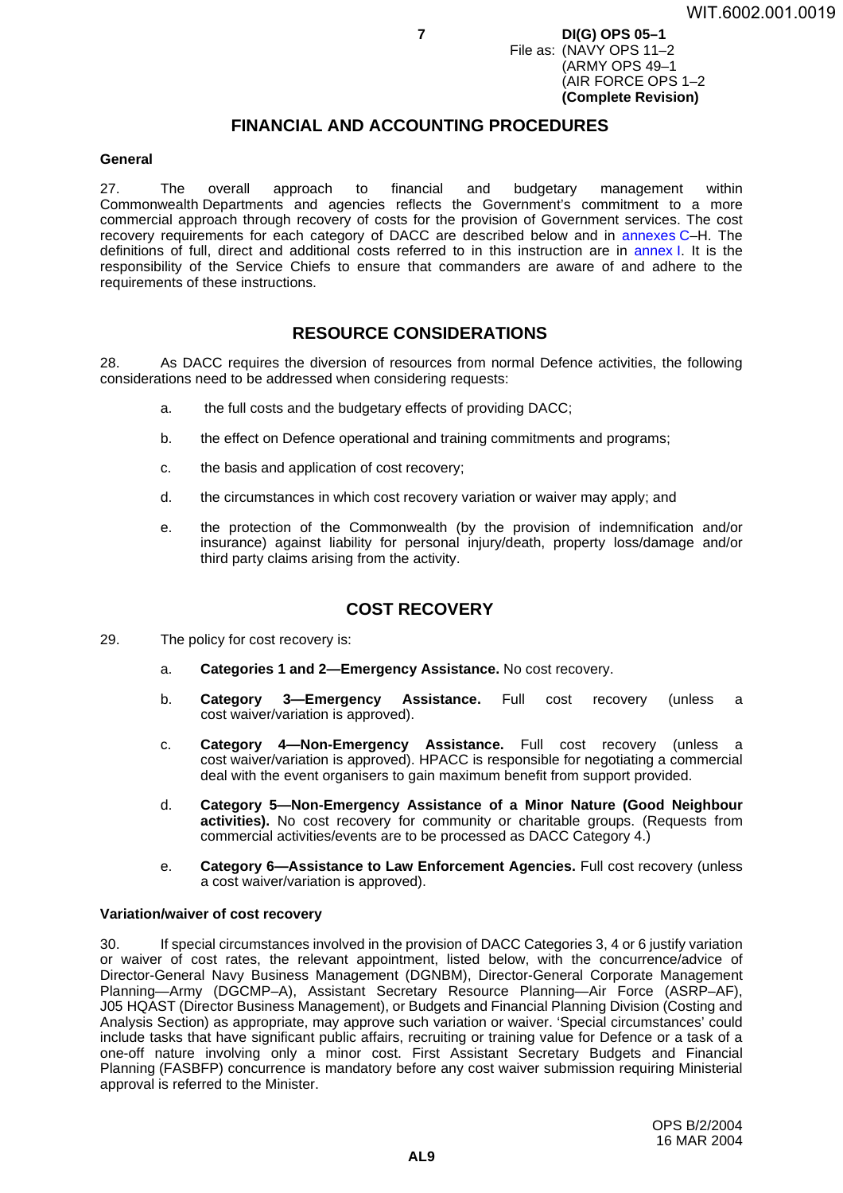## FINANCIAL AND ACCOUNTING PROCEDURES

### General

27. The overall approach to financial and budgetary management within Commonwealth Departments and agencies reflects the Government's commitment to a more commercial approach through recovery of costs for the provision of Government services. The cost recovery requirements for each category of DACC are described below and in annexes C–H. The definitions of full, direct and additional costs referred to in this instruction are in annex I. It is the responsibility of the Service Chiefs to ensure that commanders are aware of and adhere to the requirements of these instructions.

## RESOURCE CONSIDERATIONS

28. As DACC requires the diversion of resources from normal Defence activities, the following considerations need to be addressed when considering requests:

a. the full costs and the budgetary effects of providing DACC;

b. the effect on Defence operational and training commitments and programs;

c. the basis and application of cost recovery;

d. the circumstances in which cost recovery variation or waiver may apply; and

e. the protection of the Commonwealth (by the provision of indemnification and/or insurance) against liability for personal injury/death, property loss/damage and/or third party claims arising from the activity.

## COST RECOVERY

29. The policy for cost recovery is:

a. **Categories 1 and 2—Emergency Assistance.** No cost recovery.

b. **Category 3—Emergency Assistance.** Full cost recovery (unless a cost waiver/variation is approved).

c. **Category 4—Non-Emergency Assistance.** Full cost recovery (unless a cost waiver/variation is approved). HPACC is responsible for negotiating a commercial deal with the event organisers to gain maximum benefit from support provided.

d. **Category 5—Non-Emergency Assistance of a Minor Nature (Good Neighbour activities).** No cost recovery for community or charitable groups. (Requests from commercial activities/events are to be processed as DACC Category 4.)

e. **Category 6—Assistance to Law Enforcement Agencies.** Full cost recovery (unless a cost waiver/variation is approved).

### Variation/waiver of cost recovery

30. If special circumstances involved in the provision of DACC Categories 3, 4 or 6 justify variation or waiver of cost rates, the relevant appointment, listed below, with the concurrence/advice of Director-General Navy Business Management (DGNBM), Director-General Corporate Management Planning—Army (DGCMP–A), Assistant Secretary Resource Planning—Air Force (ASRP–AF), J05 HQAST (Director Business Management), or Budgets and Financial Planning Division (Costing and Analysis Section) as appropriate, may approve such variation or waiver. 'Special circumstances' could include tasks that have significant public affairs, recruiting or training value for Defence or a task of a one-off nature involving only a minor cost. First Assistant Secretary Budgets and Financial Planning (FASBFP) concurrence is mandatory before any cost waiver submission requiring Ministerial approval is referred to the Minister.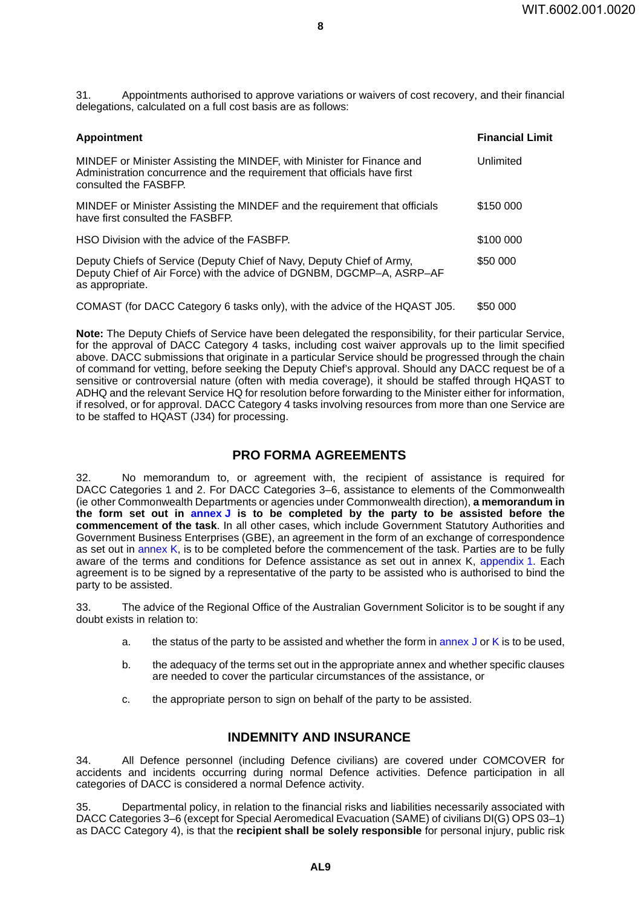31. Appointments authorised to approve variations or waivers of cost recovery, and their financial delegations, calculated on a full cost basis are as follows:

| Appointment | Financial Limit |
|---|---|
| MINDEF or Minister Assisting the MINDEF, with Minister for Finance and Administration concurrence and the requirement that officials have first consulted the FASBFP. | Unlimited |
| MINDEF or Minister Assisting the MINDEF and the requirement that officials have first consulted the FASBFP. | $150 000 |
| HSO Division with the advice of the FASBFP. | $100 000 |
| Deputy Chiefs of Service (Deputy Chief of Navy, Deputy Chief of Army, Deputy Chief of Air Force) with the advice of DGNBM, DGCMP–A, ASRP–AF as appropriate. | $50 000 |
| COMAST (for DACC Category 6 tasks only), with the advice of the HQAST J05. | $50 000 |

**Note:** The Deputy Chiefs of Service have been delegated the responsibility, for their particular Service, for the approval of DACC Category 4 tasks, including cost waiver approvals up to the limit specified above. DACC submissions that originate in a particular Service should be progressed through the chain of command for vetting, before seeking the Deputy Chief's approval. Should any DACC request be of a sensitive or controversial nature (often with media coverage), it should be staffed through HQAST to ADHQ and the relevant Service HQ for resolution before forwarding to the Minister either for information, if resolved, or for approval. DACC Category 4 tasks involving resources from more than one Service are to be staffed to HQAST (J34) for processing.

## PRO FORMA AGREEMENTS

32. No memorandum to, or agreement with, the recipient of assistance is required for DACC Categories 1 and 2. For DACC Categories 3–6, assistance to elements of the Commonwealth (ie other Commonwealth Departments or agencies under Commonwealth direction), **a memorandum in the form set out in annex J is to be completed by the party to be assisted before the commencement of the task**. In all other cases, which include Government Statutory Authorities and Government Business Enterprises (GBE), an agreement in the form of an exchange of correspondence as set out in annex K, is to be completed before the commencement of the task. Parties are to be fully aware of the terms and conditions for Defence assistance as set out in annex K, appendix 1. Each agreement is to be signed by a representative of the party to be assisted who is authorised to bind the party to be assisted.

33. The advice of the Regional Office of the Australian Government Solicitor is to be sought if any doubt exists in relation to:

a. the status of the party to be assisted and whether the form in annex J or K is to be used,

b. the adequacy of the terms set out in the appropriate annex and whether specific clauses are needed to cover the particular circumstances of the assistance, or

c. the appropriate person to sign on behalf of the party to be assisted.

## INDEMNITY AND INSURANCE

34. All Defence personnel (including Defence civilians) are covered under COMCOVER for accidents and incidents occurring during normal Defence activities. Defence participation in all categories of DACC is considered a normal Defence activity.

35. Departmental policy, in relation to the financial risks and liabilities necessarily associated with DACC Categories 3–6 (except for Special Aeromedical Evacuation (SAME) of civilians DI(G) OPS 03–1) as DACC Category 4), is that the **recipient shall be solely responsible** for personal injury, public risk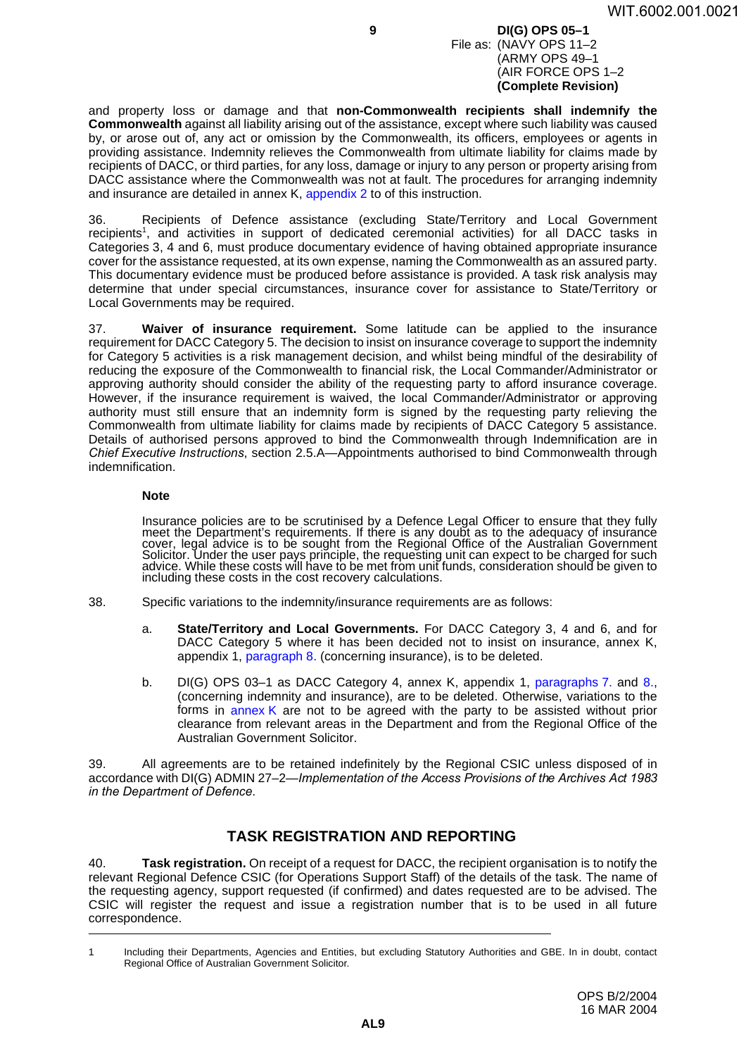and property loss or damage and that **non-Commonwealth recipients shall indemnify the Commonwealth** against all liability arising out of the assistance, except where such liability was caused by, or arose out of, any act or omission by the Commonwealth, its officers, employees or agents in providing assistance. Indemnity relieves the Commonwealth from ultimate liability for claims made by recipients of DACC, or third parties, for any loss, damage or injury to any person or property arising from DACC assistance where the Commonwealth was not at fault. The procedures for arranging indemnity and insurance are detailed in annex K, appendix 2 to of this instruction.

36. Recipients of Defence assistance (excluding State/Territory and Local Government recipients[1], and activities in support of dedicated ceremonial activities) for all DACC tasks in Categories 3, 4 and 6, must produce documentary evidence of having obtained appropriate insurance cover for the assistance requested, at its own expense, naming the Commonwealth as an assured party. This documentary evidence must be produced before assistance is provided. A task risk analysis may determine that under special circumstances, insurance cover for assistance to State/Territory or Local Governments may be required.

37. **Waiver of insurance requirement.** Some latitude can be applied to the insurance requirement for DACC Category 5. The decision to insist on insurance coverage to support the indemnity for Category 5 activities is a risk management decision, and whilst being mindful of the desirability of reducing the exposure of the Commonwealth to financial risk, the Local Commander/Administrator or approving authority should consider the ability of the requesting party to afford insurance coverage. However, if the insurance requirement is waived, the local Commander/Administrator or approving authority must still ensure that an indemnity form is signed by the requesting party relieving the Commonwealth from ultimate liability for claims made by recipients of DACC Category 5 assistance. Details of authorised persons approved to bind the Commonwealth through Indemnification are in *Chief Executive Instructions*, section 2.5.A—Appointments authorised to bind Commonwealth through indemnification.

**Note**

Insurance policies are to be scrutinised by a Defence Legal Officer to ensure that they fully meet the Department's requirements. If there is any doubt as to the adequacy of insurance cover, legal advice is to be sought from the Regional Office of the Australian Government Solicitor. Under the user pays principle, the requesting unit can expect to be charged for such advice. While these costs will have to be met from unit funds, consideration should be given to including these costs in the cost recovery calculations.

38. Specific variations to the indemnity/insurance requirements are as follows:

a. **State/Territory and Local Governments.** For DACC Category 3, 4 and 6, and for DACC Category 5 where it has been decided not to insist on insurance, annex K, appendix 1, paragraph 8. (concerning insurance), is to be deleted.

b. DI(G) OPS 03–1 as DACC Category 4, annex K, appendix 1, paragraphs 7. and 8., (concerning indemnity and insurance), are to be deleted. Otherwise, variations to the forms in annex K are not to be agreed with the party to be assisted without prior clearance from relevant areas in the Department and from the Regional Office of the Australian Government Solicitor.

39. All agreements are to be retained indefinitely by the Regional CSIC unless disposed of in accordance with DI(G) ADMIN 27–2—*Implementation of the Access Provisions of the Archives Act 1983 in the Department of Defence.*

## TASK REGISTRATION AND REPORTING

40. **Task registration.** On receipt of a request for DACC, the recipient organisation is to notify the relevant Regional Defence CSIC (for Operations Support Staff) of the details of the task. The name of the requesting agency, support requested (if confirmed) and dates requested are to be advised. The CSIC will register the request and issue a registration number that is to be used in all future correspondence.

---

1 Including their Departments, Agencies and Entities, but excluding Statutory Authorities and GBE. In in doubt, contact Regional Office of Australian Government Solicitor.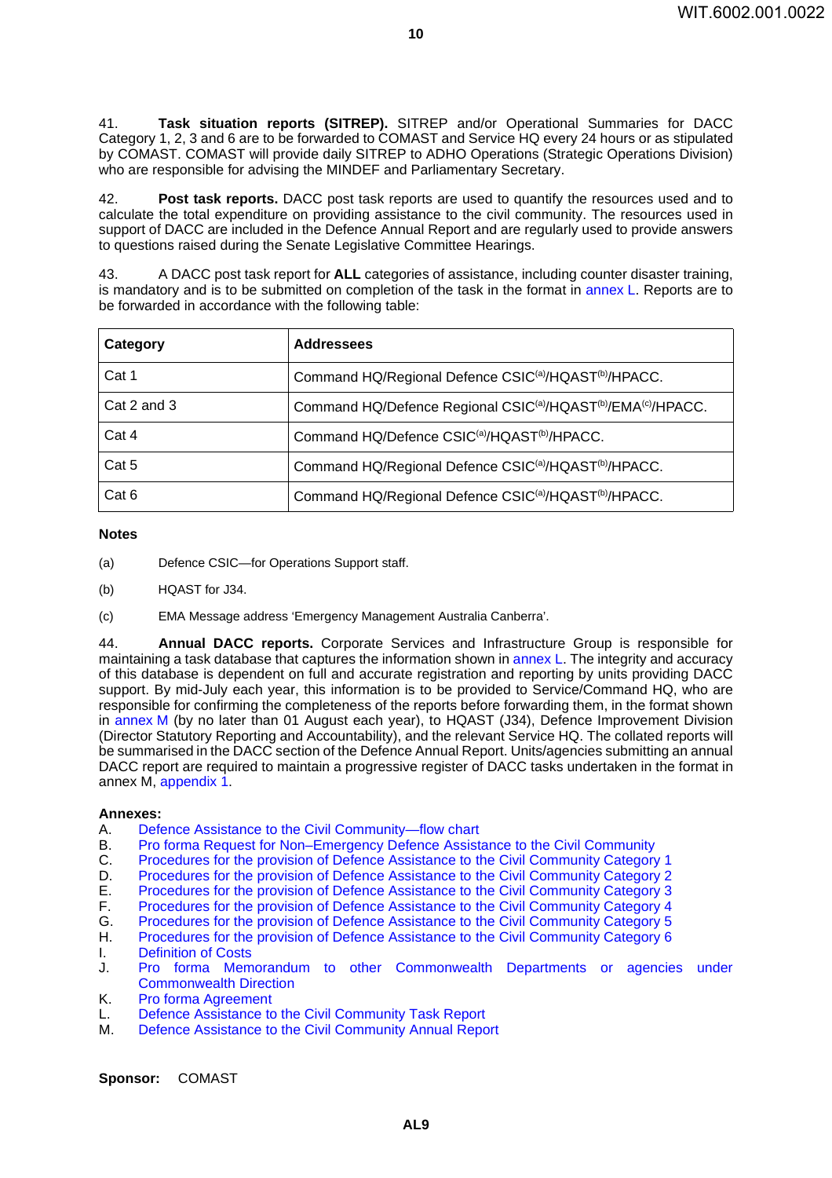41. **Task situation reports (SITREP).** SITREP and/or Operational Summaries for DACC Category 1, 2, 3 and 6 are to be forwarded to COMAST and Service HQ every 24 hours or as stipulated by COMAST. COMAST will provide daily SITREP to ADHO Operations (Strategic Operations Division) who are responsible for advising the MINDEF and Parliamentary Secretary.

42. **Post task reports.** DACC post task reports are used to quantify the resources used and to calculate the total expenditure on providing assistance to the civil community. The resources used in support of DACC are included in the Defence Annual Report and are regularly used to provide answers to questions raised during the Senate Legislative Committee Hearings.

43. A DACC post task report for **ALL** categories of assistance, including counter disaster training, is mandatory and is to be submitted on completion of the task in the format in annex L. Reports are to be forwarded in accordance with the following table:

| **Category** | **Addressees** |
|---|---|
| Cat 1 | Command HQ/Regional Defence CSIC[(a)]/HQAST[(b)]/HPACC. |
| Cat 2 and 3 | Command HQ/Defence Regional CSIC[(a)]/HQAST[(b)]/EMA[(c)]/HPACC. |
| Cat 4 | Command HQ/Defence CSIC[(a)]/HQAST[(b)]/HPACC. |
| Cat 5 | Command HQ/Regional Defence CSIC[(a)]/HQAST[(b)]/HPACC. |
| Cat 6 | Command HQ/Regional Defence CSIC[(a)]/HQAST[(b)]/HPACC. |

**Notes**

(a) Defence CSIC—for Operations Support staff.

(b) HQAST for J34.

(c) EMA Message address 'Emergency Management Australia Canberra'.

44. **Annual DACC reports.** Corporate Services and Infrastructure Group is responsible for maintaining a task database that captures the information shown in annex L. The integrity and accuracy of this database is dependent on full and accurate registration and reporting by units providing DACC support. By mid-July each year, this information is to be provided to Service/Command HQ, who are responsible for confirming the completeness of the reports before forwarding them, in the format shown in annex M (by no later than 01 August each year), to HQAST (J34), Defence Improvement Division (Director Statutory Reporting and Accountability), and the relevant Service HQ. The collated reports will be summarised in the DACC section of the Defence Annual Report. Units/agencies submitting an annual DACC report are required to maintain a progressive register of DACC tasks undertaken in the format in annex M, appendix 1.

**Annexes:**

A. Defence Assistance to the Civil Community—flow chart
B. Pro forma Request for Non–Emergency Defence Assistance to the Civil Community
C. Procedures for the provision of Defence Assistance to the Civil Community Category 1
D. Procedures for the provision of Defence Assistance to the Civil Community Category 2
E. Procedures for the provision of Defence Assistance to the Civil Community Category 3
F. Procedures for the provision of Defence Assistance to the Civil Community Category 4
G. Procedures for the provision of Defence Assistance to the Civil Community Category 5
H. Procedures for the provision of Defence Assistance to the Civil Community Category 6
I. Definition of Costs
J. Pro forma Memorandum to other Commonwealth Departments or agencies under Commonwealth Direction
K. Pro forma Agreement
L. Defence Assistance to the Civil Community Task Report
M. Defence Assistance to the Civil Community Annual Report

**Sponsor:** COMAST

AL9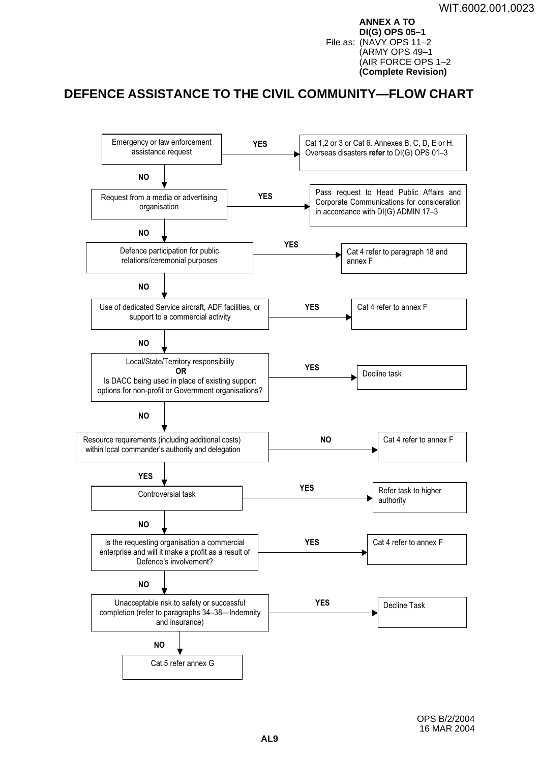**ANNEX A TO**
**DI(G) OPS 05–1**
File as: (NAVY OPS 11–2
(ARMY OPS 49–1
(AIR FORCE OPS 1–2
**(Complete Revision)**

# DEFENCE ASSISTANCE TO THE CIVIL COMMUNITY—FLOW CHART

| Decision | Answer | Outcome |
|---|---|---|
| Emergency or law enforcement assistance request | YES | Cat 1,2 or 3 or Cat 6. Annexes B, C, D, E or H. Overseas disasters **refer** to DI(G) OPS 01–3 |
| | NO | Go to next step |
| Request from a media or advertising organisation | YES | Pass request to Head Public Affairs and Corporate Communications for consideration in accordance with DI(G) ADMIN 17–3 |
| | NO | Go to next step |
| Defence participation for public relations/ceremonial purposes | YES | Cat 4 refer to paragraph 18 and annex F |
| | NO | Go to next step |
| Use of dedicated Service aircraft, ADF facilities, or support to a commercial activity | YES | Cat 4 refer to annex F |
| | NO | Go to next step |
| Local/State/Territory responsibility **OR** Is DACC being used in place of existing support options for non-profit or Government organisations? | YES | Decline task |
| | NO | Go to next step |
| Resource requirements (including additional costs) within local commander's authority and delegation | NO | Cat 4 refer to annex F |
| | YES | Go to next step |
| Controversial task | YES | Refer task to higher authority |
| | NO | Go to next step |
| Is the requesting organisation a commercial enterprise and will it make a profit as a result of Defence's involvement? | YES | Cat 4 refer to annex F |
| | NO | Go to next step |
| Unacceptable risk to safety or successful completion (refer to paragraphs 34–38—Indemnity and insurance) | YES | Decline Task |
| | NO | Cat 5 refer annex G |

OPS B/2/2004
16 MAR 2004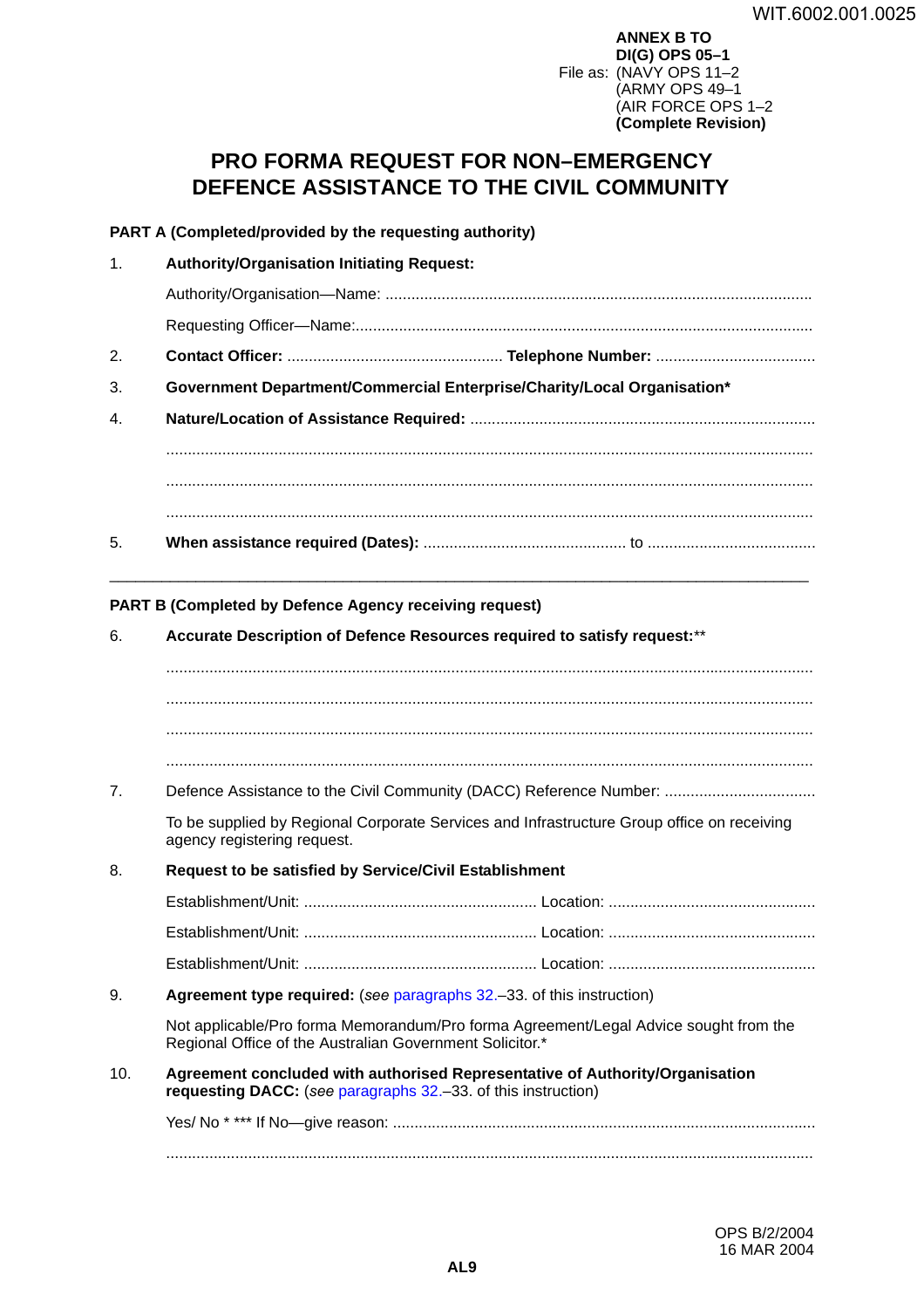**ANNEX B TO**
**DI(G) OPS 05–1**
File as: (NAVY OPS 11–2
(ARMY OPS 49–1
(AIR FORCE OPS 1–2
**(Complete Revision)**

# PRO FORMA REQUEST FOR NON–EMERGENCY DEFENCE ASSISTANCE TO THE CIVIL COMMUNITY

**PART A (Completed/provided by the requesting authority)**

1. **Authority/Organisation Initiating Request:**

   Authority/Organisation—Name: ..................................................................................................

   Requesting Officer—Name:..........................................................................................................

2. **Contact Officer:** .................................................. **Telephone Number:** .....................................

3. **Government Department/Commercial Enterprise/Charity/Local Organisation***

4. **Nature/Location of Assistance Required:** ................................................................................

   .....................................................................................................................................................

   .....................................................................................................................................................

   .....................................................................................................................................................

5. **When assistance required (Dates):** ............................................... to .......................................

---

**PART B (Completed by Defence Agency receiving request)**

6. **Accurate Description of Defence Resources required to satisfy request:****

   .....................................................................................................................................................

   .....................................................................................................................................................

   .....................................................................................................................................................

   .....................................................................................................................................................

7. Defence Assistance to the Civil Community (DACC) Reference Number: ...................................

   To be supplied by Regional Corporate Services and Infrastructure Group office on receiving agency registering request.

8. **Request to be satisfied by Service/Civil Establishment**

   Establishment/Unit: ...................................................... Location: ................................................

   Establishment/Unit: ...................................................... Location: ................................................

   Establishment/Unit: ...................................................... Location: ................................................

9. **Agreement type required:** (*see* paragraphs 32.–33. of this instruction)

   Not applicable/Pro forma Memorandum/Pro forma Agreement/Legal Advice sought from the Regional Office of the Australian Government Solicitor.*

10. **Agreement concluded with authorised Representative of Authority/Organisation requesting DACC:** (*see* paragraphs 32.–33. of this instruction)

    Yes/ No * *** If No—give reason: .................................................................................................

    .....................................................................................................................................................

OPS B/2/2004
16 MAR 2004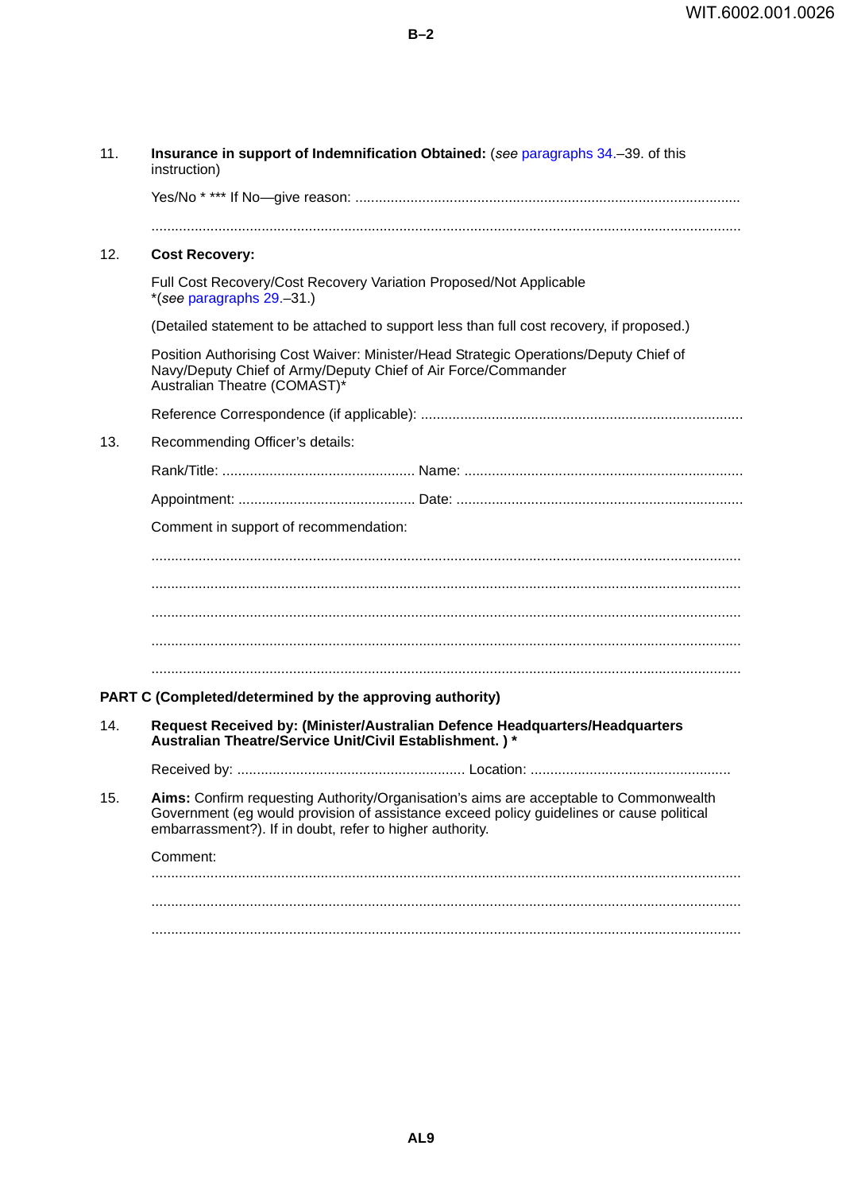11. **Insurance in support of Indemnification Obtained:** (*see* paragraphs 34.–39. of this instruction)

    Yes/No * *** If No—give reason: ..........................................................................................

    .....................................................................................................................................

12. **Cost Recovery:**

    Full Cost Recovery/Cost Recovery Variation Proposed/Not Applicable *(*see* paragraphs 29.–31.)

    (Detailed statement to be attached to support less than full cost recovery, if proposed.)

    Position Authorising Cost Waiver: Minister/Head Strategic Operations/Deputy Chief of Navy/Deputy Chief of Army/Deputy Chief of Air Force/Commander Australian Theatre (COMAST)*

    Reference Correspondence (if applicable): ..........................................................................

13. Recommending Officer's details:

    Rank/Title: ................................................. Name: .......................................................................

    Appointment: ............................................. Date: .........................................................................

    Comment in support of recommendation:

    .....................................................................................................................................

    .....................................................................................................................................

    .....................................................................................................................................

    .....................................................................................................................................

    .....................................................................................................................................

**PART C (Completed/determined by the approving authority)**

14. **Request Received by: (Minister/Australian Defence Headquarters/Headquarters Australian Theatre/Service Unit/Civil Establishment. ) ***

    Received by: .......................................................... Location: ...................................................

15. **Aims:** Confirm requesting Authority/Organisation's aims are acceptable to Commonwealth Government (eg would provision of assistance exceed policy guidelines or cause political embarrassment?). If in doubt, refer to higher authority.

    Comment:

    .....................................................................................................................................

    .....................................................................................................................................

    .....................................................................................................................................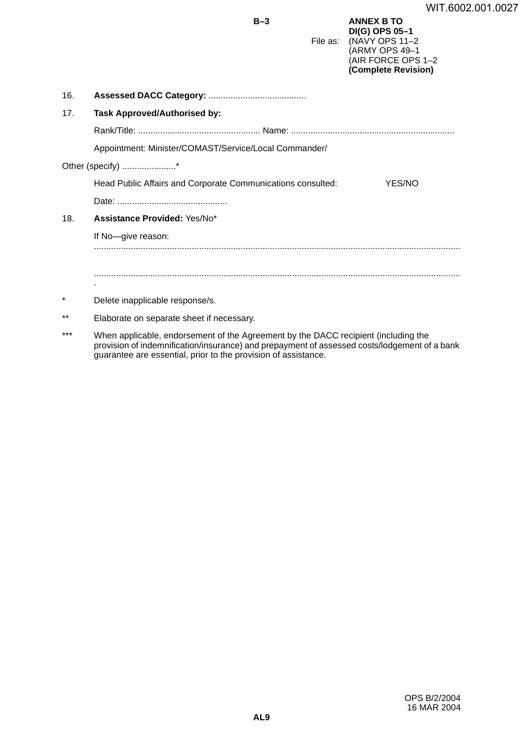16. **Assessed DACC Category:** ........................................

17. **Task Approved/Authorised by:**

Rank/Title: ................................................. Name: ..................................................................

Appointment: Minister/COMAST/Service/Local Commander/

Other (specify) ......................*

Head Public Affairs and Corporate Communications consulted: YES/NO

Date: ............................................

18. **Assistance Provided:** Yes/No*

If No—give reason: ....................................................................................................................................................

.....................................................................................................................................................

\* Delete inapplicable response/s.

\*\* Elaborate on separate sheet if necessary.

\*\*\* When applicable, endorsement of the Agreement by the DACC recipient (including the provision of indemnification/insurance) and prepayment of assessed costs/lodgement of a bank guarantee are essential, prior to the provision of assistance.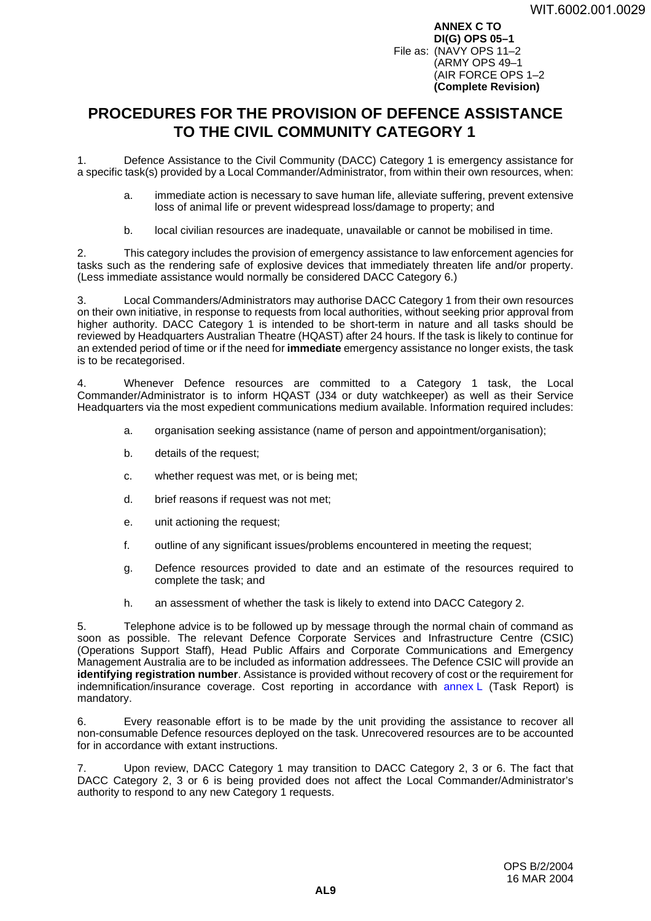**ANNEX C TO**
**DI(G) OPS 05–1**
File as: (NAVY OPS 11–2
(ARMY OPS 49–1
(AIR FORCE OPS 1–2
**(Complete Revision)**

# PROCEDURES FOR THE PROVISION OF DEFENCE ASSISTANCE TO THE CIVIL COMMUNITY CATEGORY 1

1. Defence Assistance to the Civil Community (DACC) Category 1 is emergency assistance for a specific task(s) provided by a Local Commander/Administrator, from within their own resources, when:

   a. immediate action is necessary to save human life, alleviate suffering, prevent extensive loss of animal life or prevent widespread loss/damage to property; and

   b. local civilian resources are inadequate, unavailable or cannot be mobilised in time.

2. This category includes the provision of emergency assistance to law enforcement agencies for tasks such as the rendering safe of explosive devices that immediately threaten life and/or property. (Less immediate assistance would normally be considered DACC Category 6.)

3. Local Commanders/Administrators may authorise DACC Category 1 from their own resources on their own initiative, in response to requests from local authorities, without seeking prior approval from higher authority. DACC Category 1 is intended to be short-term in nature and all tasks should be reviewed by Headquarters Australian Theatre (HQAST) after 24 hours. If the task is likely to continue for an extended period of time or if the need for **immediate** emergency assistance no longer exists, the task is to be recategorised.

4. Whenever Defence resources are committed to a Category 1 task, the Local Commander/Administrator is to inform HQAST (J34 or duty watchkeeper) as well as their Service Headquarters via the most expedient communications medium available. Information required includes:

   a. organisation seeking assistance (name of person and appointment/organisation);

   b. details of the request;

   c. whether request was met, or is being met;

   d. brief reasons if request was not met;

   e. unit actioning the request;

   f. outline of any significant issues/problems encountered in meeting the request;

   g. Defence resources provided to date and an estimate of the resources required to complete the task; and

   h. an assessment of whether the task is likely to extend into DACC Category 2.

5. Telephone advice is to be followed up by message through the normal chain of command as soon as possible. The relevant Defence Corporate Services and Infrastructure Centre (CSIC) (Operations Support Staff), Head Public Affairs and Corporate Communications and Emergency Management Australia are to be included as information addressees. The Defence CSIC will provide an **identifying registration number**. Assistance is provided without recovery of cost or the requirement for indemnification/insurance coverage. Cost reporting in accordance with annex L (Task Report) is mandatory.

6. Every reasonable effort is to be made by the unit providing the assistance to recover all non-consumable Defence resources deployed on the task. Unrecovered resources are to be accounted for in accordance with extant instructions.

7. Upon review, DACC Category 1 may transition to DACC Category 2, 3 or 6. The fact that DACC Category 2, 3 or 6 is being provided does not affect the Local Commander/Administrator's authority to respond to any new Category 1 requests.

OPS B/2/2004
16 MAR 2004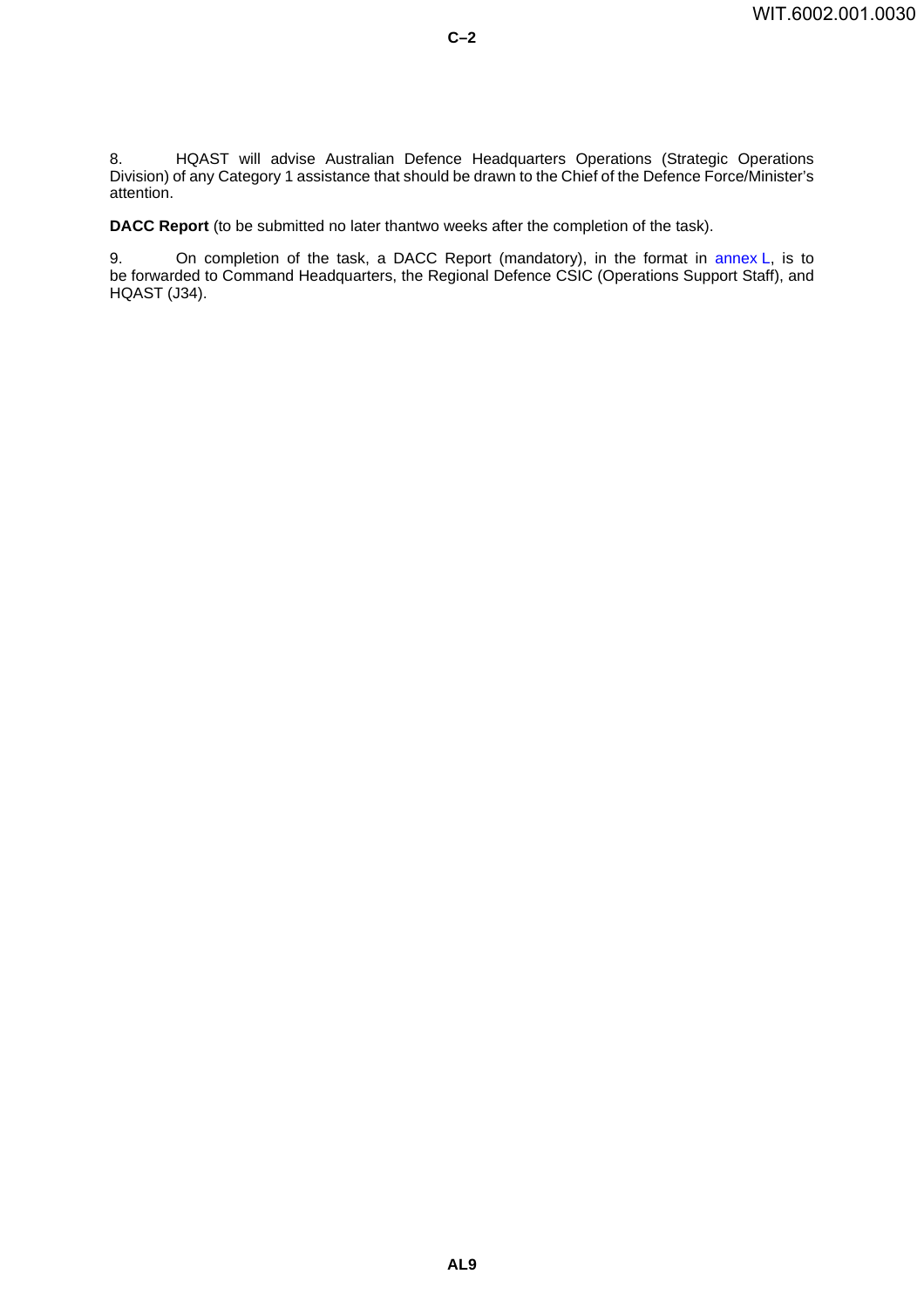8. HQAST will advise Australian Defence Headquarters Operations (Strategic Operations Division) of any Category 1 assistance that should be drawn to the Chief of the Defence Force/Minister's attention.

**DACC Report** (to be submitted no later thantwo weeks after the completion of the task).

9. On completion of the task, a DACC Report (mandatory), in the format in annex L, is to be forwarded to Command Headquarters, the Regional Defence CSIC (Operations Support Staff), and HQAST (J34).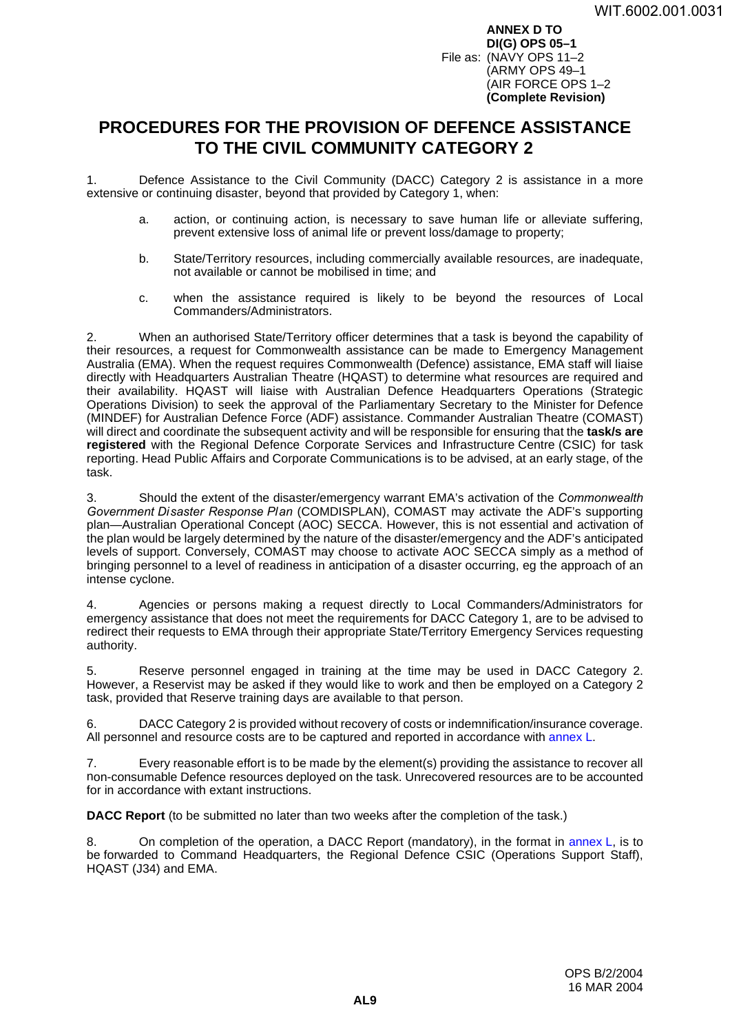**ANNEX D TO**
**DI(G) OPS 05–1**
File as: (NAVY OPS 11–2
(ARMY OPS 49–1
(AIR FORCE OPS 1–2
**(Complete Revision)**

# PROCEDURES FOR THE PROVISION OF DEFENCE ASSISTANCE TO THE CIVIL COMMUNITY CATEGORY 2

1. Defence Assistance to the Civil Community (DACC) Category 2 is assistance in a more extensive or continuing disaster, beyond that provided by Category 1, when:

   a. action, or continuing action, is necessary to save human life or alleviate suffering, prevent extensive loss of animal life or prevent loss/damage to property;

   b. State/Territory resources, including commercially available resources, are inadequate, not available or cannot be mobilised in time; and

   c. when the assistance required is likely to be beyond the resources of Local Commanders/Administrators.

2. When an authorised State/Territory officer determines that a task is beyond the capability of their resources, a request for Commonwealth assistance can be made to Emergency Management Australia (EMA). When the request requires Commonwealth (Defence) assistance, EMA staff will liaise directly with Headquarters Australian Theatre (HQAST) to determine what resources are required and their availability. HQAST will liaise with Australian Defence Headquarters Operations (Strategic Operations Division) to seek the approval of the Parliamentary Secretary to the Minister for Defence (MINDEF) for Australian Defence Force (ADF) assistance. Commander Australian Theatre (COMAST) will direct and coordinate the subsequent activity and will be responsible for ensuring that the **task/s are registered** with the Regional Defence Corporate Services and Infrastructure Centre (CSIC) for task reporting. Head Public Affairs and Corporate Communications is to be advised, at an early stage, of the task.

3. Should the extent of the disaster/emergency warrant EMA's activation of the *Commonwealth Government Disaster Response Plan* (COMDISPLAN), COMAST may activate the ADF's supporting plan—Australian Operational Concept (AOC) SECCA. However, this is not essential and activation of the plan would be largely determined by the nature of the disaster/emergency and the ADF's anticipated levels of support. Conversely, COMAST may choose to activate AOC SECCA simply as a method of bringing personnel to a level of readiness in anticipation of a disaster occurring, eg the approach of an intense cyclone.

4. Agencies or persons making a request directly to Local Commanders/Administrators for emergency assistance that does not meet the requirements for DACC Category 1, are to be advised to redirect their requests to EMA through their appropriate State/Territory Emergency Services requesting authority.

5. Reserve personnel engaged in training at the time may be used in DACC Category 2. However, a Reservist may be asked if they would like to work and then be employed on a Category 2 task, provided that Reserve training days are available to that person.

6. DACC Category 2 is provided without recovery of costs or indemnification/insurance coverage. All personnel and resource costs are to be captured and reported in accordance with annex L.

7. Every reasonable effort is to be made by the element(s) providing the assistance to recover all non-consumable Defence resources deployed on the task. Unrecovered resources are to be accounted for in accordance with extant instructions.

**DACC Report** (to be submitted no later than two weeks after the completion of the task.)

8. On completion of the operation, a DACC Report (mandatory), in the format in annex L, is to be forwarded to Command Headquarters, the Regional Defence CSIC (Operations Support Staff), HQAST (J34) and EMA.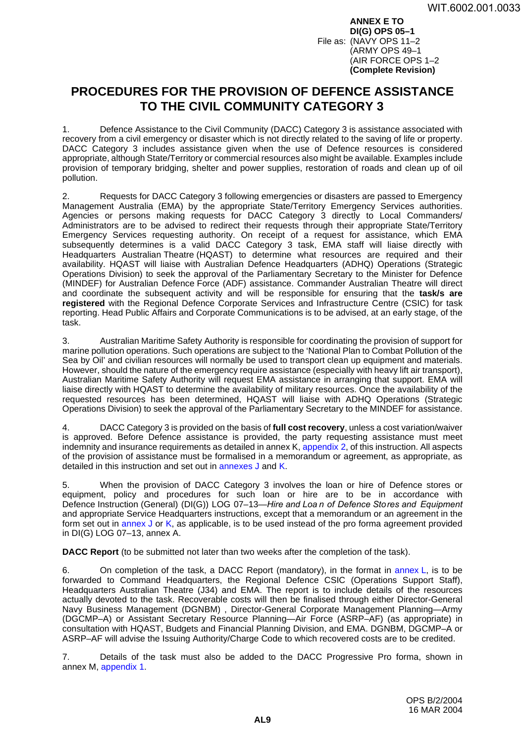**ANNEX E TO**
**DI(G) OPS 05–1**
File as: (NAVY OPS 11–2
(ARMY OPS 49–1
(AIR FORCE OPS 1–2
**(Complete Revision)**

# PROCEDURES FOR THE PROVISION OF DEFENCE ASSISTANCE TO THE CIVIL COMMUNITY CATEGORY 3

1. Defence Assistance to the Civil Community (DACC) Category 3 is assistance associated with recovery from a civil emergency or disaster which is not directly related to the saving of life or property. DACC Category 3 includes assistance given when the use of Defence resources is considered appropriate, although State/Territory or commercial resources also might be available. Examples include provision of temporary bridging, shelter and power supplies, restoration of roads and clean up of oil pollution.

2. Requests for DACC Category 3 following emergencies or disasters are passed to Emergency Management Australia (EMA) by the appropriate State/Territory Emergency Services authorities. Agencies or persons making requests for DACC Category 3 directly to Local Commanders/ Administrators are to be advised to redirect their requests through their appropriate State/Territory Emergency Services requesting authority. On receipt of a request for assistance, which EMA subsequently determines is a valid DACC Category 3 task, EMA staff will liaise directly with Headquarters Australian Theatre (HQAST) to determine what resources are required and their availability. HQAST will liaise with Australian Defence Headquarters (ADHQ) Operations (Strategic Operations Division) to seek the approval of the Parliamentary Secretary to the Minister for Defence (MINDEF) for Australian Defence Force (ADF) assistance. Commander Australian Theatre will direct and coordinate the subsequent activity and will be responsible for ensuring that the **task/s are registered** with the Regional Defence Corporate Services and Infrastructure Centre (CSIC) for task reporting. Head Public Affairs and Corporate Communications is to be advised, at an early stage, of the task.

3. Australian Maritime Safety Authority is responsible for coordinating the provision of support for marine pollution operations. Such operations are subject to the 'National Plan to Combat Pollution of the Sea by Oil' and civilian resources will normally be used to transport clean up equipment and materials. However, should the nature of the emergency require assistance (especially with heavy lift air transport), Australian Maritime Safety Authority will request EMA assistance in arranging that support. EMA will liaise directly with HQAST to determine the availability of military resources. Once the availability of the requested resources has been determined, HQAST will liaise with ADHQ Operations (Strategic Operations Division) to seek the approval of the Parliamentary Secretary to the MINDEF for assistance.

4. DACC Category 3 is provided on the basis of **full cost recovery**, unless a cost variation/waiver is approved. Before Defence assistance is provided, the party requesting assistance must meet indemnity and insurance requirements as detailed in annex K, appendix 2, of this instruction. All aspects of the provision of assistance must be formalised in a memorandum or agreement, as appropriate, as detailed in this instruction and set out in annexes J and K.

5. When the provision of DACC Category 3 involves the loan or hire of Defence stores or equipment, policy and procedures for such loan or hire are to be in accordance with Defence Instruction (General) (DI(G)) LOG 07–13—*Hire and Loan of Defence Stores and Equipment* and appropriate Service Headquarters instructions, except that a memorandum or an agreement in the form set out in annex J or K, as applicable, is to be used instead of the pro forma agreement provided in DI(G) LOG 07–13, annex A.

**DACC Report** (to be submitted not later than two weeks after the completion of the task).

6. On completion of the task, a DACC Report (mandatory), in the format in annex L, is to be forwarded to Command Headquarters, the Regional Defence CSIC (Operations Support Staff), Headquarters Australian Theatre (J34) and EMA. The report is to include details of the resources actually devoted to the task. Recoverable costs will then be finalised through either Director-General Navy Business Management (DGNBM) , Director-General Corporate Management Planning—Army (DGCMP–A) or Assistant Secretary Resource Planning—Air Force (ASRP–AF) (as appropriate) in consultation with HQAST, Budgets and Financial Planning Division, and EMA. DGNBM, DGCMP–A or ASRP–AF will advise the Issuing Authority/Charge Code to which recovered costs are to be credited.

7. Details of the task must also be added to the DACC Progressive Pro forma, shown in annex M, appendix 1.

OPS B/2/2004
16 MAR 2004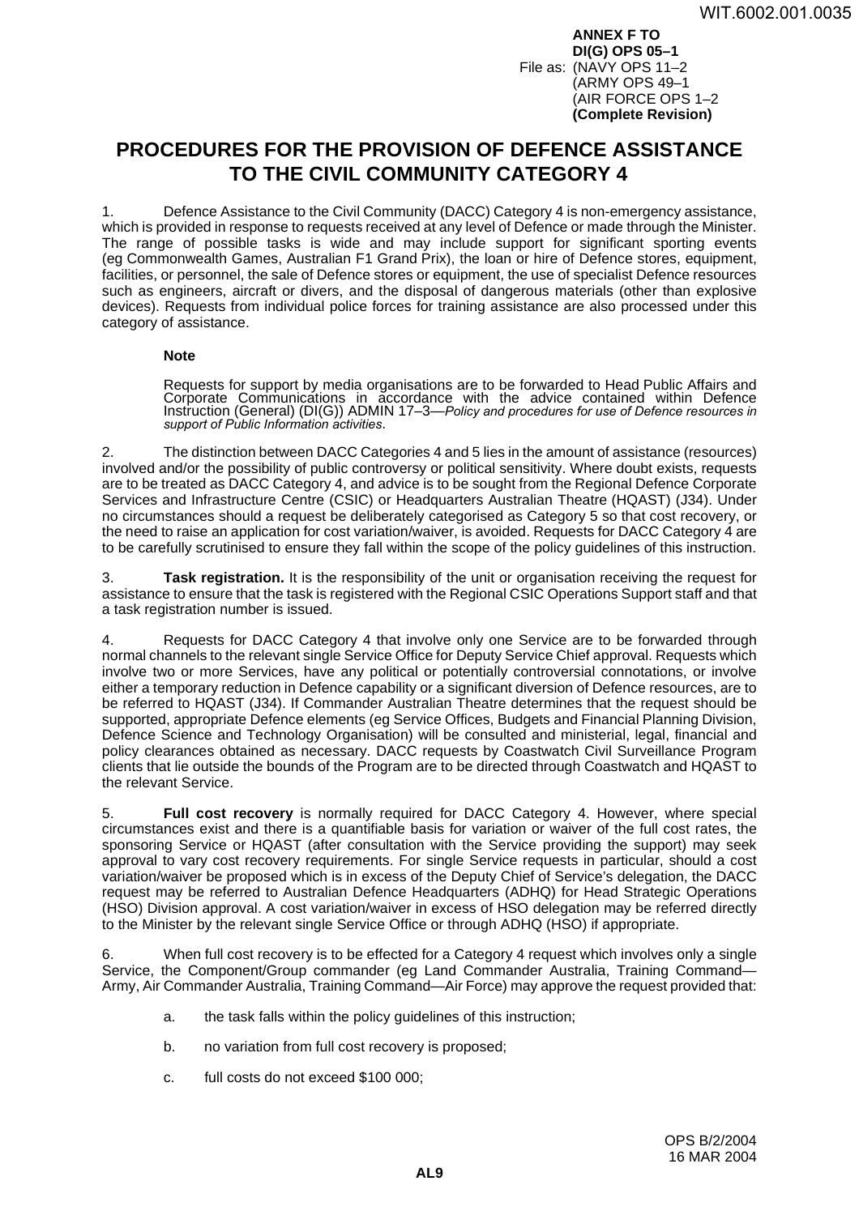ANNEX F TO
DI(G) OPS 05–1
File as: (NAVY OPS 11–2
(ARMY OPS 49–1
(AIR FORCE OPS 1–2
**(Complete Revision)**

# PROCEDURES FOR THE PROVISION OF DEFENCE ASSISTANCE TO THE CIVIL COMMUNITY CATEGORY 4

1. Defence Assistance to the Civil Community (DACC) Category 4 is non-emergency assistance, which is provided in response to requests received at any level of Defence or made through the Minister. The range of possible tasks is wide and may include support for significant sporting events (eg Commonwealth Games, Australian F1 Grand Prix), the loan or hire of Defence stores, equipment, facilities, or personnel, the sale of Defence stores or equipment, the use of specialist Defence resources such as engineers, aircraft or divers, and the disposal of dangerous materials (other than explosive devices). Requests from individual police forces for training assistance are also processed under this category of assistance.

**Note**

Requests for support by media organisations are to be forwarded to Head Public Affairs and Corporate Communications in accordance with the advice contained within Defence Instruction (General) (DI(G)) ADMIN 17–3—*Policy and procedures for use of Defence resources in support of Public Information activities*.

2. The distinction between DACC Categories 4 and 5 lies in the amount of assistance (resources) involved and/or the possibility of public controversy or political sensitivity. Where doubt exists, requests are to be treated as DACC Category 4, and advice is to be sought from the Regional Defence Corporate Services and Infrastructure Centre (CSIC) or Headquarters Australian Theatre (HQAST) (J34). Under no circumstances should a request be deliberately categorised as Category 5 so that cost recovery, or the need to raise an application for cost variation/waiver, is avoided. Requests for DACC Category 4 are to be carefully scrutinised to ensure they fall within the scope of the policy guidelines of this instruction.

3. **Task registration.** It is the responsibility of the unit or organisation receiving the request for assistance to ensure that the task is registered with the Regional CSIC Operations Support staff and that a task registration number is issued.

4. Requests for DACC Category 4 that involve only one Service are to be forwarded through normal channels to the relevant single Service Office for Deputy Service Chief approval. Requests which involve two or more Services, have any political or potentially controversial connotations, or involve either a temporary reduction in Defence capability or a significant diversion of Defence resources, are to be referred to HQAST (J34). If Commander Australian Theatre determines that the request should be supported, appropriate Defence elements (eg Service Offices, Budgets and Financial Planning Division, Defence Science and Technology Organisation) will be consulted and ministerial, legal, financial and policy clearances obtained as necessary. DACC requests by Coastwatch Civil Surveillance Program clients that lie outside the bounds of the Program are to be directed through Coastwatch and HQAST to the relevant Service.

5. **Full cost recovery** is normally required for DACC Category 4. However, where special circumstances exist and there is a quantifiable basis for variation or waiver of the full cost rates, the sponsoring Service or HQAST (after consultation with the Service providing the support) may seek approval to vary cost recovery requirements. For single Service requests in particular, should a cost variation/waiver be proposed which is in excess of the Deputy Chief of Service's delegation, the DACC request may be referred to Australian Defence Headquarters (ADHQ) for Head Strategic Operations (HSO) Division approval. A cost variation/waiver in excess of HSO delegation may be referred directly to the Minister by the relevant single Service Office or through ADHQ (HSO) if appropriate.

6. When full cost recovery is to be effected for a Category 4 request which involves only a single Service, the Component/Group commander (eg Land Commander Australia, Training Command—Army, Air Commander Australia, Training Command—Air Force) may approve the request provided that:

a. the task falls within the policy guidelines of this instruction;

b. no variation from full cost recovery is proposed;

c. full costs do not exceed $100 000;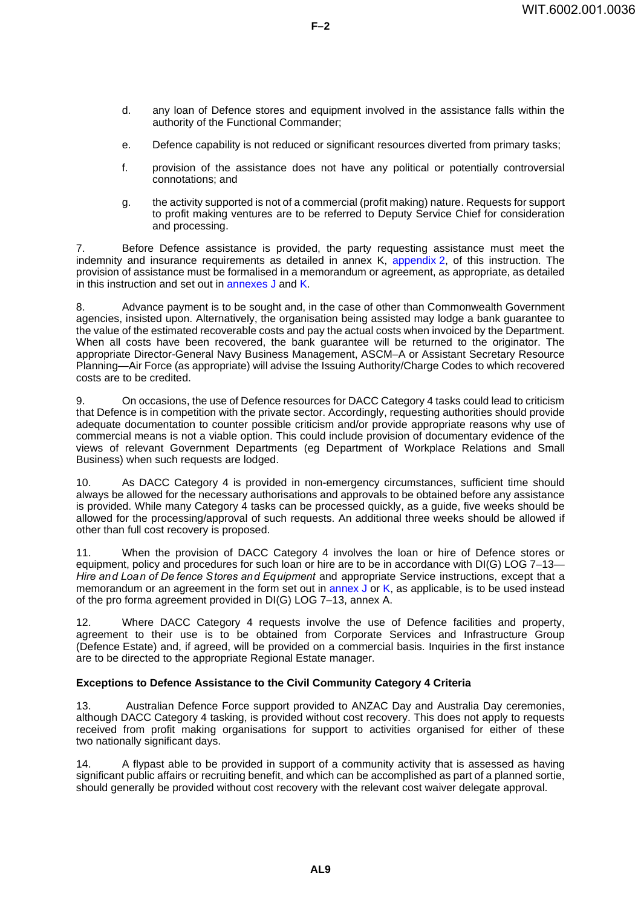d. any loan of Defence stores and equipment involved in the assistance falls within the authority of the Functional Commander;

e. Defence capability is not reduced or significant resources diverted from primary tasks;

f. provision of the assistance does not have any political or potentially controversial connotations; and

g. the activity supported is not of a commercial (profit making) nature. Requests for support to profit making ventures are to be referred to Deputy Service Chief for consideration and processing.

7. Before Defence assistance is provided, the party requesting assistance must meet the indemnity and insurance requirements as detailed in annex K, appendix 2, of this instruction. The provision of assistance must be formalised in a memorandum or agreement, as appropriate, as detailed in this instruction and set out in annexes J and K.

8. Advance payment is to be sought and, in the case of other than Commonwealth Government agencies, insisted upon. Alternatively, the organisation being assisted may lodge a bank guarantee to the value of the estimated recoverable costs and pay the actual costs when invoiced by the Department. When all costs have been recovered, the bank guarantee will be returned to the originator. The appropriate Director-General Navy Business Management, ASCM–A or Assistant Secretary Resource Planning—Air Force (as appropriate) will advise the Issuing Authority/Charge Codes to which recovered costs are to be credited.

9. On occasions, the use of Defence resources for DACC Category 4 tasks could lead to criticism that Defence is in competition with the private sector. Accordingly, requesting authorities should provide adequate documentation to counter possible criticism and/or provide appropriate reasons why use of commercial means is not a viable option. This could include provision of documentary evidence of the views of relevant Government Departments (eg Department of Workplace Relations and Small Business) when such requests are lodged.

10. As DACC Category 4 is provided in non-emergency circumstances, sufficient time should always be allowed for the necessary authorisations and approvals to be obtained before any assistance is provided. While many Category 4 tasks can be processed quickly, as a guide, five weeks should be allowed for the processing/approval of such requests. An additional three weeks should be allowed if other than full cost recovery is proposed.

11. When the provision of DACC Category 4 involves the loan or hire of Defence stores or equipment, policy and procedures for such loan or hire are to be in accordance with DI(G) LOG 7–13—*Hire and Loan of Defence Stores and Equipment* and appropriate Service instructions, except that a memorandum or an agreement in the form set out in annex J or K, as applicable, is to be used instead of the pro forma agreement provided in DI(G) LOG 7–13, annex A.

12. Where DACC Category 4 requests involve the use of Defence facilities and property, agreement to their use is to be obtained from Corporate Services and Infrastructure Group (Defence Estate) and, if agreed, will be provided on a commercial basis. Inquiries in the first instance are to be directed to the appropriate Regional Estate manager.

**Exceptions to Defence Assistance to the Civil Community Category 4 Criteria**

13. Australian Defence Force support provided to ANZAC Day and Australia Day ceremonies, although DACC Category 4 tasking, is provided without cost recovery. This does not apply to requests received from profit making organisations for support to activities organised for either of these two nationally significant days.

14. A flypast able to be provided in support of a community activity that is assessed as having significant public affairs or recruiting benefit, and which can be accomplished as part of a planned sortie, should generally be provided without cost recovery with the relevant cost waiver delegate approval.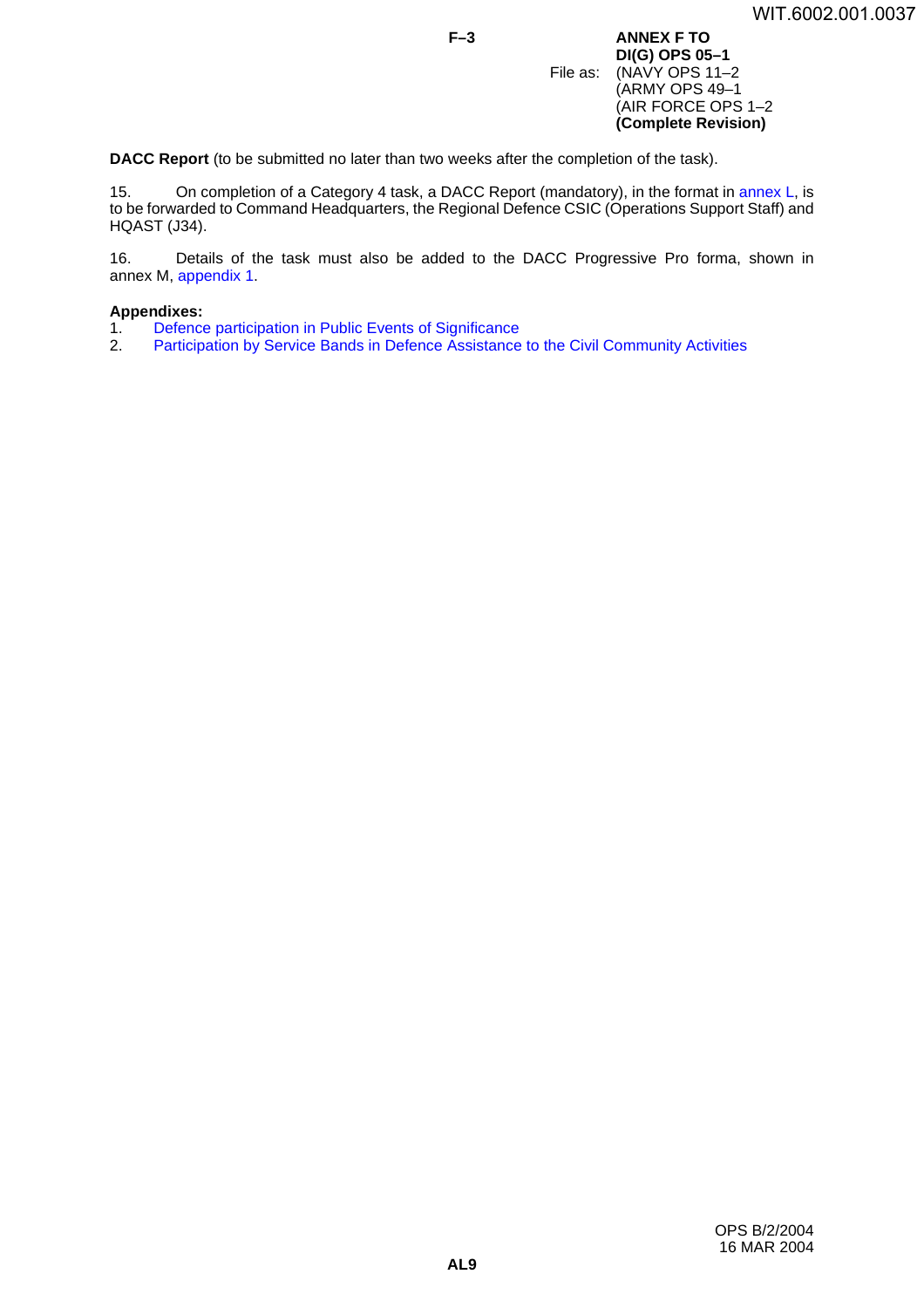**DACC Report** (to be submitted no later than two weeks after the completion of the task).

15. On completion of a Category 4 task, a DACC Report (mandatory), in the format in annex L, is to be forwarded to Command Headquarters, the Regional Defence CSIC (Operations Support Staff) and HQAST (J34).

16. Details of the task must also be added to the DACC Progressive Pro forma, shown in annex M, appendix 1.

**Appendixes:**

1. Defence participation in Public Events of Significance
2. Participation by Service Bands in Defence Assistance to the Civil Community Activities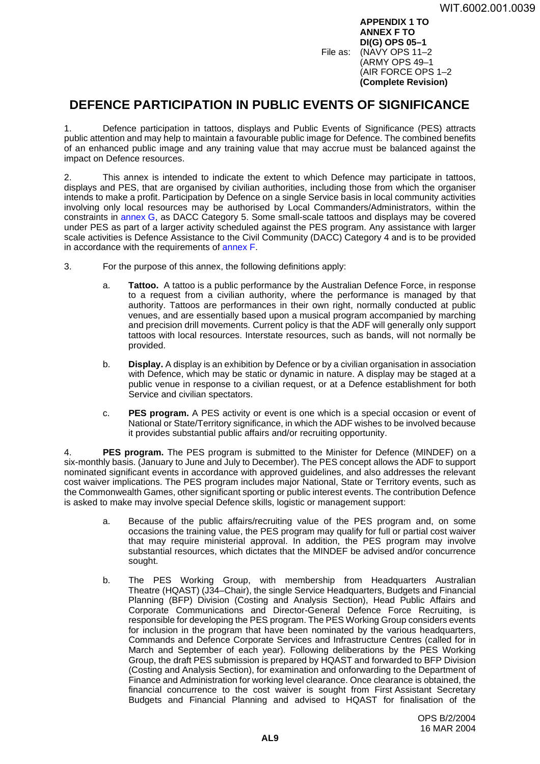**APPENDIX 1 TO**
**ANNEX F TO**
**DI(G) OPS 05–1**
File as: (NAVY OPS 11–2
(ARMY OPS 49–1
(AIR FORCE OPS 1–2
**(Complete Revision)**

# DEFENCE PARTICIPATION IN PUBLIC EVENTS OF SIGNIFICANCE

1. Defence participation in tattoos, displays and Public Events of Significance (PES) attracts public attention and may help to maintain a favourable public image for Defence. The combined benefits of an enhanced public image and any training value that may accrue must be balanced against the impact on Defence resources.

2. This annex is intended to indicate the extent to which Defence may participate in tattoos, displays and PES, that are organised by civilian authorities, including those from which the organiser intends to make a profit. Participation by Defence on a single Service basis in local community activities involving only local resources may be authorised by Local Commanders/Administrators, within the constraints in annex G, as DACC Category 5. Some small-scale tattoos and displays may be covered under PES as part of a larger activity scheduled against the PES program. Any assistance with larger scale activities is Defence Assistance to the Civil Community (DACC) Category 4 and is to be provided in accordance with the requirements of annex F.

3. For the purpose of this annex, the following definitions apply:

   a. **Tattoo.** A tattoo is a public performance by the Australian Defence Force, in response to a request from a civilian authority, where the performance is managed by that authority. Tattoos are performances in their own right, normally conducted at public venues, and are essentially based upon a musical program accompanied by marching and precision drill movements. Current policy is that the ADF will generally only support tattoos with local resources. Interstate resources, such as bands, will not normally be provided.

   b. **Display.** A display is an exhibition by Defence or by a civilian organisation in association with Defence, which may be static or dynamic in nature. A display may be staged at a public venue in response to a civilian request, or at a Defence establishment for both Service and civilian spectators.

   c. **PES program.** A PES activity or event is one which is a special occasion or event of National or State/Territory significance, in which the ADF wishes to be involved because it provides substantial public affairs and/or recruiting opportunity.

4. **PES program.** The PES program is submitted to the Minister for Defence (MINDEF) on a six-monthly basis. (January to June and July to December). The PES concept allows the ADF to support nominated significant events in accordance with approved guidelines, and also addresses the relevant cost waiver implications. The PES program includes major National, State or Territory events, such as the Commonwealth Games, other significant sporting or public interest events. The contribution Defence is asked to make may involve special Defence skills, logistic or management support:

   a. Because of the public affairs/recruiting value of the PES program and, on some occasions the training value, the PES program may qualify for full or partial cost waiver that may require ministerial approval. In addition, the PES program may involve substantial resources, which dictates that the MINDEF be advised and/or concurrence sought.

   b. The PES Working Group, with membership from Headquarters Australian Theatre (HQAST) (J34–Chair), the single Service Headquarters, Budgets and Financial Planning (BFP) Division (Costing and Analysis Section), Head Public Affairs and Corporate Communications and Director-General Defence Force Recruiting, is responsible for developing the PES program. The PES Working Group considers events for inclusion in the program that have been nominated by the various headquarters, Commands and Defence Corporate Services and Infrastructure Centres (called for in March and September of each year). Following deliberations by the PES Working Group, the draft PES submission is prepared by HQAST and forwarded to BFP Division (Costing and Analysis Section), for examination and onforwarding to the Department of Finance and Administration for working level clearance. Once clearance is obtained, the financial concurrence to the cost waiver is sought from First Assistant Secretary Budgets and Financial Planning and advised to HQAST for finalisation of the

OPS B/2/2004
16 MAR 2004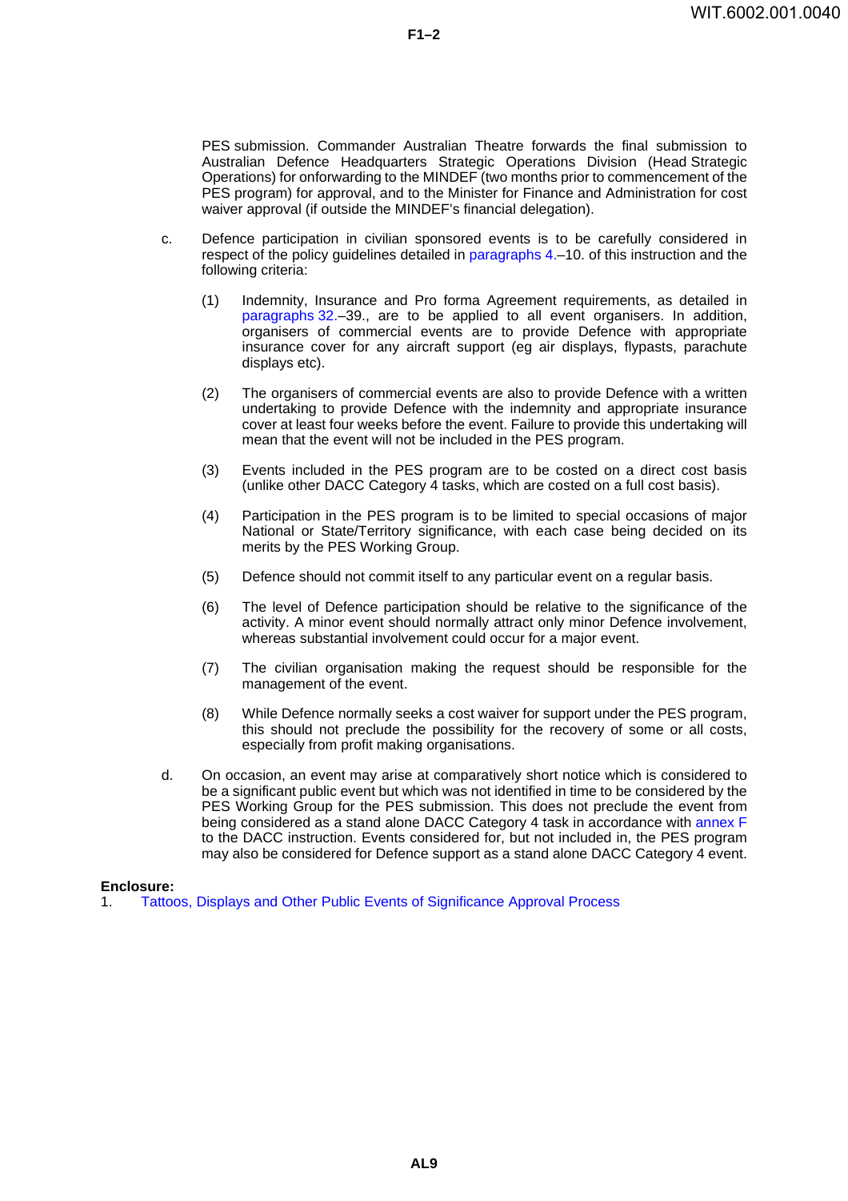PES submission. Commander Australian Theatre forwards the final submission to Australian Defence Headquarters Strategic Operations Division (Head Strategic Operations) for onforwarding to the MINDEF (two months prior to commencement of the PES program) for approval, and to the Minister for Finance and Administration for cost waiver approval (if outside the MINDEF's financial delegation).

c. Defence participation in civilian sponsored events is to be carefully considered in respect of the policy guidelines detailed in paragraphs 4.–10. of this instruction and the following criteria:

   (1) Indemnity, Insurance and Pro forma Agreement requirements, as detailed in paragraphs 32.–39., are to be applied to all event organisers. In addition, organisers of commercial events are to provide Defence with appropriate insurance cover for any aircraft support (eg air displays, flypasts, parachute displays etc).

   (2) The organisers of commercial events are also to provide Defence with a written undertaking to provide Defence with the indemnity and appropriate insurance cover at least four weeks before the event. Failure to provide this undertaking will mean that the event will not be included in the PES program.

   (3) Events included in the PES program are to be costed on a direct cost basis (unlike other DACC Category 4 tasks, which are costed on a full cost basis).

   (4) Participation in the PES program is to be limited to special occasions of major National or State/Territory significance, with each case being decided on its merits by the PES Working Group.

   (5) Defence should not commit itself to any particular event on a regular basis.

   (6) The level of Defence participation should be relative to the significance of the activity. A minor event should normally attract only minor Defence involvement, whereas substantial involvement could occur for a major event.

   (7) The civilian organisation making the request should be responsible for the management of the event.

   (8) While Defence normally seeks a cost waiver for support under the PES program, this should not preclude the possibility for the recovery of some or all costs, especially from profit making organisations.

d. On occasion, an event may arise at comparatively short notice which is considered to be a significant public event but which was not identified in time to be considered by the PES Working Group for the PES submission. This does not preclude the event from being considered as a stand alone DACC Category 4 task in accordance with annex F to the DACC instruction. Events considered for, but not included in, the PES program may also be considered for Defence support as a stand alone DACC Category 4 event.

**Enclosure:**

1. Tattoos, Displays and Other Public Events of Significance Approval Process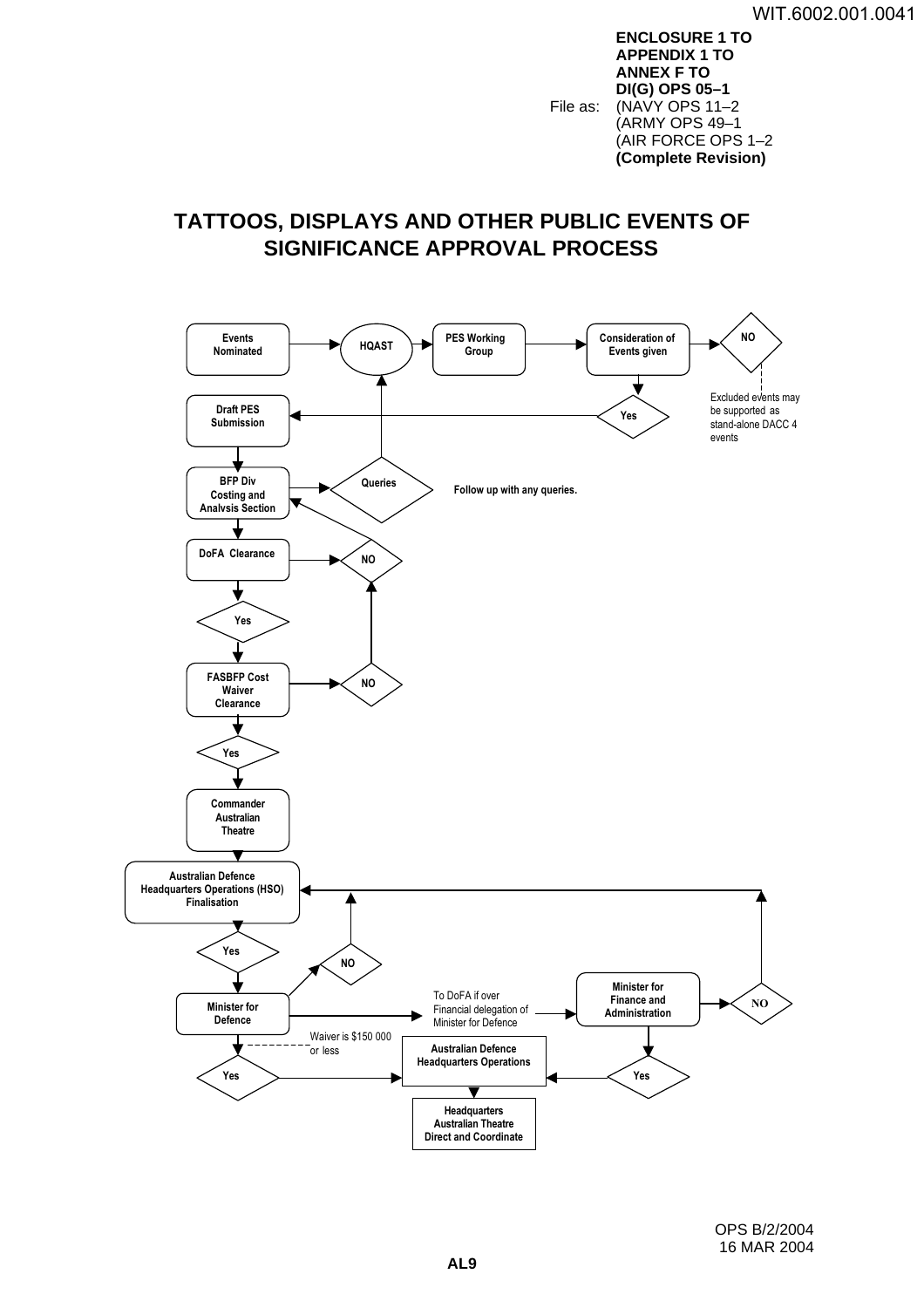**ENCLOSURE 1 TO**
**APPENDIX 1 TO**
**ANNEX F TO**
**DI(G) OPS 05–1**

File as: (NAVY OPS 11–2
(ARMY OPS 49–1
(AIR FORCE OPS 1–2
**(Complete Revision)**

# TATTOOS, DISPLAYS AND OTHER PUBLIC EVENTS OF SIGNIFICANCE APPROVAL PROCESS

Events Nominated → HQAST → PES Working Group → Consideration of Events given → NO

Excluded events may be supported as stand-alone DACC 4 events

Consideration of Events given → Yes → Draft PES Submission

Draft PES Submission → BFP Div Costing and Analysis Section → Queries → HQAST

Follow up with any queries.

BFP Div Costing and Analysis Section → DoFA Clearance → NO → BFP Div Costing and Analysis Section

DoFA Clearance → Yes → FASBFP Cost Waiver Clearance → NO

FASBFP Cost Waiver Clearance → Yes → Commander Australian Theatre → Australian Defence Headquarters Operations (HSO) Finalisation

Australian Defence Headquarters Operations (HSO) Finalisation → Yes → Minister for Defence → NO → Australian Defence Headquarters Operations (HSO) Finalisation

Minister for Defence → To DoFA if over Financial delegation of Minister for Defence → Minister for Finance and Administration → NO → Australian Defence Headquarters Operations (HSO) Finalisation

Minister for Defence → Yes (Waiver is $150 000 or less) → Australian Defence Headquarters Operations

Minister for Finance and Administration → Yes → Australian Defence Headquarters Operations

Australian Defence Headquarters Operations → Headquarters Australian Theatre Direct and Coordinate

OPS B/2/2004
16 MAR 2004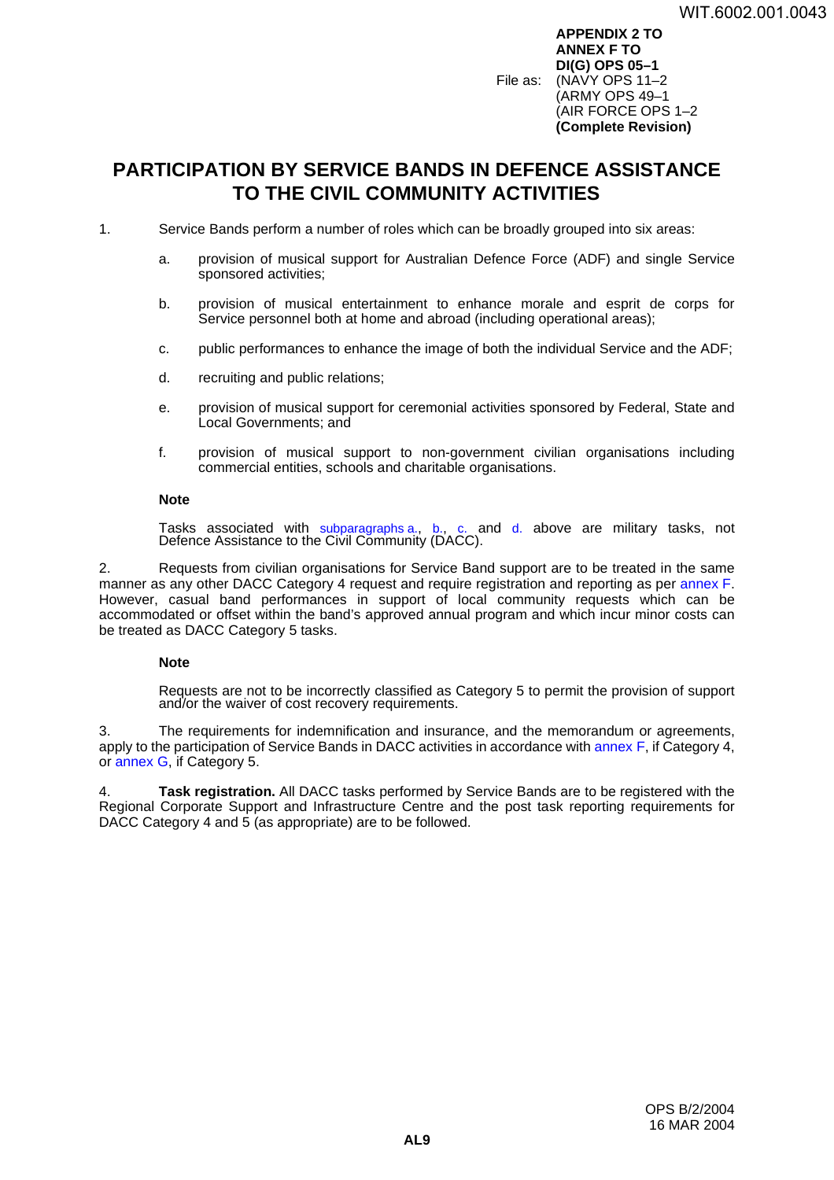**APPENDIX 2 TO ANNEX F TO DI(G) OPS 05–1**

File as: (NAVY OPS 11–2
(ARMY OPS 49–1
(AIR FORCE OPS 1–2
**(Complete Revision)**

# PARTICIPATION BY SERVICE BANDS IN DEFENCE ASSISTANCE TO THE CIVIL COMMUNITY ACTIVITIES

1. Service Bands perform a number of roles which can be broadly grouped into six areas:

   a. provision of musical support for Australian Defence Force (ADF) and single Service sponsored activities;

   b. provision of musical entertainment to enhance morale and esprit de corps for Service personnel both at home and abroad (including operational areas);

   c. public performances to enhance the image of both the individual Service and the ADF;

   d. recruiting and public relations;

   e. provision of musical support for ceremonial activities sponsored by Federal, State and Local Governments; and

   f. provision of musical support to non-government civilian organisations including commercial entities, schools and charitable organisations.

   **Note**

   Tasks associated with subparagraphs a., b., c. and d. above are military tasks, not Defence Assistance to the Civil Community (DACC).

2. Requests from civilian organisations for Service Band support are to be treated in the same manner as any other DACC Category 4 request and require registration and reporting as per annex F. However, casual band performances in support of local community requests which can be accommodated or offset within the band's approved annual program and which incur minor costs can be treated as DACC Category 5 tasks.

   **Note**

   Requests are not to be incorrectly classified as Category 5 to permit the provision of support and/or the waiver of cost recovery requirements.

3. The requirements for indemnification and insurance, and the memorandum or agreements, apply to the participation of Service Bands in DACC activities in accordance with annex F, if Category 4, or annex G, if Category 5.

4. **Task registration.** All DACC tasks performed by Service Bands are to be registered with the Regional Corporate Support and Infrastructure Centre and the post task reporting requirements for DACC Category 4 and 5 (as appropriate) are to be followed.

OPS B/2/2004
16 MAR 2004

AL9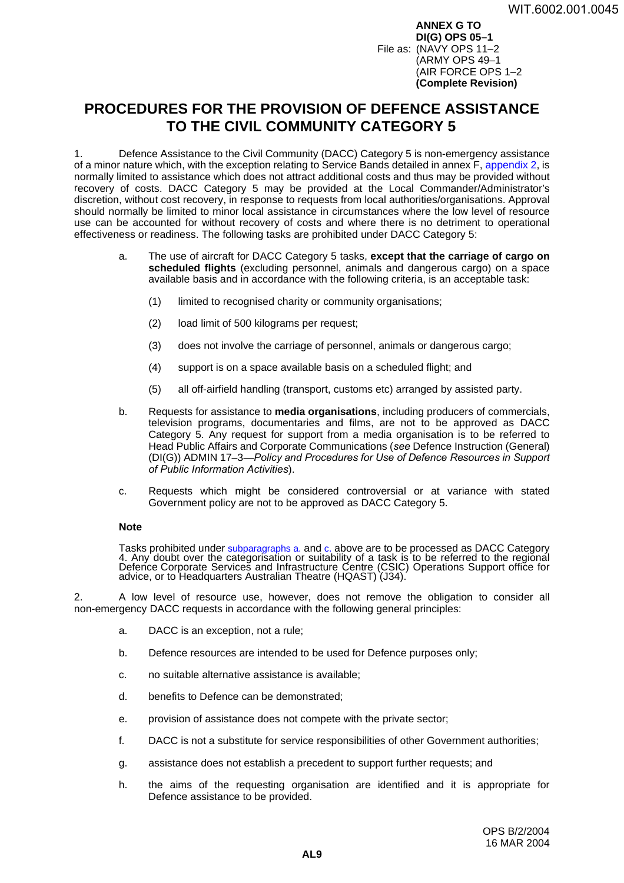**ANNEX G TO**
**DI(G) OPS 05–1**
File as: (NAVY OPS 11–2
(ARMY OPS 49–1
(AIR FORCE OPS 1–2
**(Complete Revision)**

# PROCEDURES FOR THE PROVISION OF DEFENCE ASSISTANCE TO THE CIVIL COMMUNITY CATEGORY 5

1. Defence Assistance to the Civil Community (DACC) Category 5 is non-emergency assistance of a minor nature which, with the exception relating to Service Bands detailed in annex F, appendix 2, is normally limited to assistance which does not attract additional costs and thus may be provided without recovery of costs. DACC Category 5 may be provided at the Local Commander/Administrator's discretion, without cost recovery, in response to requests from local authorities/organisations. Approval should normally be limited to minor local assistance in circumstances where the low level of resource use can be accounted for without recovery of costs and where there is no detriment to operational effectiveness or readiness. The following tasks are prohibited under DACC Category 5:

   a. The use of aircraft for DACC Category 5 tasks, **except that the carriage of cargo on scheduled flights** (excluding personnel, animals and dangerous cargo) on a space available basis and in accordance with the following criteria, is an acceptable task:

      (1) limited to recognised charity or community organisations;

      (2) load limit of 500 kilograms per request;

      (3) does not involve the carriage of personnel, animals or dangerous cargo;

      (4) support is on a space available basis on a scheduled flight; and

      (5) all off-airfield handling (transport, customs etc) arranged by assisted party.

   b. Requests for assistance to **media organisations**, including producers of commercials, television programs, documentaries and films, are not to be approved as DACC Category 5. Any request for support from a media organisation is to be referred to Head Public Affairs and Corporate Communications (*see* Defence Instruction (General) (DI(G)) ADMIN 17–3—*Policy and Procedures for Use of Defence Resources in Support of Public Information Activities*).

   c. Requests which might be considered controversial or at variance with stated Government policy are not to be approved as DACC Category 5.

**Note**

Tasks prohibited under subparagraphs a. and c. above are to be processed as DACC Category 4. Any doubt over the categorisation or suitability of a task is to be referred to the regional Defence Corporate Services and Infrastructure Centre (CSIC) Operations Support office for advice, or to Headquarters Australian Theatre (HQAST) (J34).

2. A low level of resource use, however, does not remove the obligation to consider all non-emergency DACC requests in accordance with the following general principles:

   a. DACC is an exception, not a rule;

   b. Defence resources are intended to be used for Defence purposes only;

   c. no suitable alternative assistance is available;

   d. benefits to Defence can be demonstrated;

   e. provision of assistance does not compete with the private sector;

   f. DACC is not a substitute for service responsibilities of other Government authorities;

   g. assistance does not establish a precedent to support further requests; and

   h. the aims of the requesting organisation are identified and it is appropriate for Defence assistance to be provided.

OPS B/2/2004
16 MAR 2004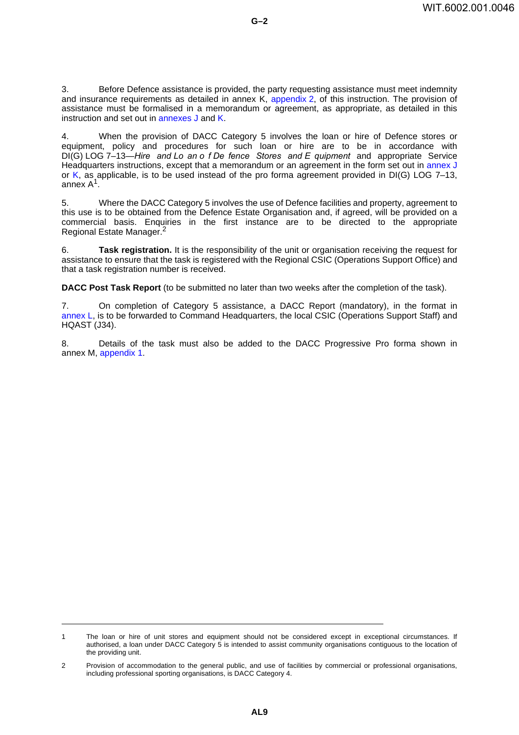3. Before Defence assistance is provided, the party requesting assistance must meet indemnity and insurance requirements as detailed in annex K, appendix 2, of this instruction. The provision of assistance must be formalised in a memorandum or agreement, as appropriate, as detailed in this instruction and set out in annexes J and K.

4. When the provision of DACC Category 5 involves the loan or hire of Defence stores or equipment, policy and procedures for such loan or hire are to be in accordance with DI(G) LOG 7–13—*Hire and Loan of Defence Stores and Equipment* and appropriate Service Headquarters instructions, except that a memorandum or an agreement in the form set out in annex J or K, as applicable, is to be used instead of the pro forma agreement provided in DI(G) LOG 7–13, annex A[1].

5. Where the DACC Category 5 involves the use of Defence facilities and property, agreement to this use is to be obtained from the Defence Estate Organisation and, if agreed, will be provided on a commercial basis. Enquiries in the first instance are to be directed to the appropriate Regional Estate Manager.[2]

6. **Task registration.** It is the responsibility of the unit or organisation receiving the request for assistance to ensure that the task is registered with the Regional CSIC (Operations Support Office) and that a task registration number is received.

**DACC Post Task Report** (to be submitted no later than two weeks after the completion of the task).

7. On completion of Category 5 assistance, a DACC Report (mandatory), in the format in annex L, is to be forwarded to Command Headquarters, the local CSIC (Operations Support Staff) and HQAST (J34).

8. Details of the task must also be added to the DACC Progressive Pro forma shown in annex M, appendix 1.

---

1 The loan or hire of unit stores and equipment should not be considered except in exceptional circumstances. If authorised, a loan under DACC Category 5 is intended to assist community organisations contiguous to the location of the providing unit.

2 Provision of accommodation to the general public, and use of facilities by commercial or professional organisations, including professional sporting organisations, is DACC Category 4.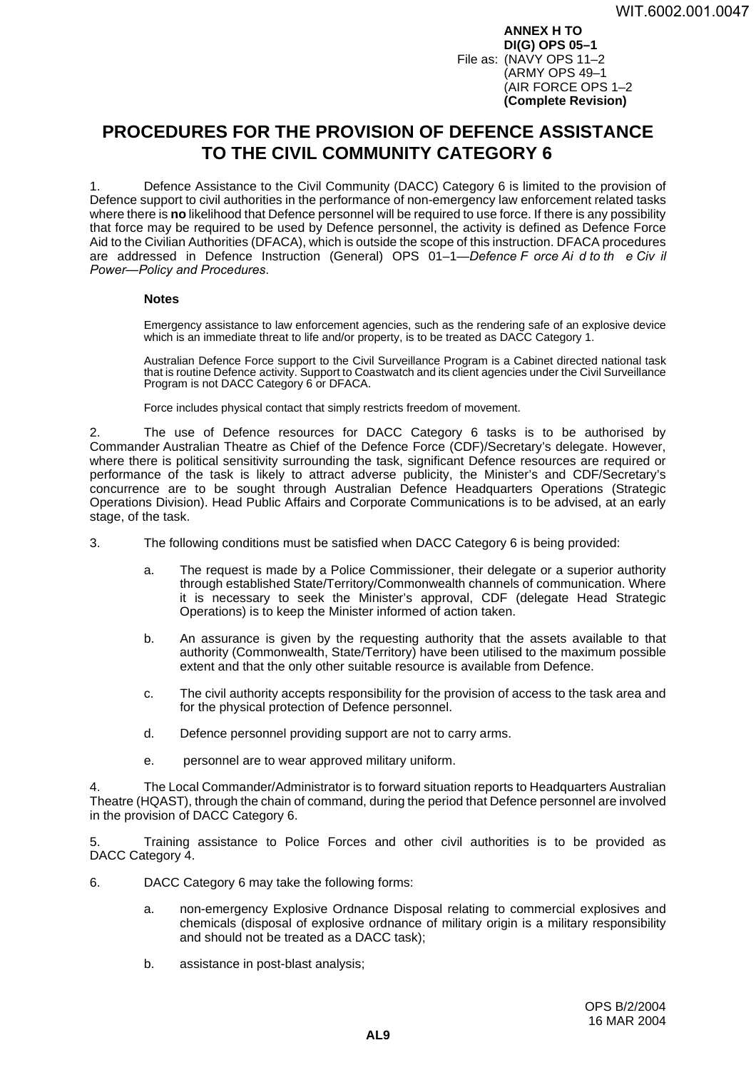**ANNEX H TO**
**DI(G) OPS 05–1**
File as: (NAVY OPS 11–2
(ARMY OPS 49–1
(AIR FORCE OPS 1–2
**(Complete Revision)**

# PROCEDURES FOR THE PROVISION OF DEFENCE ASSISTANCE TO THE CIVIL COMMUNITY CATEGORY 6

1. Defence Assistance to the Civil Community (DACC) Category 6 is limited to the provision of Defence support to civil authorities in the performance of non-emergency law enforcement related tasks where there is **no** likelihood that Defence personnel will be required to use force. If there is any possibility that force may be required to be used by Defence personnel, the activity is defined as Defence Force Aid to the Civilian Authorities (DFACA), which is outside the scope of this instruction. DFACA procedures are addressed in Defence Instruction (General) OPS 01–1—*Defence Force Aid to the Civil Power—Policy and Procedures*.

**Notes**

Emergency assistance to law enforcement agencies, such as the rendering safe of an explosive device which is an immediate threat to life and/or property, is to be treated as DACC Category 1.

Australian Defence Force support to the Civil Surveillance Program is a Cabinet directed national task that is routine Defence activity. Support to Coastwatch and its client agencies under the Civil Surveillance Program is not DACC Category 6 or DFACA.

Force includes physical contact that simply restricts freedom of movement.

2. The use of Defence resources for DACC Category 6 tasks is to be authorised by Commander Australian Theatre as Chief of the Defence Force (CDF)/Secretary's delegate. However, where there is political sensitivity surrounding the task, significant Defence resources are required or performance of the task is likely to attract adverse publicity, the Minister's and CDF/Secretary's concurrence are to be sought through Australian Defence Headquarters Operations (Strategic Operations Division). Head Public Affairs and Corporate Communications is to be advised, at an early stage, of the task.

3. The following conditions must be satisfied when DACC Category 6 is being provided:

a. The request is made by a Police Commissioner, their delegate or a superior authority through established State/Territory/Commonwealth channels of communication. Where it is necessary to seek the Minister's approval, CDF (delegate Head Strategic Operations) is to keep the Minister informed of action taken.

b. An assurance is given by the requesting authority that the assets available to that authority (Commonwealth, State/Territory) have been utilised to the maximum possible extent and that the only other suitable resource is available from Defence.

c. The civil authority accepts responsibility for the provision of access to the task area and for the physical protection of Defence personnel.

d. Defence personnel providing support are not to carry arms.

e. personnel are to wear approved military uniform.

4. The Local Commander/Administrator is to forward situation reports to Headquarters Australian Theatre (HQAST), through the chain of command, during the period that Defence personnel are involved in the provision of DACC Category 6.

5. Training assistance to Police Forces and other civil authorities is to be provided as DACC Category 4.

6. DACC Category 6 may take the following forms:

a. non-emergency Explosive Ordnance Disposal relating to commercial explosives and chemicals (disposal of explosive ordnance of military origin is a military responsibility and should not be treated as a DACC task);

b. assistance in post-blast analysis;

OPS B/2/2004
16 MAR 2004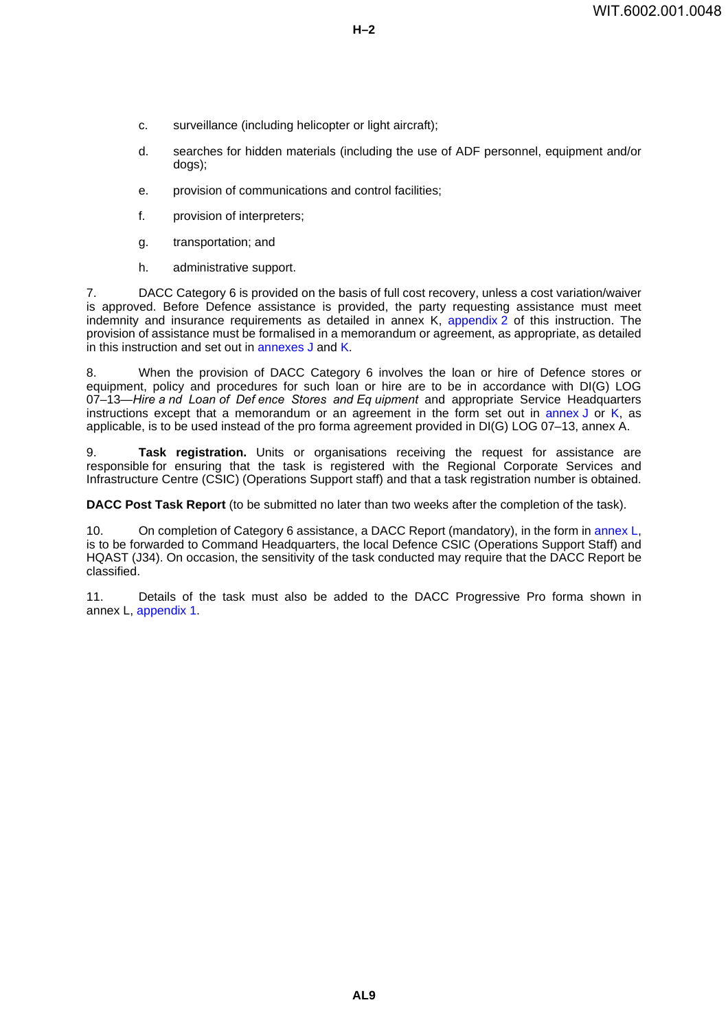c. surveillance (including helicopter or light aircraft);

d. searches for hidden materials (including the use of ADF personnel, equipment and/or dogs);

e. provision of communications and control facilities;

f. provision of interpreters;

g. transportation; and

h. administrative support.

7. DACC Category 6 is provided on the basis of full cost recovery, unless a cost variation/waiver is approved. Before Defence assistance is provided, the party requesting assistance must meet indemnity and insurance requirements as detailed in annex K, appendix 2 of this instruction. The provision of assistance must be formalised in a memorandum or agreement, as appropriate, as detailed in this instruction and set out in annexes J and K.

8. When the provision of DACC Category 6 involves the loan or hire of Defence stores or equipment, policy and procedures for such loan or hire are to be in accordance with DI(G) LOG 07–13—*Hire and Loan of Defence Stores and Equipment* and appropriate Service Headquarters instructions except that a memorandum or an agreement in the form set out in annex J or K, as applicable, is to be used instead of the pro forma agreement provided in DI(G) LOG 07–13, annex A.

9. **Task registration.** Units or organisations receiving the request for assistance are responsible for ensuring that the task is registered with the Regional Corporate Services and Infrastructure Centre (CSIC) (Operations Support staff) and that a task registration number is obtained.

**DACC Post Task Report** (to be submitted no later than two weeks after the completion of the task).

10. On completion of Category 6 assistance, a DACC Report (mandatory), in the form in annex L, is to be forwarded to Command Headquarters, the local Defence CSIC (Operations Support Staff) and HQAST (J34). On occasion, the sensitivity of the task conducted may require that the DACC Report be classified.

11. Details of the task must also be added to the DACC Progressive Pro forma shown in annex L, appendix 1.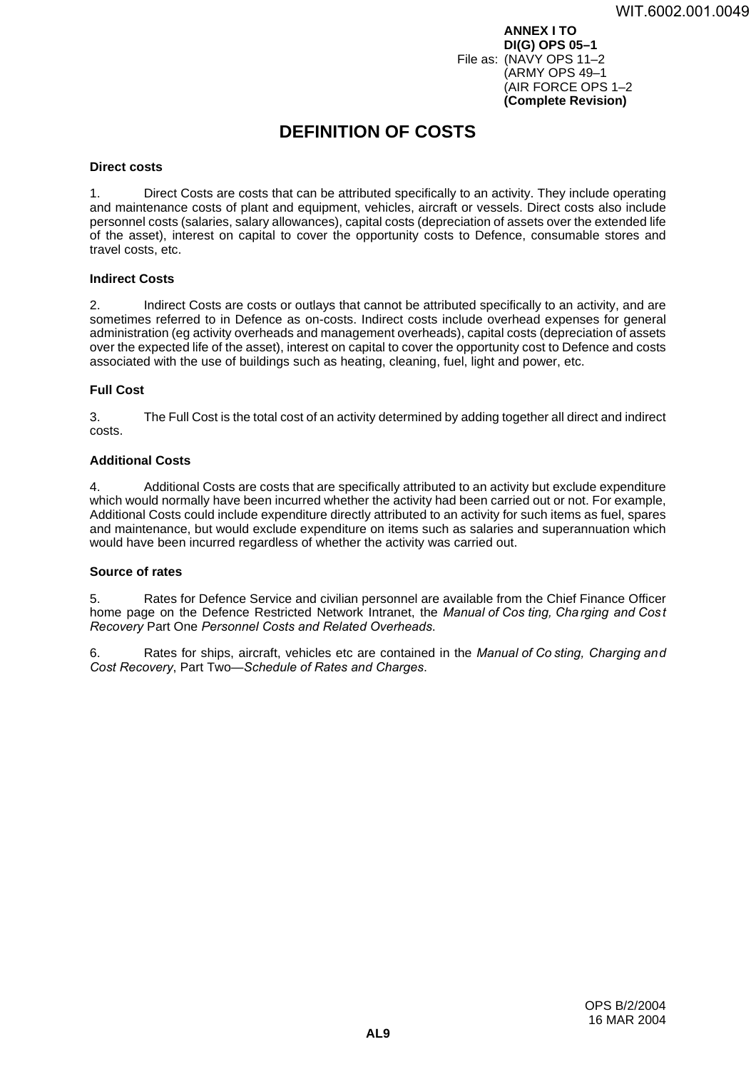**ANNEX I TO**
**DI(G) OPS 05–1**
File as: (NAVY OPS 11–2
(ARMY OPS 49–1
(AIR FORCE OPS 1–2
**(Complete Revision)**

# DEFINITION OF COSTS

**Direct costs**

1. Direct Costs are costs that can be attributed specifically to an activity. They include operating and maintenance costs of plant and equipment, vehicles, aircraft or vessels. Direct costs also include personnel costs (salaries, salary allowances), capital costs (depreciation of assets over the extended life of the asset), interest on capital to cover the opportunity costs to Defence, consumable stores and travel costs, etc.

**Indirect Costs**

2. Indirect Costs are costs or outlays that cannot be attributed specifically to an activity, and are sometimes referred to in Defence as on-costs. Indirect costs include overhead expenses for general administration (eg activity overheads and management overheads), capital costs (depreciation of assets over the expected life of the asset), interest on capital to cover the opportunity cost to Defence and costs associated with the use of buildings such as heating, cleaning, fuel, light and power, etc.

**Full Cost**

3. The Full Cost is the total cost of an activity determined by adding together all direct and indirect costs.

**Additional Costs**

4. Additional Costs are costs that are specifically attributed to an activity but exclude expenditure which would normally have been incurred whether the activity had been carried out or not. For example, Additional Costs could include expenditure directly attributed to an activity for such items as fuel, spares and maintenance, but would exclude expenditure on items such as salaries and superannuation which would have been incurred regardless of whether the activity was carried out.

**Source of rates**

5. Rates for Defence Service and civilian personnel are available from the Chief Finance Officer home page on the Defence Restricted Network Intranet, the *Manual of Costing, Charging and Cost Recovery* Part One *Personnel Costs and Related Overheads*.

6. Rates for ships, aircraft, vehicles etc are contained in the *Manual of Costing, Charging and Cost Recovery*, Part Two—*Schedule of Rates and Charges*.

OPS B/2/2004
16 MAR 2004

AL9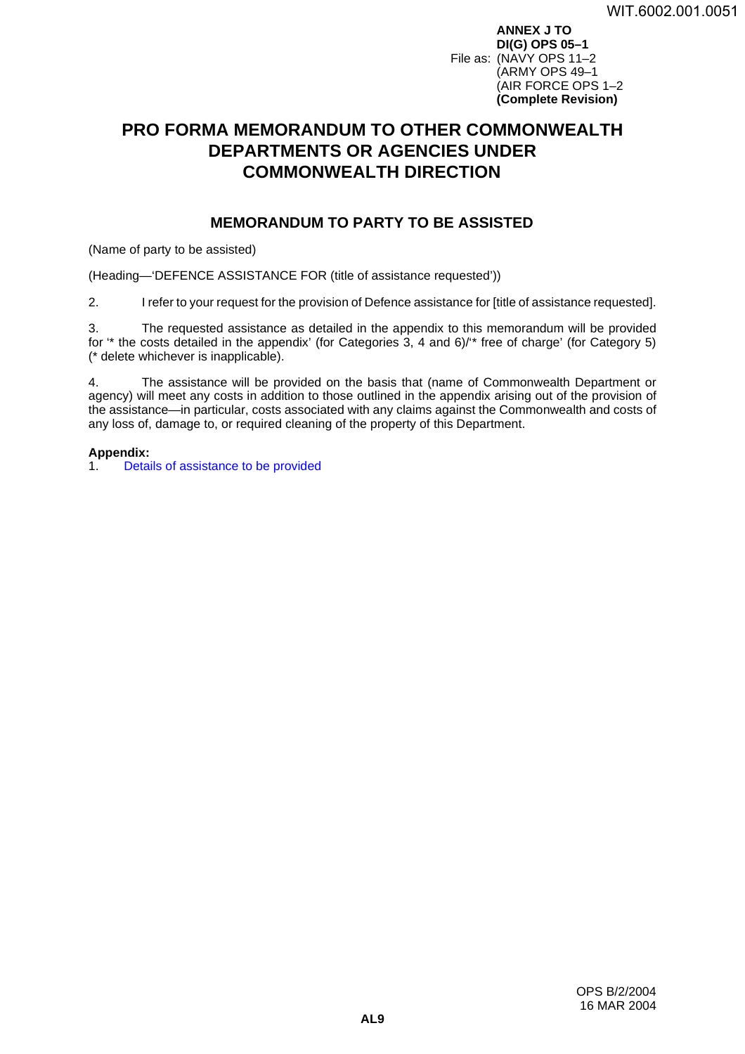**ANNEX J TO**
**DI(G) OPS 05–1**
File as: (NAVY OPS 11–2
(ARMY OPS 49–1
(AIR FORCE OPS 1–2
**(Complete Revision)**

# PRO FORMA MEMORANDUM TO OTHER COMMONWEALTH DEPARTMENTS OR AGENCIES UNDER COMMONWEALTH DIRECTION

## MEMORANDUM TO PARTY TO BE ASSISTED

(Name of party to be assisted)

(Heading—'DEFENCE ASSISTANCE FOR (title of assistance requested'))

2. I refer to your request for the provision of Defence assistance for [title of assistance requested].

3. The requested assistance as detailed in the appendix to this memorandum will be provided for '* the costs detailed in the appendix' (for Categories 3, 4 and 6)/'* free of charge' (for Category 5) (* delete whichever is inapplicable).

4. The assistance will be provided on the basis that (name of Commonwealth Department or agency) will meet any costs in addition to those outlined in the appendix arising out of the provision of the assistance—in particular, costs associated with any claims against the Commonwealth and costs of any loss of, damage to, or required cleaning of the property of this Department.

**Appendix:**
1. Details of assistance to be provided

OPS B/2/2004
16 MAR 2004

AL9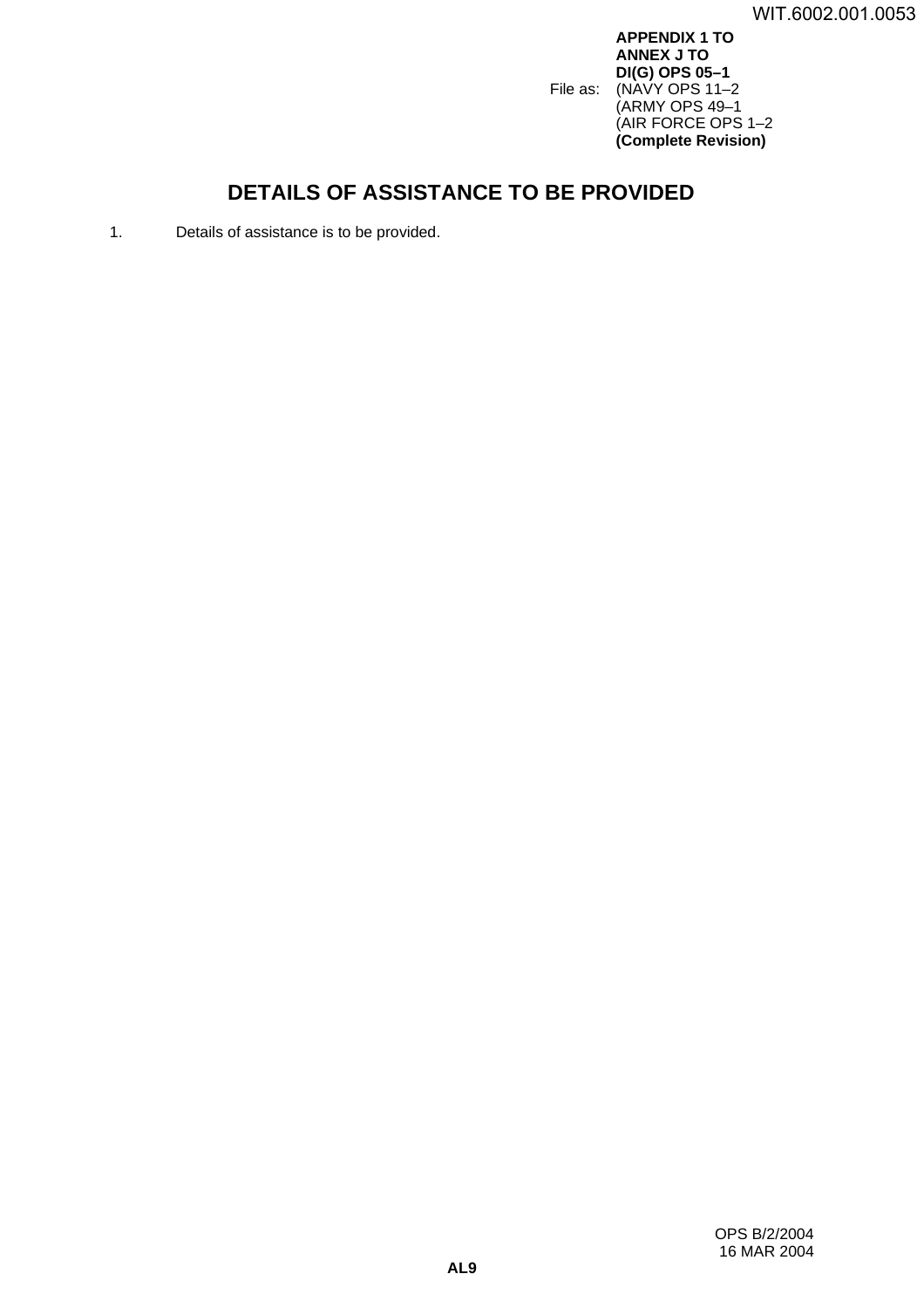**APPENDIX 1 TO**
**ANNEX J TO**
**DI(G) OPS 05–1**
File as: (NAVY OPS 11–2
(ARMY OPS 49–1
(AIR FORCE OPS 1–2
**(Complete Revision)**

# DETAILS OF ASSISTANCE TO BE PROVIDED

1. Details of assistance is to be provided.

OPS B/2/2004
16 MAR 2004

**AL9**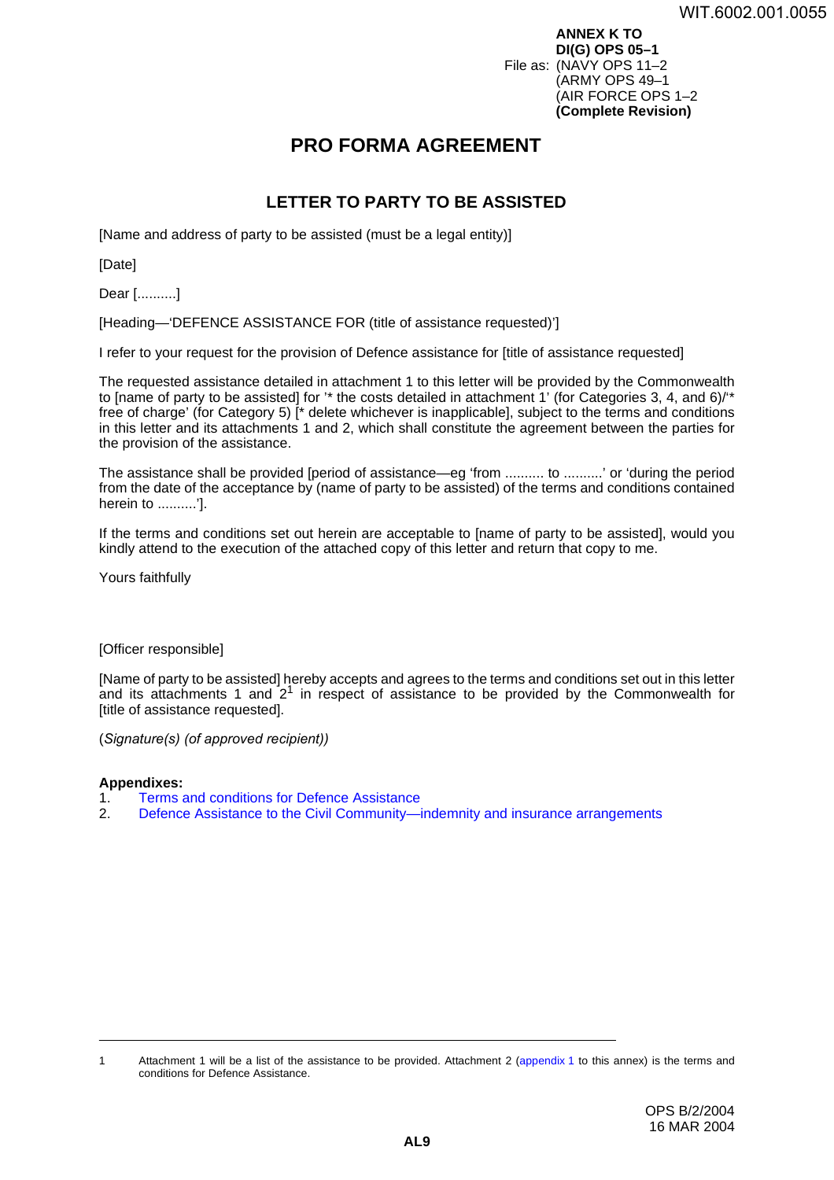**ANNEX K TO**
**DI(G) OPS 05–1**
File as: (NAVY OPS 11–2
(ARMY OPS 49–1
(AIR FORCE OPS 1–2
**(Complete Revision)**

# PRO FORMA AGREEMENT

## LETTER TO PARTY TO BE ASSISTED

[Name and address of party to be assisted (must be a legal entity)]

[Date]

Dear [..........]

[Heading—'DEFENCE ASSISTANCE FOR (title of assistance requested)']

I refer to your request for the provision of Defence assistance for [title of assistance requested]

The requested assistance detailed in attachment 1 to this letter will be provided by the Commonwealth to [name of party to be assisted] for '* the costs detailed in attachment 1' (for Categories 3, 4, and 6)/'* free of charge' (for Category 5) [* delete whichever is inapplicable], subject to the terms and conditions in this letter and its attachments 1 and 2, which shall constitute the agreement between the parties for the provision of the assistance.

The assistance shall be provided [period of assistance—eg 'from .......... to ..........' or 'during the period from the date of the acceptance by (name of party to be assisted) of the terms and conditions contained herein to ..........'].

If the terms and conditions set out herein are acceptable to [name of party to be assisted], would you kindly attend to the execution of the attached copy of this letter and return that copy to me.

Yours faithfully

[Officer responsible]

[Name of party to be assisted] hereby accepts and agrees to the terms and conditions set out in this letter and its attachments 1 and 2[1] in respect of assistance to be provided by the Commonwealth for [title of assistance requested].

(*Signature(s) (of approved recipient)*)

**Appendixes:**

1. Terms and conditions for Defence Assistance
2. Defence Assistance to the Civil Community—indemnity and insurance arrangements

---

1 Attachment 1 will be a list of the assistance to be provided. Attachment 2 (appendix 1 to this annex) is the terms and conditions for Defence Assistance.

OPS B/2/2004
16 MAR 2004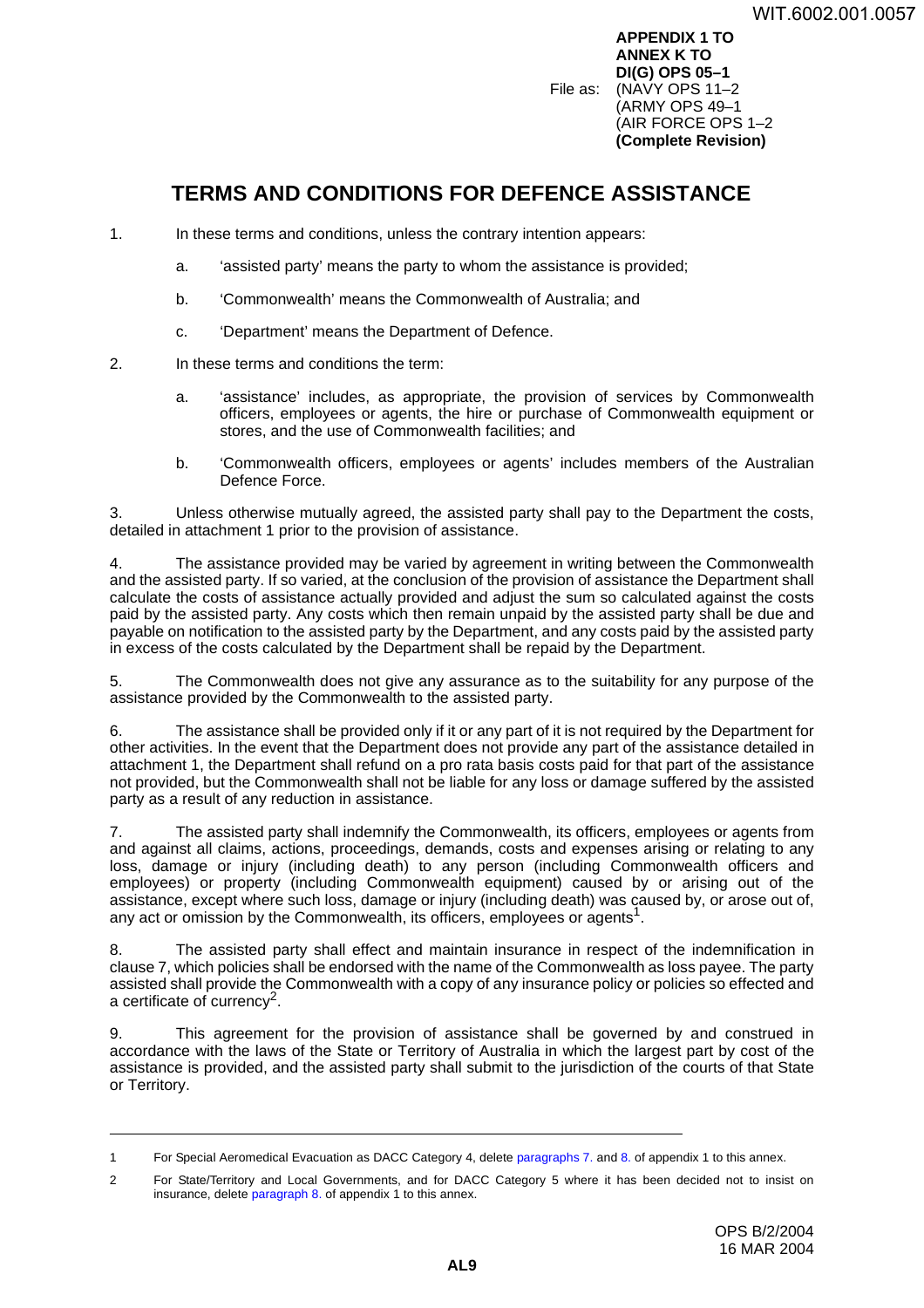**APPENDIX 1 TO**
**ANNEX K TO**
**DI(G) OPS 05–1**
File as: (NAVY OPS 11–2
(ARMY OPS 49–1
(AIR FORCE OPS 1–2
**(Complete Revision)**

# TERMS AND CONDITIONS FOR DEFENCE ASSISTANCE

1. In these terms and conditions, unless the contrary intention appears:

   a. 'assisted party' means the party to whom the assistance is provided;

   b. 'Commonwealth' means the Commonwealth of Australia; and

   c. 'Department' means the Department of Defence.

2. In these terms and conditions the term:

   a. 'assistance' includes, as appropriate, the provision of services by Commonwealth officers, employees or agents, the hire or purchase of Commonwealth equipment or stores, and the use of Commonwealth facilities; and

   b. 'Commonwealth officers, employees or agents' includes members of the Australian Defence Force.

3. Unless otherwise mutually agreed, the assisted party shall pay to the Department the costs, detailed in attachment 1 prior to the provision of assistance.

4. The assistance provided may be varied by agreement in writing between the Commonwealth and the assisted party. If so varied, at the conclusion of the provision of assistance the Department shall calculate the costs of assistance actually provided and adjust the sum so calculated against the costs paid by the assisted party. Any costs which then remain unpaid by the assisted party shall be due and payable on notification to the assisted party by the Department, and any costs paid by the assisted party in excess of the costs calculated by the Department shall be repaid by the Department.

5. The Commonwealth does not give any assurance as to the suitability for any purpose of the assistance provided by the Commonwealth to the assisted party.

6. The assistance shall be provided only if it or any part of it is not required by the Department for other activities. In the event that the Department does not provide any part of the assistance detailed in attachment 1, the Department shall refund on a pro rata basis costs paid for that part of the assistance not provided, but the Commonwealth shall not be liable for any loss or damage suffered by the assisted party as a result of any reduction in assistance.

7. The assisted party shall indemnify the Commonwealth, its officers, employees or agents from and against all claims, actions, proceedings, demands, costs and expenses arising or relating to any loss, damage or injury (including death) to any person (including Commonwealth officers and employees) or property (including Commonwealth equipment) caused by or arising out of the assistance, except where such loss, damage or injury (including death) was caused by, or arose out of, any act or omission by the Commonwealth, its officers, employees or agents[1].

8. The assisted party shall effect and maintain insurance in respect of the indemnification in clause 7, which policies shall be endorsed with the name of the Commonwealth as loss payee. The party assisted shall provide the Commonwealth with a copy of any insurance policy or policies so effected and a certificate of currency[2].

9. This agreement for the provision of assistance shall be governed by and construed in accordance with the laws of the State or Territory of Australia in which the largest part by cost of the assistance is provided, and the assisted party shall submit to the jurisdiction of the courts of that State or Territory.

---

1 For Special Aeromedical Evacuation as DACC Category 4, delete paragraphs 7. and 8. of appendix 1 to this annex.

2 For State/Territory and Local Governments, and for DACC Category 5 where it has been decided not to insist on insurance, delete paragraph 8. of appendix 1 to this annex.

OPS B/2/2004
16 MAR 2004

AL9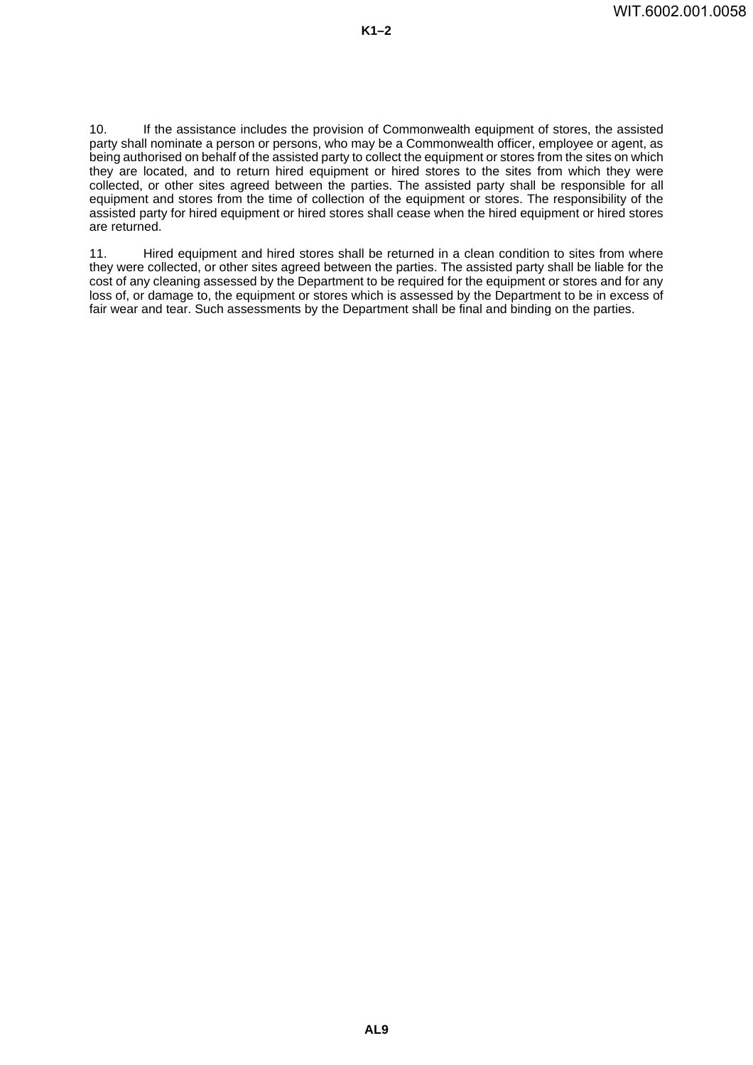10. If the assistance includes the provision of Commonwealth equipment of stores, the assisted party shall nominate a person or persons, who may be a Commonwealth officer, employee or agent, as being authorised on behalf of the assisted party to collect the equipment or stores from the sites on which they are located, and to return hired equipment or hired stores to the sites from which they were collected, or other sites agreed between the parties. The assisted party shall be responsible for all equipment and stores from the time of collection of the equipment or stores. The responsibility of the assisted party for hired equipment or hired stores shall cease when the hired equipment or hired stores are returned.

11. Hired equipment and hired stores shall be returned in a clean condition to sites from where they were collected, or other sites agreed between the parties. The assisted party shall be liable for the cost of any cleaning assessed by the Department to be required for the equipment or stores and for any loss of, or damage to, the equipment or stores which is assessed by the Department to be in excess of fair wear and tear. Such assessments by the Department shall be final and binding on the parties.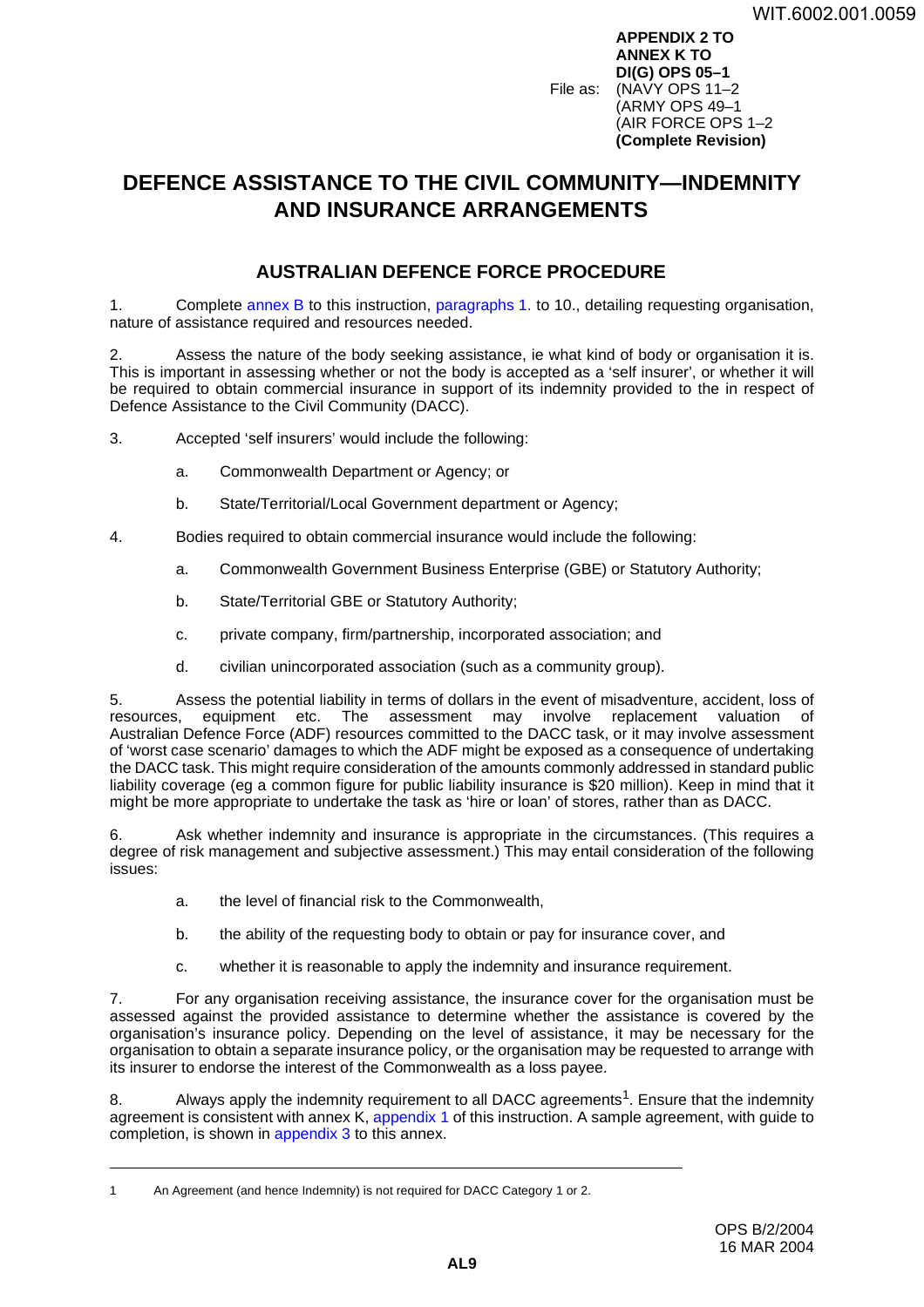**APPENDIX 2 TO ANNEX K TO DI(G) OPS 05–1**

File as: (NAVY OPS 11–2
(ARMY OPS 49–1
(AIR FORCE OPS 1–2
**(Complete Revision)**

# DEFENCE ASSISTANCE TO THE CIVIL COMMUNITY—INDEMNITY AND INSURANCE ARRANGEMENTS

## AUSTRALIAN DEFENCE FORCE PROCEDURE

1. Complete annex B to this instruction, paragraphs 1. to 10., detailing requesting organisation, nature of assistance required and resources needed.

2. Assess the nature of the body seeking assistance, ie what kind of body or organisation it is. This is important in assessing whether or not the body is accepted as a 'self insurer', or whether it will be required to obtain commercial insurance in support of its indemnity provided to the in respect of Defence Assistance to the Civil Community (DACC).

3. Accepted 'self insurers' would include the following:

   a. Commonwealth Department or Agency; or

   b. State/Territorial/Local Government department or Agency;

4. Bodies required to obtain commercial insurance would include the following:

   a. Commonwealth Government Business Enterprise (GBE) or Statutory Authority;

   b. State/Territorial GBE or Statutory Authority;

   c. private company, firm/partnership, incorporated association; and

   d. civilian unincorporated association (such as a community group).

5. Assess the potential liability in terms of dollars in the event of misadventure, accident, loss of resources, equipment etc. The assessment may involve replacement valuation of Australian Defence Force (ADF) resources committed to the DACC task, or it may involve assessment of 'worst case scenario' damages to which the ADF might be exposed as a consequence of undertaking the DACC task. This might require consideration of the amounts commonly addressed in standard public liability coverage (eg a common figure for public liability insurance is $20 million). Keep in mind that it might be more appropriate to undertake the task as 'hire or loan' of stores, rather than as DACC.

6. Ask whether indemnity and insurance is appropriate in the circumstances. (This requires a degree of risk management and subjective assessment.) This may entail consideration of the following issues:

   a. the level of financial risk to the Commonwealth,

   b. the ability of the requesting body to obtain or pay for insurance cover, and

   c. whether it is reasonable to apply the indemnity and insurance requirement.

7. For any organisation receiving assistance, the insurance cover for the organisation must be assessed against the provided assistance to determine whether the assistance is covered by the organisation's insurance policy. Depending on the level of assistance, it may be necessary for the organisation to obtain a separate insurance policy, or the organisation may be requested to arrange with its insurer to endorse the interest of the Commonwealth as a loss payee.

8. Always apply the indemnity requirement to all DACC agreements[1]. Ensure that the indemnity agreement is consistent with annex K, appendix 1 of this instruction. A sample agreement, with guide to completion, is shown in appendix 3 to this annex.

---

1 An Agreement (and hence Indemnity) is not required for DACC Category 1 or 2.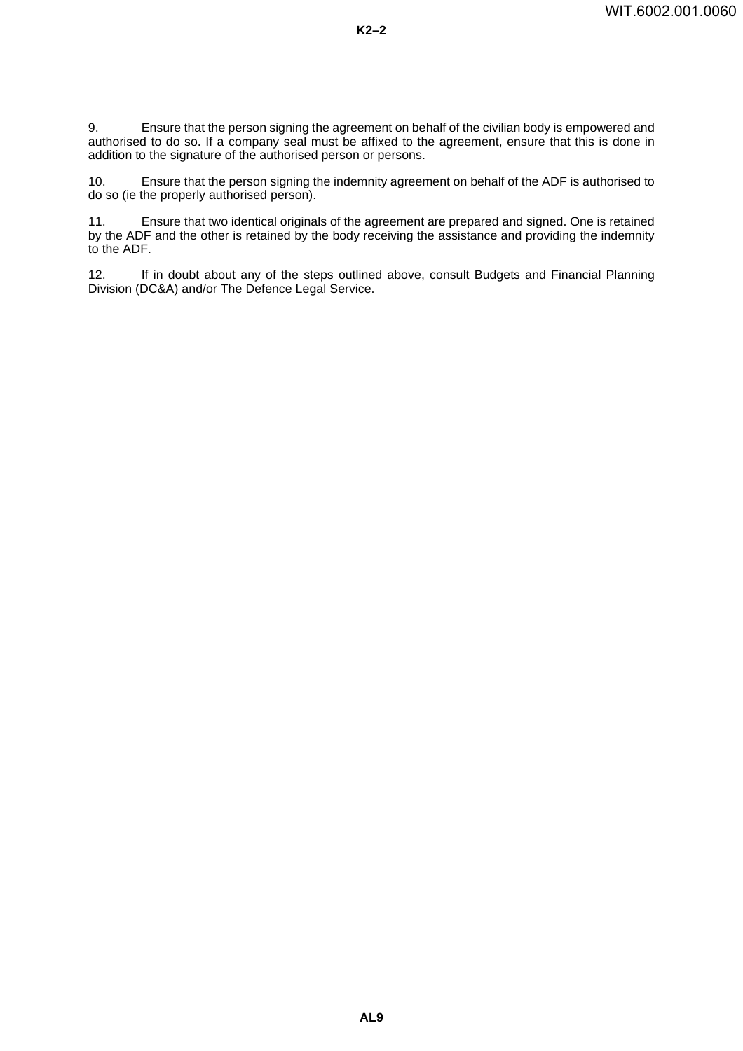9. Ensure that the person signing the agreement on behalf of the civilian body is empowered and authorised to do so. If a company seal must be affixed to the agreement, ensure that this is done in addition to the signature of the authorised person or persons.

10. Ensure that the person signing the indemnity agreement on behalf of the ADF is authorised to do so (ie the properly authorised person).

11. Ensure that two identical originals of the agreement are prepared and signed. One is retained by the ADF and the other is retained by the body receiving the assistance and providing the indemnity to the ADF.

12. If in doubt about any of the steps outlined above, consult Budgets and Financial Planning Division (DC&A) and/or The Defence Legal Service.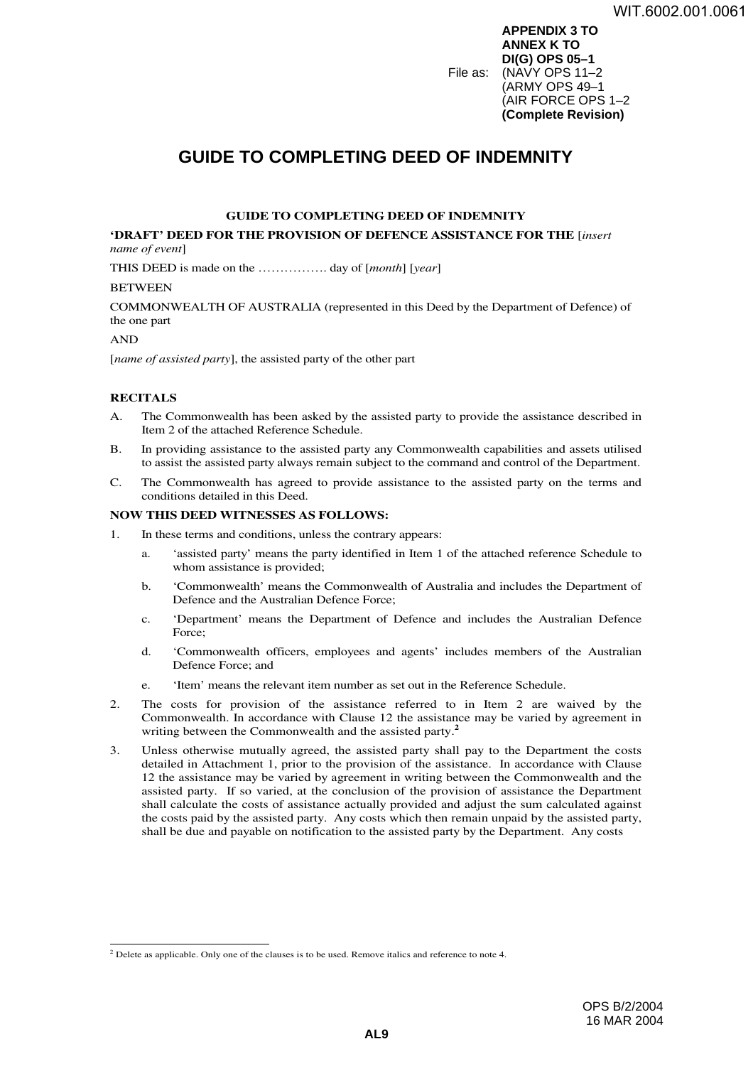**APPENDIX 3 TO ANNEX K TO DI(G) OPS 05–1**

File as: (NAVY OPS 11–2 (ARMY OPS 49–1 (AIR FORCE OPS 1–2 **(Complete Revision)**

# GUIDE TO COMPLETING DEED OF INDEMNITY

**GUIDE TO COMPLETING DEED OF INDEMNITY**

**'DRAFT' DEED FOR THE PROVISION OF DEFENCE ASSISTANCE FOR THE** [*insert name of event*]

THIS DEED is made on the ……………. day of [*month*] [*year*]

BETWEEN

COMMONWEALTH OF AUSTRALIA (represented in this Deed by the Department of Defence) of the one part

AND

[*name of assisted party*], the assisted party of the other part

**RECITALS**

A. The Commonwealth has been asked by the assisted party to provide the assistance described in Item 2 of the attached Reference Schedule.

B. In providing assistance to the assisted party any Commonwealth capabilities and assets utilised to assist the assisted party always remain subject to the command and control of the Department.

C. The Commonwealth has agreed to provide assistance to the assisted party on the terms and conditions detailed in this Deed.

**NOW THIS DEED WITNESSES AS FOLLOWS:**

1. In these terms and conditions, unless the contrary appears:

   a. 'assisted party' means the party identified in Item 1 of the attached reference Schedule to whom assistance is provided;

   b. 'Commonwealth' means the Commonwealth of Australia and includes the Department of Defence and the Australian Defence Force;

   c. 'Department' means the Department of Defence and includes the Australian Defence Force;

   d. 'Commonwealth officers, employees and agents' includes members of the Australian Defence Force; and

   e. 'Item' means the relevant item number as set out in the Reference Schedule.

2. The costs for provision of the assistance referred to in Item 2 are waived by the Commonwealth. In accordance with Clause 12 the assistance may be varied by agreement in writing between the Commonwealth and the assisted party.[2]

3. Unless otherwise mutually agreed, the assisted party shall pay to the Department the costs detailed in Attachment 1, prior to the provision of the assistance. In accordance with Clause 12 the assistance may be varied by agreement in writing between the Commonwealth and the assisted party. If so varied, at the conclusion of the provision of assistance the Department shall calculate the costs of assistance actually provided and adjust the sum calculated against the costs paid by the assisted party. Any costs which then remain unpaid by the assisted party, shall be due and payable on notification to the assisted party by the Department. Any costs

---

[2] Delete as applicable. Only one of the clauses is to be used. Remove italics and reference to note 4.

OPS B/2/2004
16 MAR 2004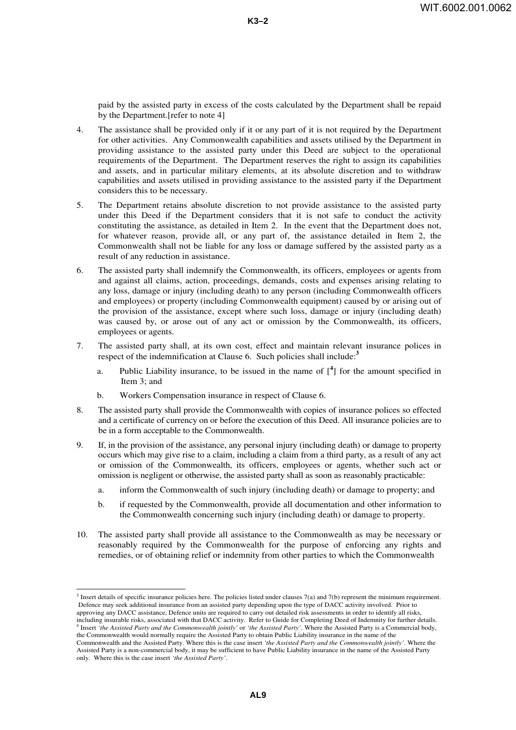paid by the assisted party in excess of the costs calculated by the Department shall be repaid by the Department.[refer to note 4]

4. The assistance shall be provided only if it or any part of it is not required by the Department for other activities. Any Commonwealth capabilities and assets utilised by the Department in providing assistance to the assisted party under this Deed are subject to the operational requirements of the Department. The Department reserves the right to assign its capabilities and assets, and in particular military elements, at its absolute discretion and to withdraw capabilities and assets utilised in providing assistance to the assisted party if the Department considers this to be necessary.

5. The Department retains absolute discretion to not provide assistance to the assisted party under this Deed if the Department considers that it is not safe to conduct the activity constituting the assistance, as detailed in Item 2. In the event that the Department does not, for whatever reason, provide all, or any part of, the assistance detailed in Item 2, the Commonwealth shall not be liable for any loss or damage suffered by the assisted party as a result of any reduction in assistance.

6. The assisted party shall indemnify the Commonwealth, its officers, employees or agents from and against all claims, action, proceedings, demands, costs and expenses arising relating to any loss, damage or injury (including death) to any person (including Commonwealth officers and employees) or property (including Commonwealth equipment) caused by or arising out of the provision of the assistance, except where such loss, damage or injury (including death) was caused by, or arose out of any act or omission by the Commonwealth, its officers, employees or agents.

7. The assisted party shall, at its own cost, effect and maintain relevant insurance polices in respect of the indemnification at Clause 6. Such policies shall include:[3]

   a. Public Liability insurance, to be issued in the name of [[4]] for the amount specified in Item 3; and

   b. Workers Compensation insurance in respect of Clause 6.

8. The assisted party shall provide the Commonwealth with copies of insurance polices so effected and a certificate of currency on or before the execution of this Deed. All insurance policies are to be in a form acceptable to the Commonwealth.

9. If, in the provision of the assistance, any personal injury (including death) or damage to property occurs which may give rise to a claim, including a claim from a third party, as a result of any act or omission of the Commonwealth, its officers, employees or agents, whether such act or omission is negligent or otherwise, the assisted party shall as soon as reasonably practicable:

   a. inform the Commonwealth of such injury (including death) or damage to property; and

   b. if requested by the Commonwealth, provide all documentation and other information to the Commonwealth concerning such injury (including death) or damage to property.

10. The assisted party shall provide all assistance to the Commonwealth as may be necessary or reasonably required by the Commonwealth for the purpose of enforcing any rights and remedies, or of obtaining relief or indemnity from other parties to which the Commonwealth

---

[3] Insert details of specific insurance policies here. The policies listed under clauses 7(a) and 7(b) represent the minimum requirement. Defence may seek additional insurance from an assisted party depending upon the type of DACC activity involved. Prior to approving any DACC assistance, Defence units are required to carry out detailed risk assessments in order to identify all risks, including insurable risks, associated with that DACC activity. Refer to Guide for Completing Deed of Indemnity for further details.

[4] Insert *'the Assisted Party and the Commonwealth jointly'* or *'the Assisted Party'*. Where the Assisted Party is a Commercial body, the Commonwealth would normally require the Assisted Party to obtain Public Liability insurance in the name of the Commonwealth and the Assisted Party. Where this is the case insert *'the Assisted Party and the Commonwealth jointly'*. Where the Assisted Party is a non-commercial body, it may be sufficient to have Public Liability insurance in the name of the Assisted Party only. Where this is the case insert *'the Assisted Party'*.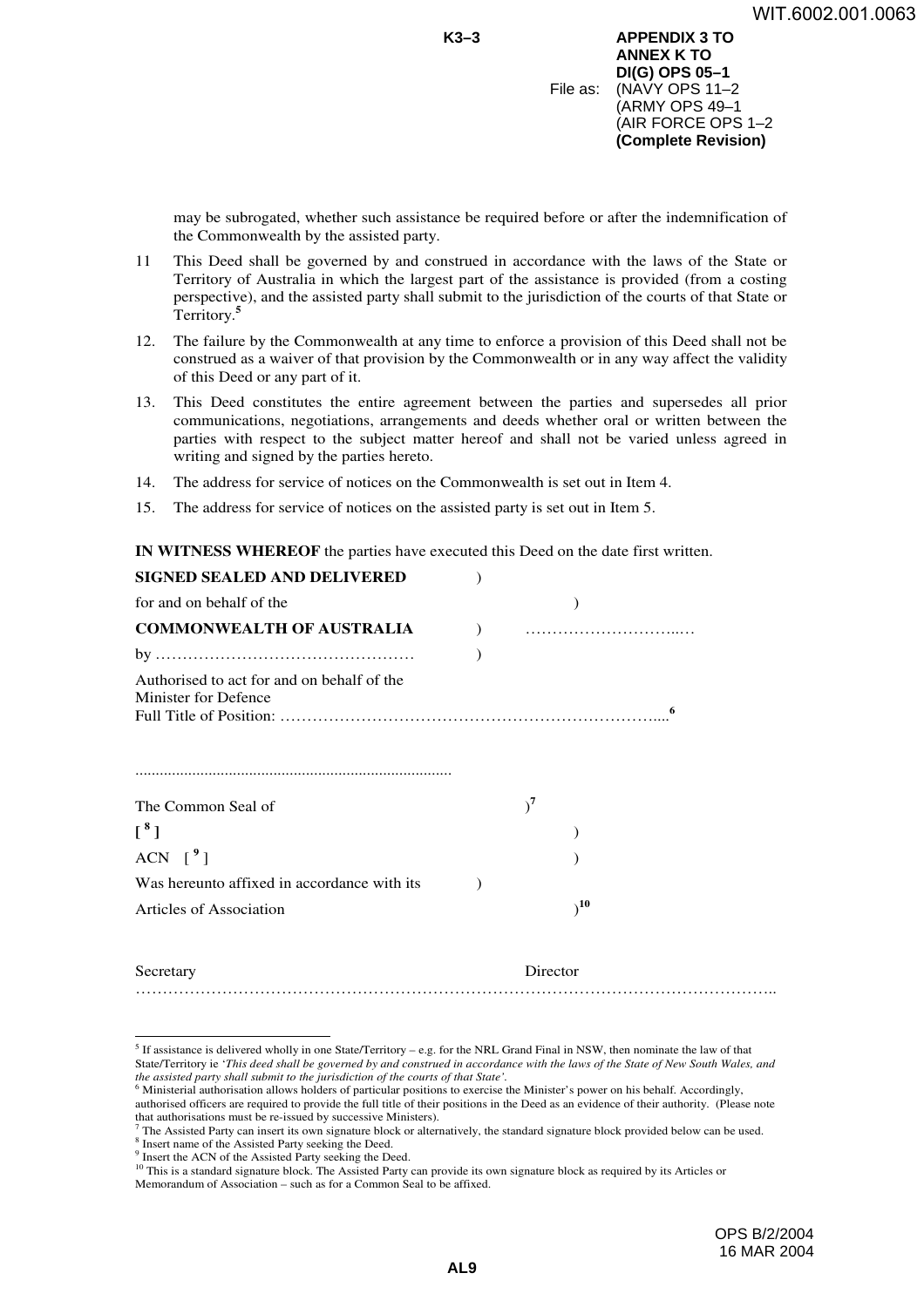may be subrogated, whether such assistance be required before or after the indemnification of the Commonwealth by the assisted party.

11 This Deed shall be governed by and construed in accordance with the laws of the State or Territory of Australia in which the largest part of the assistance is provided (from a costing perspective), and the assisted party shall submit to the jurisdiction of the courts of that State or Territory.[5]

12. The failure by the Commonwealth at any time to enforce a provision of this Deed shall not be construed as a waiver of that provision by the Commonwealth or in any way affect the validity of this Deed or any part of it.

13. This Deed constitutes the entire agreement between the parties and supersedes all prior communications, negotiations, arrangements and deeds whether oral or written between the parties with respect to the subject matter hereof and shall not be varied unless agreed in writing and signed by the parties hereto.

14. The address for service of notices on the Commonwealth is set out in Item 4.

15. The address for service of notices on the assisted party is set out in Item 5.

**IN WITNESS WHEREOF** the parties have executed this Deed on the date first written.

**SIGNED SEALED AND DELIVERED** )
for and on behalf of the )
**COMMONWEALTH OF AUSTRALIA** ) …………………………..…
by ………………………………………… )
Authorised to act for and on behalf of the
Minister for Defence
Full Title of Position: ……………………………………………………………....[6]

............................................................................

The Common Seal of )[7]
[ [8] ] )
ACN [ [9] ] )
Was hereunto affixed in accordance with its )
Articles of Association )[10]

Secretary Director
………………………………………………………………………………………………………..

---

[5] If assistance is delivered wholly in one State/Territory – e.g. for the NRL Grand Final in NSW, then nominate the law of that State/Territory ie *'This deed shall be governed by and construed in accordance with the laws of the State of New South Wales, and the assisted party shall submit to the jurisdiction of the courts of that State'*.
[6] Ministerial authorisation allows holders of particular positions to exercise the Minister's power on his behalf. Accordingly, authorised officers are required to provide the full title of their positions in the Deed as an evidence of their authority. (Please note that authorisations must be re-issued by successive Ministers).
[7] The Assisted Party can insert its own signature block or alternatively, the standard signature block provided below can be used.
[8] Insert name of the Assisted Party seeking the Deed.
[9] Insert the ACN of the Assisted Party seeking the Deed.
[10] This is a standard signature block. The Assisted Party can provide its own signature block as required by its Articles or Memorandum of Association – such as for a Common Seal to be affixed.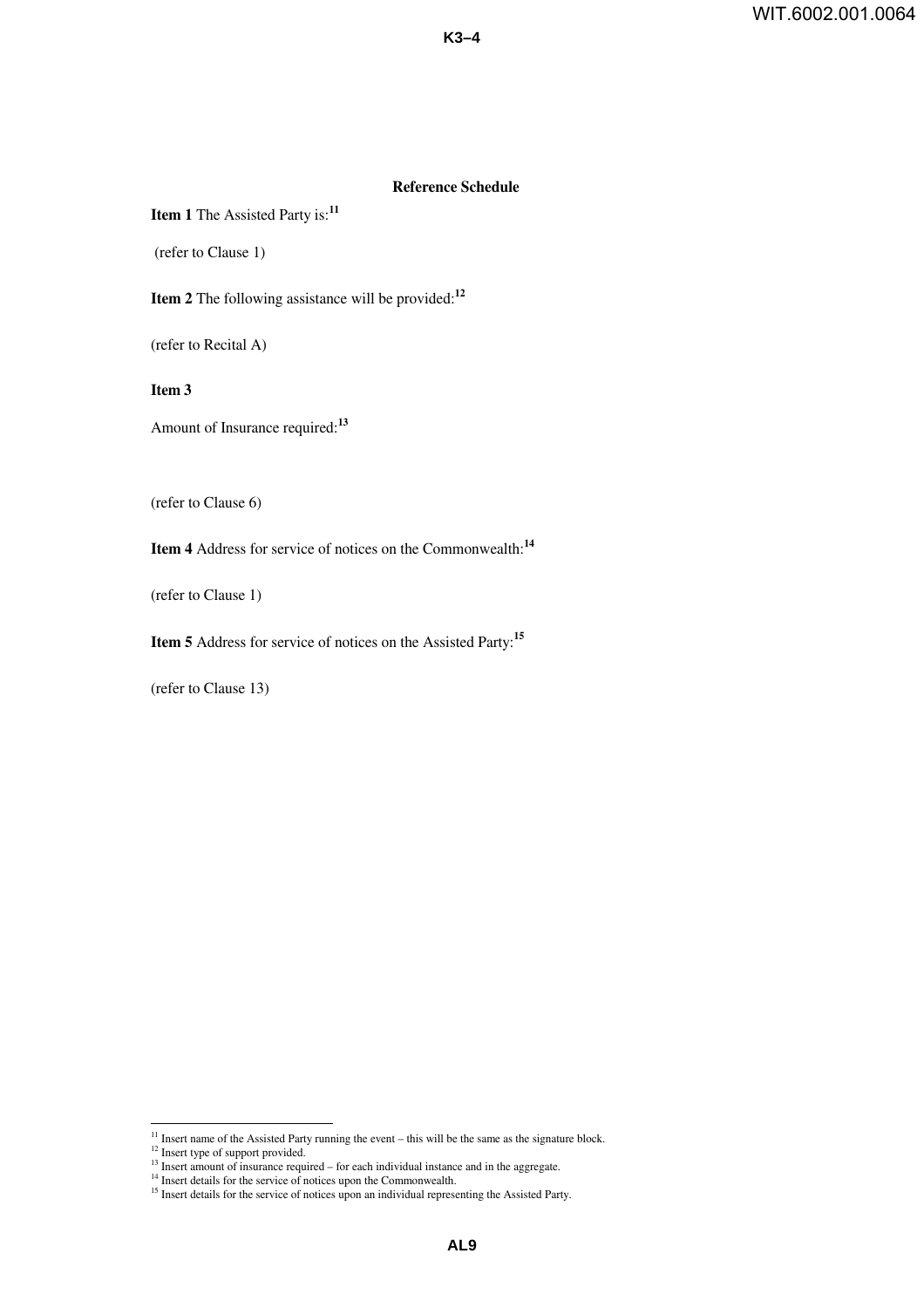**Reference Schedule**

**Item 1** The Assisted Party is:[11]

(refer to Clause 1)

**Item 2** The following assistance will be provided:[12]

(refer to Recital A)

**Item 3**

Amount of Insurance required:[13]

(refer to Clause 6)

**Item 4** Address for service of notices on the Commonwealth:[14]

(refer to Clause 1)

**Item 5** Address for service of notices on the Assisted Party:[15]

(refer to Clause 13)

---

[11] Insert name of the Assisted Party running the event – this will be the same as the signature block.
[12] Insert type of support provided.
[13] Insert amount of insurance required – for each individual instance and in the aggregate.
[14] Insert details for the service of notices upon the Commonwealth.
[15] Insert details for the service of notices upon an individual representing the Assisted Party.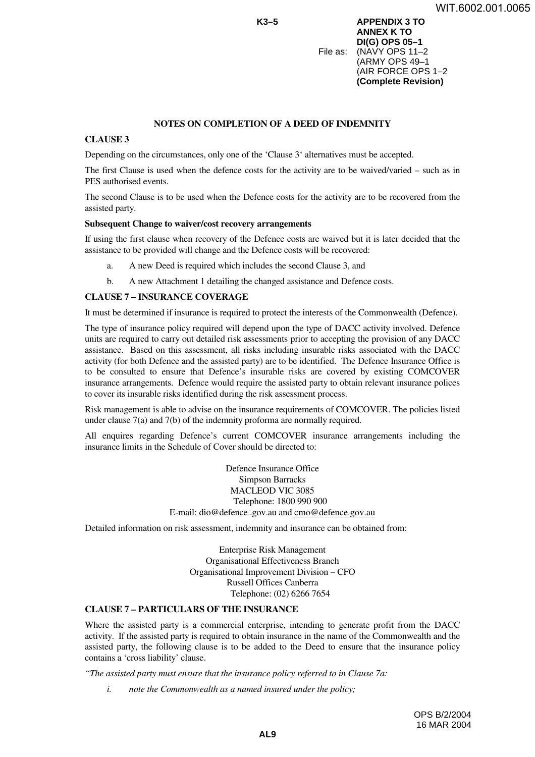APPENDIX 3 TO
ANNEX K TO
DI(G) OPS 05–1

File as: (NAVY OPS 11–2
(ARMY OPS 49–1
(AIR FORCE OPS 1–2
**(Complete Revision)**

## NOTES ON COMPLETION OF A DEED OF INDEMNITY

### CLAUSE 3

Depending on the circumstances, only one of the 'Clause 3' alternatives must be accepted.

The first Clause is used when the defence costs for the activity are to be waived/varied – such as in PES authorised events.

The second Clause is to be used when the Defence costs for the activity are to be recovered from the assisted party.

**Subsequent Change to waiver/cost recovery arrangements**

If using the first clause when recovery of the Defence costs are waived but it is later decided that the assistance to be provided will change and the Defence costs will be recovered:

a. A new Deed is required which includes the second Clause 3, and

b. A new Attachment 1 detailing the changed assistance and Defence costs.

### CLAUSE 7 – INSURANCE COVERAGE

It must be determined if insurance is required to protect the interests of the Commonwealth (Defence).

The type of insurance policy required will depend upon the type of DACC activity involved. Defence units are required to carry out detailed risk assessments prior to accepting the provision of any DACC assistance. Based on this assessment, all risks including insurable risks associated with the DACC activity (for both Defence and the assisted party) are to be identified. The Defence Insurance Office is to be consulted to ensure that Defence's insurable risks are covered by existing COMCOVER insurance arrangements. Defence would require the assisted party to obtain relevant insurance polices to cover its insurable risks identified during the risk assessment process.

Risk management is able to advise on the insurance requirements of COMCOVER. The policies listed under clause 7(a) and 7(b) of the indemnity proforma are normally required.

All enquires regarding Defence's current COMCOVER insurance arrangements including the insurance limits in the Schedule of Cover should be directed to:

Defence Insurance Office
Simpson Barracks
MACLEOD VIC 3085
Telephone: 1800 990 900
E-mail: dio@defence .gov.au and cmo@defence.gov.au

Detailed information on risk assessment, indemnity and insurance can be obtained from:

Enterprise Risk Management
Organisational Effectiveness Branch
Organisational Improvement Division – CFO
Russell Offices Canberra
Telephone: (02) 6266 7654

### CLAUSE 7 – PARTICULARS OF THE INSURANCE

Where the assisted party is a commercial enterprise, intending to generate profit from the DACC activity. If the assisted party is required to obtain insurance in the name of the Commonwealth and the assisted party, the following clause is to be added to the Deed to ensure that the insurance policy contains a 'cross liability' clause.

*"The assisted party must ensure that the insurance policy referred to in Clause 7a:*

*i. note the Commonwealth as a named insured under the policy;*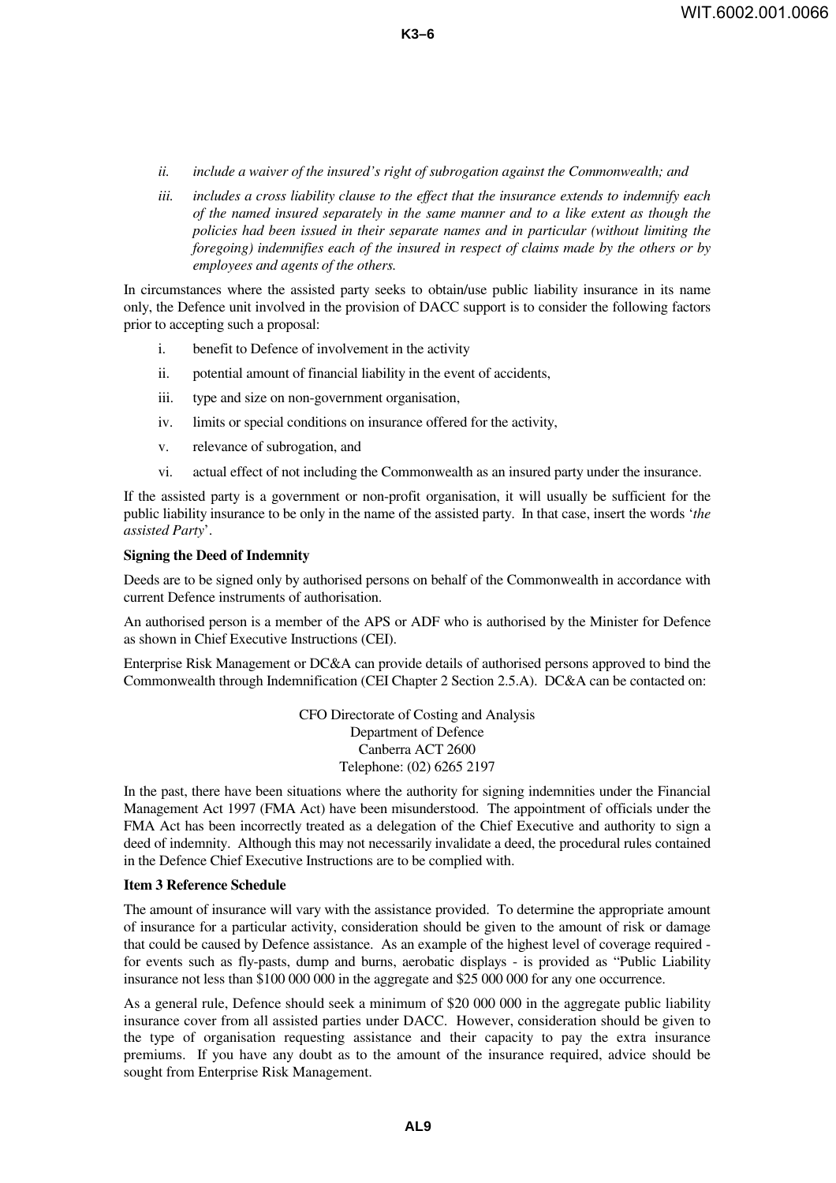ii. *include a waiver of the insured's right of subrogation against the Commonwealth; and*

iii. *includes a cross liability clause to the effect that the insurance extends to indemnify each of the named insured separately in the same manner and to a like extent as though the policies had been issued in their separate names and in particular (without limiting the foregoing) indemnifies each of the insured in respect of claims made by the others or by employees and agents of the others.*

In circumstances where the assisted party seeks to obtain/use public liability insurance in its name only, the Defence unit involved in the provision of DACC support is to consider the following factors prior to accepting such a proposal:

i. benefit to Defence of involvement in the activity

ii. potential amount of financial liability in the event of accidents,

iii. type and size on non-government organisation,

iv. limits or special conditions on insurance offered for the activity,

v. relevance of subrogation, and

vi. actual effect of not including the Commonwealth as an insured party under the insurance.

If the assisted party is a government or non-profit organisation, it will usually be sufficient for the public liability insurance to be only in the name of the assisted party. In that case, insert the words '*the assisted Party*'.

**Signing the Deed of Indemnity**

Deeds are to be signed only by authorised persons on behalf of the Commonwealth in accordance with current Defence instruments of authorisation.

An authorised person is a member of the APS or ADF who is authorised by the Minister for Defence as shown in Chief Executive Instructions (CEI).

Enterprise Risk Management or DC&A can provide details of authorised persons approved to bind the Commonwealth through Indemnification (CEI Chapter 2 Section 2.5.A). DC&A can be contacted on:

CFO Directorate of Costing and Analysis
Department of Defence
Canberra ACT 2600
Telephone: (02) 6265 2197

In the past, there have been situations where the authority for signing indemnities under the Financial Management Act 1997 (FMA Act) have been misunderstood. The appointment of officials under the FMA Act has been incorrectly treated as a delegation of the Chief Executive and authority to sign a deed of indemnity. Although this may not necessarily invalidate a deed, the procedural rules contained in the Defence Chief Executive Instructions are to be complied with.

**Item 3 Reference Schedule**

The amount of insurance will vary with the assistance provided. To determine the appropriate amount of insurance for a particular activity, consideration should be given to the amount of risk or damage that could be caused by Defence assistance. As an example of the highest level of coverage required - for events such as fly-pasts, dump and burns, aerobatic displays - is provided as "Public Liability insurance not less than $100 000 000 in the aggregate and $25 000 000 for any one occurrence.

As a general rule, Defence should seek a minimum of $20 000 000 in the aggregate public liability insurance cover from all assisted parties under DACC. However, consideration should be given to the type of organisation requesting assistance and their capacity to pay the extra insurance premiums. If you have any doubt as to the amount of the insurance required, advice should be sought from Enterprise Risk Management.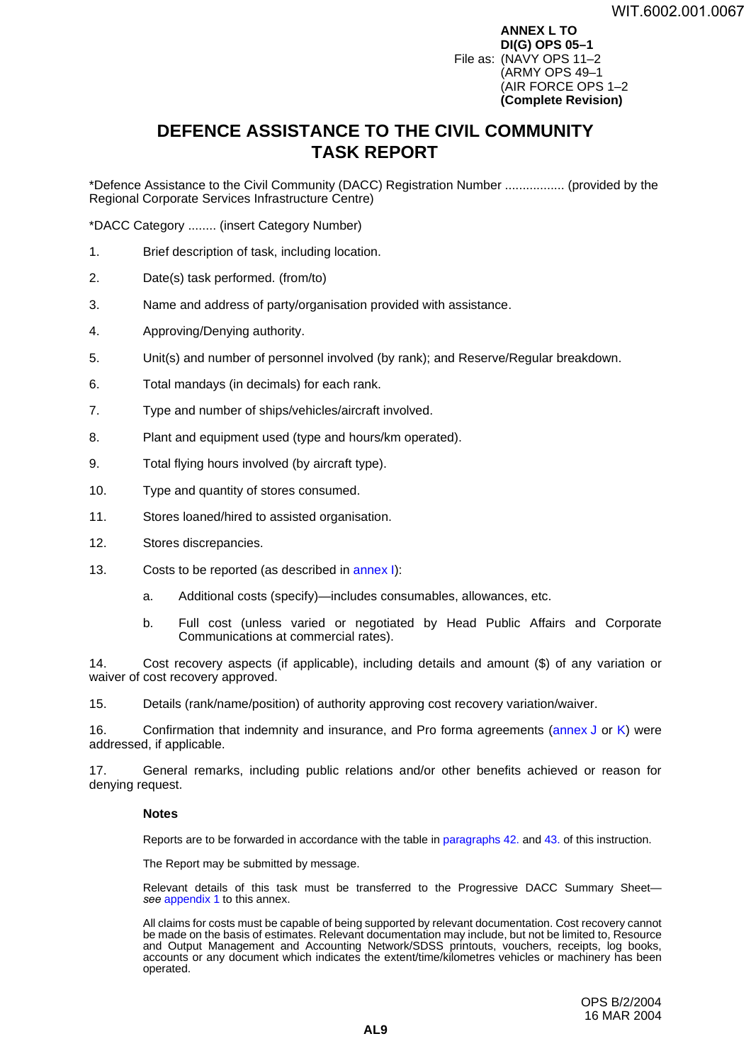ANNEX L TO
DI(G) OPS 05–1

File as: (NAVY OPS 11–2
(ARMY OPS 49–1
(AIR FORCE OPS 1–2
**(Complete Revision)**

# DEFENCE ASSISTANCE TO THE CIVIL COMMUNITY TASK REPORT

*Defence Assistance to the Civil Community (DACC) Registration Number ................. (provided by the Regional Corporate Services Infrastructure Centre)

*DACC Category ........ (insert Category Number)

1. Brief description of task, including location.

2. Date(s) task performed. (from/to)

3. Name and address of party/organisation provided with assistance.

4. Approving/Denying authority.

5. Unit(s) and number of personnel involved (by rank); and Reserve/Regular breakdown.

6. Total mandays (in decimals) for each rank.

7. Type and number of ships/vehicles/aircraft involved.

8. Plant and equipment used (type and hours/km operated).

9. Total flying hours involved (by aircraft type).

10. Type and quantity of stores consumed.

11. Stores loaned/hired to assisted organisation.

12. Stores discrepancies.

13. Costs to be reported (as described in annex I):

    a. Additional costs (specify)—includes consumables, allowances, etc.

    b. Full cost (unless varied or negotiated by Head Public Affairs and Corporate Communications at commercial rates).

14. Cost recovery aspects (if applicable), including details and amount ($) of any variation or waiver of cost recovery approved.

15. Details (rank/name/position) of authority approving cost recovery variation/waiver.

16. Confirmation that indemnity and insurance, and Pro forma agreements (annex J or K) were addressed, if applicable.

17. General remarks, including public relations and/or other benefits achieved or reason for denying request.

**Notes**

Reports are to be forwarded in accordance with the table in paragraphs 42. and 43. of this instruction.

The Report may be submitted by message.

Relevant details of this task must be transferred to the Progressive DACC Summary Sheet—*see* appendix 1 to this annex.

All claims for costs must be capable of being supported by relevant documentation. Cost recovery cannot be made on the basis of estimates. Relevant documentation may include, but not be limited to, Resource and Output Management and Accounting Network/SDSS printouts, vouchers, receipts, log books, accounts or any document which indicates the extent/time/kilometres vehicles or machinery has been operated.

OPS B/2/2004
16 MAR 2004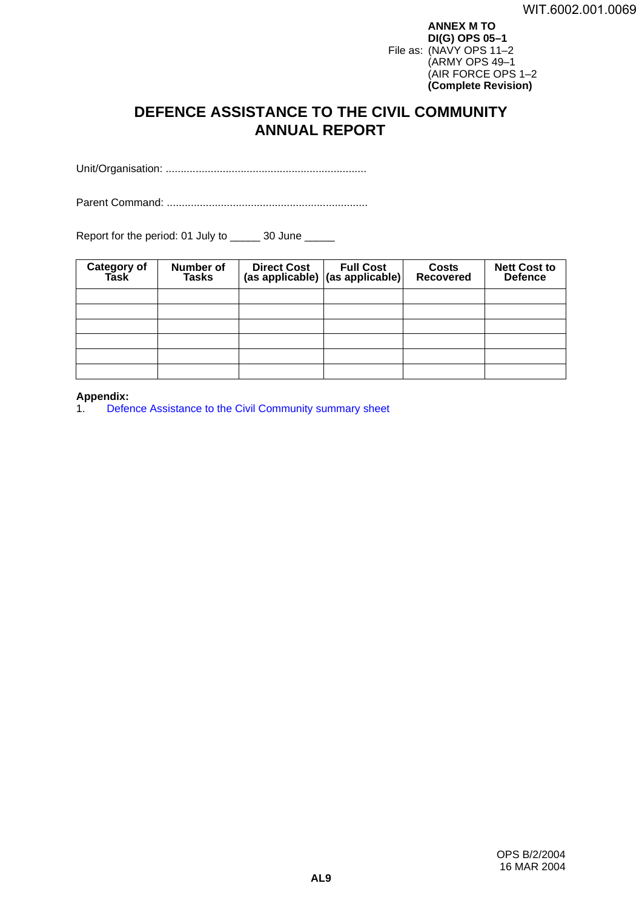**ANNEX M TO**
**DI(G) OPS 05–1**
File as: (NAVY OPS 11–2
(ARMY OPS 49–1
(AIR FORCE OPS 1–2
**(Complete Revision)**

# DEFENCE ASSISTANCE TO THE CIVIL COMMUNITY ANNUAL REPORT

Unit/Organisation: ..................................................................

Parent Command: ..................................................................

Report for the period: 01 July to _____ 30 June _____

| Category of Task | Number of Tasks | Direct Cost (as applicable) | Full Cost (as applicable) | Costs Recovered | Nett Cost to Defence |
|---|---|---|---|---|---|
| | | | | | |
| | | | | | |
| | | | | | |
| | | | | | |
| | | | | | |
| | | | | | |

**Appendix:**

1. Defence Assistance to the Civil Community summary sheet

OPS B/2/2004
16 MAR 2004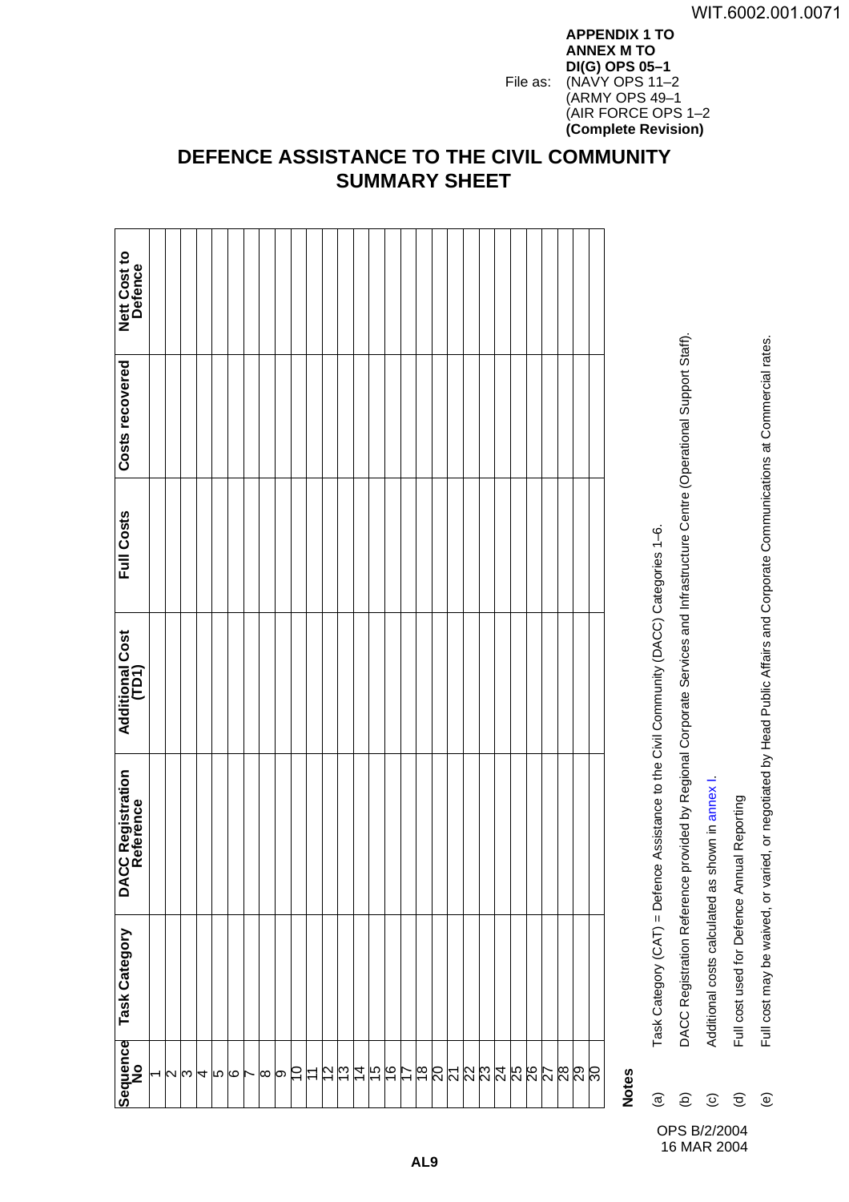**APPENDIX 1 TO**
**ANNEX M TO**
**DI(G) OPS 05–1**

File as: (NAVY OPS 11–2
(ARMY OPS 49–1
(AIR FORCE OPS 1–2
**(Complete Revision)**

# DEFENCE ASSISTANCE TO THE CIVIL COMMUNITY SUMMARY SHEET

| Sequence No | Task Category | DACC Registration Reference | Additional Cost (TD1) | Full Costs | Costs recovered | Nett Cost to Defence |
|---|---|---|---|---|---|---|
| 1 | | | | | | |
| 2 | | | | | | |
| 3 | | | | | | |
| 4 | | | | | | |
| 5 | | | | | | |
| 6 | | | | | | |
| 7 | | | | | | |
| 8 | | | | | | |
| 9 | | | | | | |
| 10 | | | | | | |
| 11 | | | | | | |
| 12 | | | | | | |
| 13 | | | | | | |
| 14 | | | | | | |
| 15 | | | | | | |
| 16 | | | | | | |
| 17 | | | | | | |
| 18 | | | | | | |
| 20 | | | | | | |
| 21 | | | | | | |
| 22 | | | | | | |
| 23 | | | | | | |
| 24 | | | | | | |
| 25 | | | | | | |
| 26 | | | | | | |
| 27 | | | | | | |
| 28 | | | | | | |
| 29 | | | | | | |
| 30 | | | | | | |

**Notes**

(a) Task Category (CAT) = Defence Assistance to the Civil Community (DACC) Categories 1–6.

(b) DACC Registration Reference provided by Regional Corporate Services and Infrastructure Centre (Operational Support Staff).

(c) Additional costs calculated as shown in annex I.

(d) Full cost used for Defence Annual Reporting

(e) Full cost may be waived, or varied, or negotiated by Head Public Affairs and Corporate Communications at Commercial rates.

OPS B/2/2004
16 MAR 2004